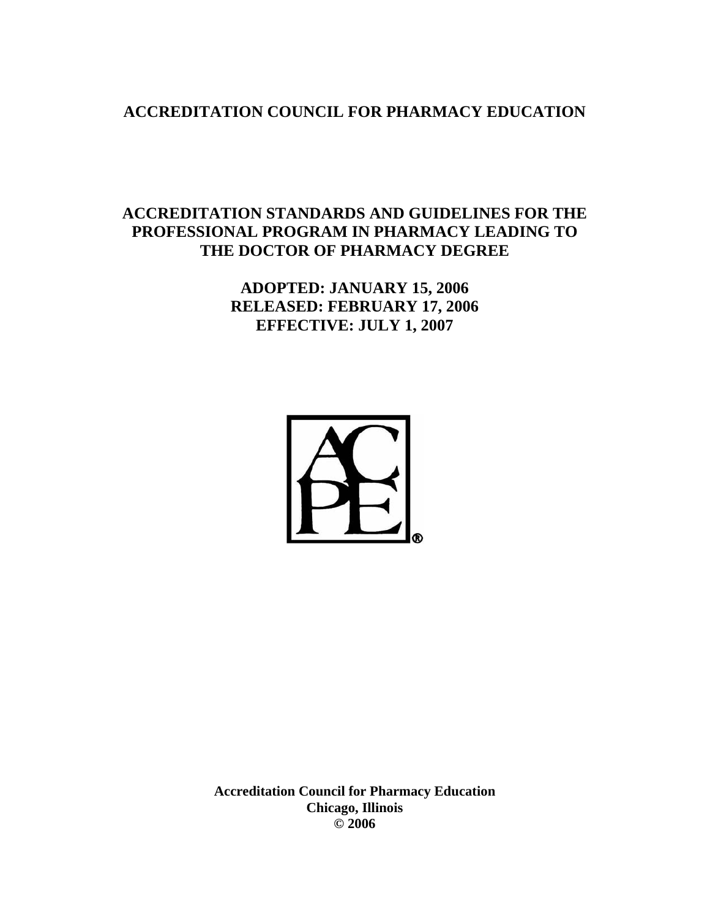# ACCREDITATION COUNCIL FOR PHARMACY EDUCATION

## ACCREDITATION STANDARDS AND GUIDELINES FOR THE PROFESSIONAL PROGRAM IN PHARMACY LEADING TO THE DOCTOR OF PHARMACY DEGREE

**ADOPTED: JANUARY 15, 2006**
**RELEASED: FEBRUARY 17, 2006**
**EFFECTIVE: JULY 1, 2007**

**Accreditation Council for Pharmacy Education**
**Chicago, Illinois**
**© 2006**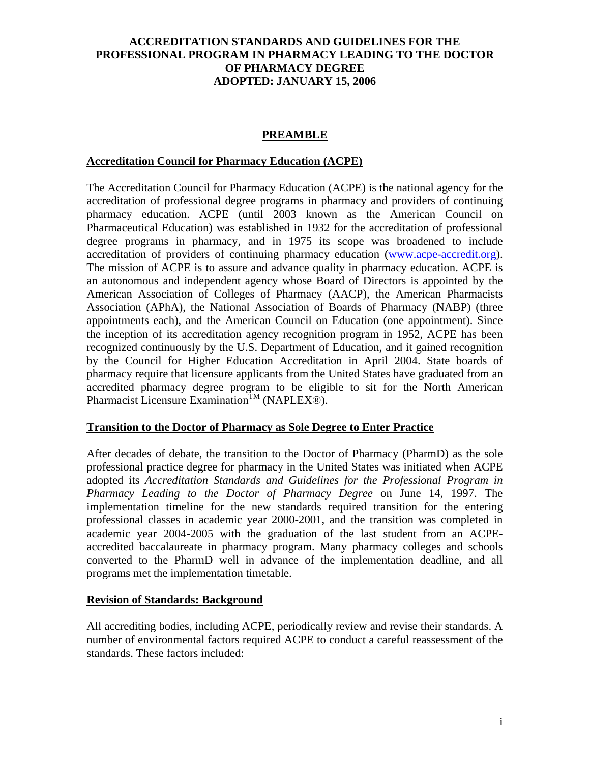# ACCREDITATION STANDARDS AND GUIDELINES FOR THE PROFESSIONAL PROGRAM IN PHARMACY LEADING TO THE DOCTOR OF PHARMACY DEGREE ADOPTED: JANUARY 15, 2006

## PREAMBLE

### Accreditation Council for Pharmacy Education (ACPE)

The Accreditation Council for Pharmacy Education (ACPE) is the national agency for the accreditation of professional degree programs in pharmacy and providers of continuing pharmacy education. ACPE (until 2003 known as the American Council on Pharmaceutical Education) was established in 1932 for the accreditation of professional degree programs in pharmacy, and in 1975 its scope was broadened to include accreditation of providers of continuing pharmacy education (www.acpe-accredit.org). The mission of ACPE is to assure and advance quality in pharmacy education. ACPE is an autonomous and independent agency whose Board of Directors is appointed by the American Association of Colleges of Pharmacy (AACP), the American Pharmacists Association (APhA), the National Association of Boards of Pharmacy (NABP) (three appointments each), and the American Council on Education (one appointment). Since the inception of its accreditation agency recognition program in 1952, ACPE has been recognized continuously by the U.S. Department of Education, and it gained recognition by the Council for Higher Education Accreditation in April 2004. State boards of pharmacy require that licensure applicants from the United States have graduated from an accredited pharmacy degree program to be eligible to sit for the North American Pharmacist Licensure Examination™ (NAPLEX®).

### Transition to the Doctor of Pharmacy as Sole Degree to Enter Practice

After decades of debate, the transition to the Doctor of Pharmacy (PharmD) as the sole professional practice degree for pharmacy in the United States was initiated when ACPE adopted its *Accreditation Standards and Guidelines for the Professional Program in Pharmacy Leading to the Doctor of Pharmacy Degree* on June 14, 1997. The implementation timeline for the new standards required transition for the entering professional classes in academic year 2000-2001, and the transition was completed in academic year 2004-2005 with the graduation of the last student from an ACPE-accredited baccalaureate in pharmacy program. Many pharmacy colleges and schools converted to the PharmD well in advance of the implementation deadline, and all programs met the implementation timetable.

### Revision of Standards: Background

All accrediting bodies, including ACPE, periodically review and revise their standards. A number of environmental factors required ACPE to conduct a careful reassessment of the standards. These factors included: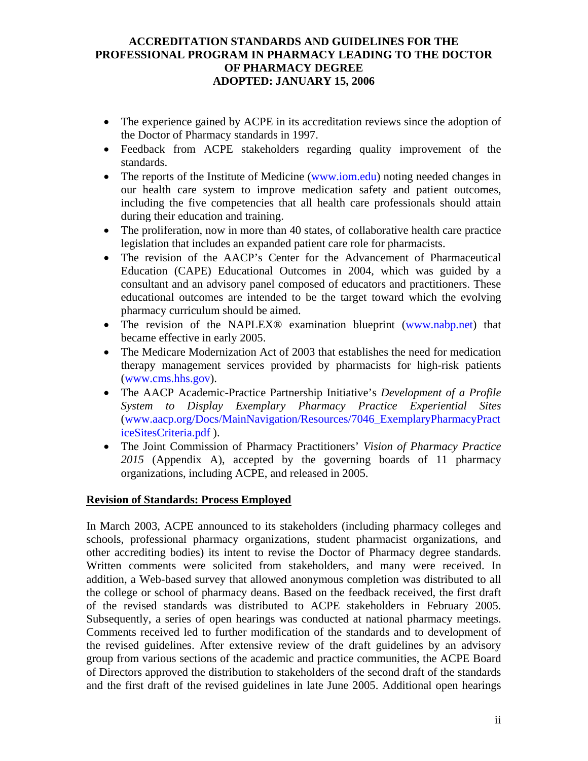- The experience gained by ACPE in its accreditation reviews since the adoption of the Doctor of Pharmacy standards in 1997.
- Feedback from ACPE stakeholders regarding quality improvement of the standards.
- The reports of the Institute of Medicine (www.iom.edu) noting needed changes in our health care system to improve medication safety and patient outcomes, including the five competencies that all health care professionals should attain during their education and training.
- The proliferation, now in more than 40 states, of collaborative health care practice legislation that includes an expanded patient care role for pharmacists.
- The revision of the AACP's Center for the Advancement of Pharmaceutical Education (CAPE) Educational Outcomes in 2004, which was guided by a consultant and an advisory panel composed of educators and practitioners. These educational outcomes are intended to be the target toward which the evolving pharmacy curriculum should be aimed.
- The revision of the NAPLEX® examination blueprint (www.nabp.net) that became effective in early 2005.
- The Medicare Modernization Act of 2003 that establishes the need for medication therapy management services provided by pharmacists for high-risk patients (www.cms.hhs.gov).
- The AACP Academic-Practice Partnership Initiative's *Development of a Profile System to Display Exemplary Pharmacy Practice Experiential Sites* (www.aacp.org/Docs/MainNavigation/Resources/7046_ExemplaryPharmacyPracticeSitesCriteria.pdf ).
- The Joint Commission of Pharmacy Practitioners' *Vision of Pharmacy Practice 2015* (Appendix A), accepted by the governing boards of 11 pharmacy organizations, including ACPE, and released in 2005.

**<u>Revision of Standards: Process Employed</u>**

In March 2003, ACPE announced to its stakeholders (including pharmacy colleges and schools, professional pharmacy organizations, student pharmacist organizations, and other accrediting bodies) its intent to revise the Doctor of Pharmacy degree standards. Written comments were solicited from stakeholders, and many were received. In addition, a Web-based survey that allowed anonymous completion was distributed to all the college or school of pharmacy deans. Based on the feedback received, the first draft of the revised standards was distributed to ACPE stakeholders in February 2005. Subsequently, a series of open hearings was conducted at national pharmacy meetings. Comments received led to further modification of the standards and to development of the revised guidelines. After extensive review of the draft guidelines by an advisory group from various sections of the academic and practice communities, the ACPE Board of Directors approved the distribution to stakeholders of the second draft of the standards and the first draft of the revised guidelines in late June 2005. Additional open hearings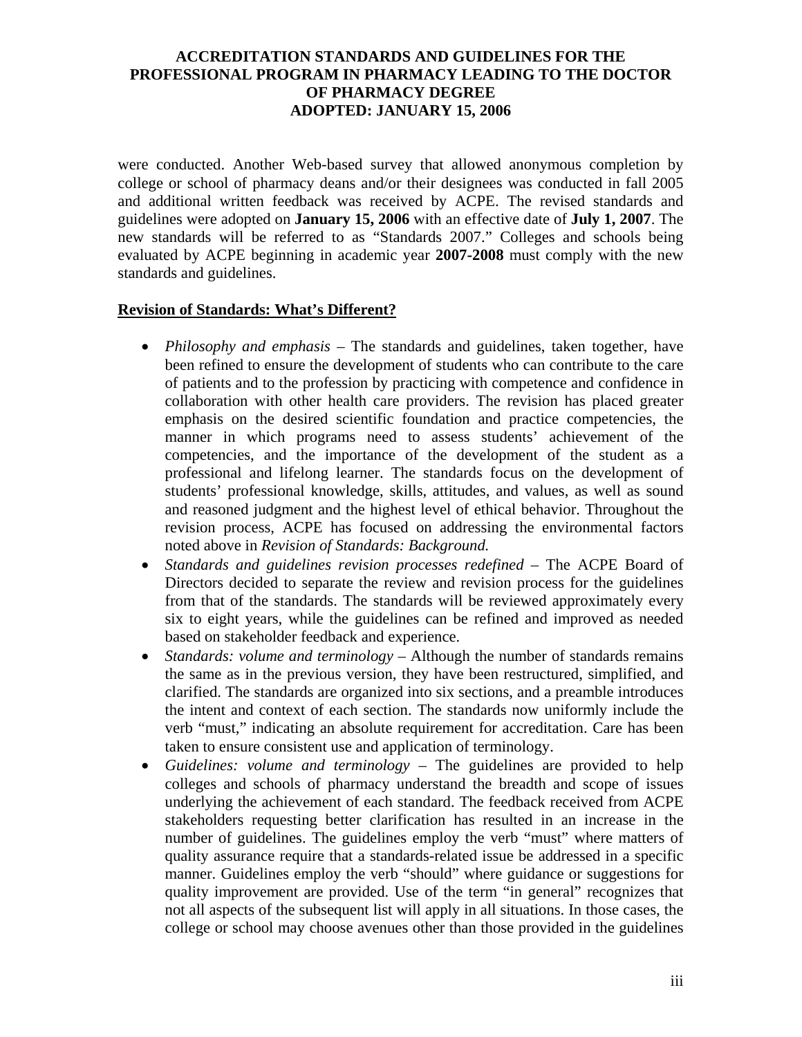were conducted. Another Web-based survey that allowed anonymous completion by college or school of pharmacy deans and/or their designees was conducted in fall 2005 and additional written feedback was received by ACPE. The revised standards and guidelines were adopted on **January 15, 2006** with an effective date of **July 1, 2007**. The new standards will be referred to as "Standards 2007." Colleges and schools being evaluated by ACPE beginning in academic year **2007-2008** must comply with the new standards and guidelines.

## Revision of Standards: What's Different?

- *Philosophy and emphasis* – The standards and guidelines, taken together, have been refined to ensure the development of students who can contribute to the care of patients and to the profession by practicing with competence and confidence in collaboration with other health care providers. The revision has placed greater emphasis on the desired scientific foundation and practice competencies, the manner in which programs need to assess students' achievement of the competencies, and the importance of the development of the student as a professional and lifelong learner. The standards focus on the development of students' professional knowledge, skills, attitudes, and values, as well as sound and reasoned judgment and the highest level of ethical behavior. Throughout the revision process, ACPE has focused on addressing the environmental factors noted above in *Revision of Standards: Background.*
- *Standards and guidelines revision processes redefined* – The ACPE Board of Directors decided to separate the review and revision process for the guidelines from that of the standards. The standards will be reviewed approximately every six to eight years, while the guidelines can be refined and improved as needed based on stakeholder feedback and experience.
- *Standards: volume and terminology* – Although the number of standards remains the same as in the previous version, they have been restructured, simplified, and clarified. The standards are organized into six sections, and a preamble introduces the intent and context of each section. The standards now uniformly include the verb "must," indicating an absolute requirement for accreditation. Care has been taken to ensure consistent use and application of terminology.
- *Guidelines: volume and terminology* – The guidelines are provided to help colleges and schools of pharmacy understand the breadth and scope of issues underlying the achievement of each standard. The feedback received from ACPE stakeholders requesting better clarification has resulted in an increase in the number of guidelines. The guidelines employ the verb "must" where matters of quality assurance require that a standards-related issue be addressed in a specific manner. Guidelines employ the verb "should" where guidance or suggestions for quality improvement are provided. Use of the term "in general" recognizes that not all aspects of the subsequent list will apply in all situations. In those cases, the college or school may choose avenues other than those provided in the guidelines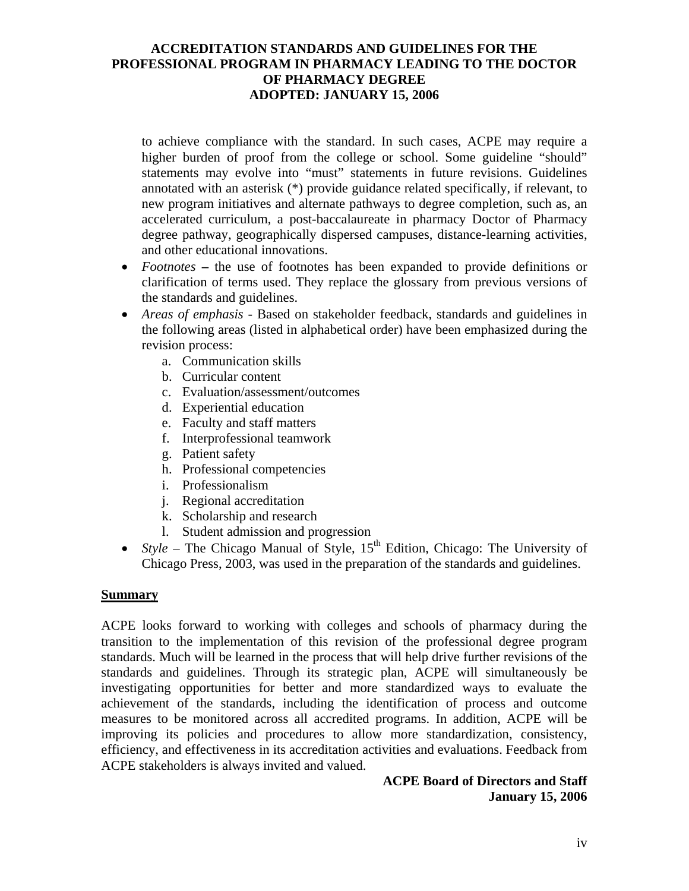to achieve compliance with the standard. In such cases, ACPE may require a higher burden of proof from the college or school. Some guideline "should" statements may evolve into "must" statements in future revisions. Guidelines annotated with an asterisk (*) provide guidance related specifically, if relevant, to new program initiatives and alternate pathways to degree completion, such as, an accelerated curriculum, a post-baccalaureate in pharmacy Doctor of Pharmacy degree pathway, geographically dispersed campuses, distance-learning activities, and other educational innovations.

- *Footnotes* **–** the use of footnotes has been expanded to provide definitions or clarification of terms used. They replace the glossary from previous versions of the standards and guidelines.
- *Areas of emphasis* - Based on stakeholder feedback, standards and guidelines in the following areas (listed in alphabetical order) have been emphasized during the revision process:
    a. Communication skills
    b. Curricular content
    c. Evaluation/assessment/outcomes
    d. Experiential education
    e. Faculty and staff matters
    f. Interprofessional teamwork
    g. Patient safety
    h. Professional competencies
    i. Professionalism
    j. Regional accreditation
    k. Scholarship and research
    l. Student admission and progression
- *Style* – The Chicago Manual of Style, 15th Edition, Chicago: The University of Chicago Press, 2003, was used in the preparation of the standards and guidelines.

**Summary**

ACPE looks forward to working with colleges and schools of pharmacy during the transition to the implementation of this revision of the professional degree program standards. Much will be learned in the process that will help drive further revisions of the standards and guidelines. Through its strategic plan, ACPE will simultaneously be investigating opportunities for better and more standardized ways to evaluate the achievement of the standards, including the identification of process and outcome measures to be monitored across all accredited programs. In addition, ACPE will be improving its policies and procedures to allow more standardization, consistency, efficiency, and effectiveness in its accreditation activities and evaluations. Feedback from ACPE stakeholders is always invited and valued.

**ACPE Board of Directors and Staff**
**January 15, 2006**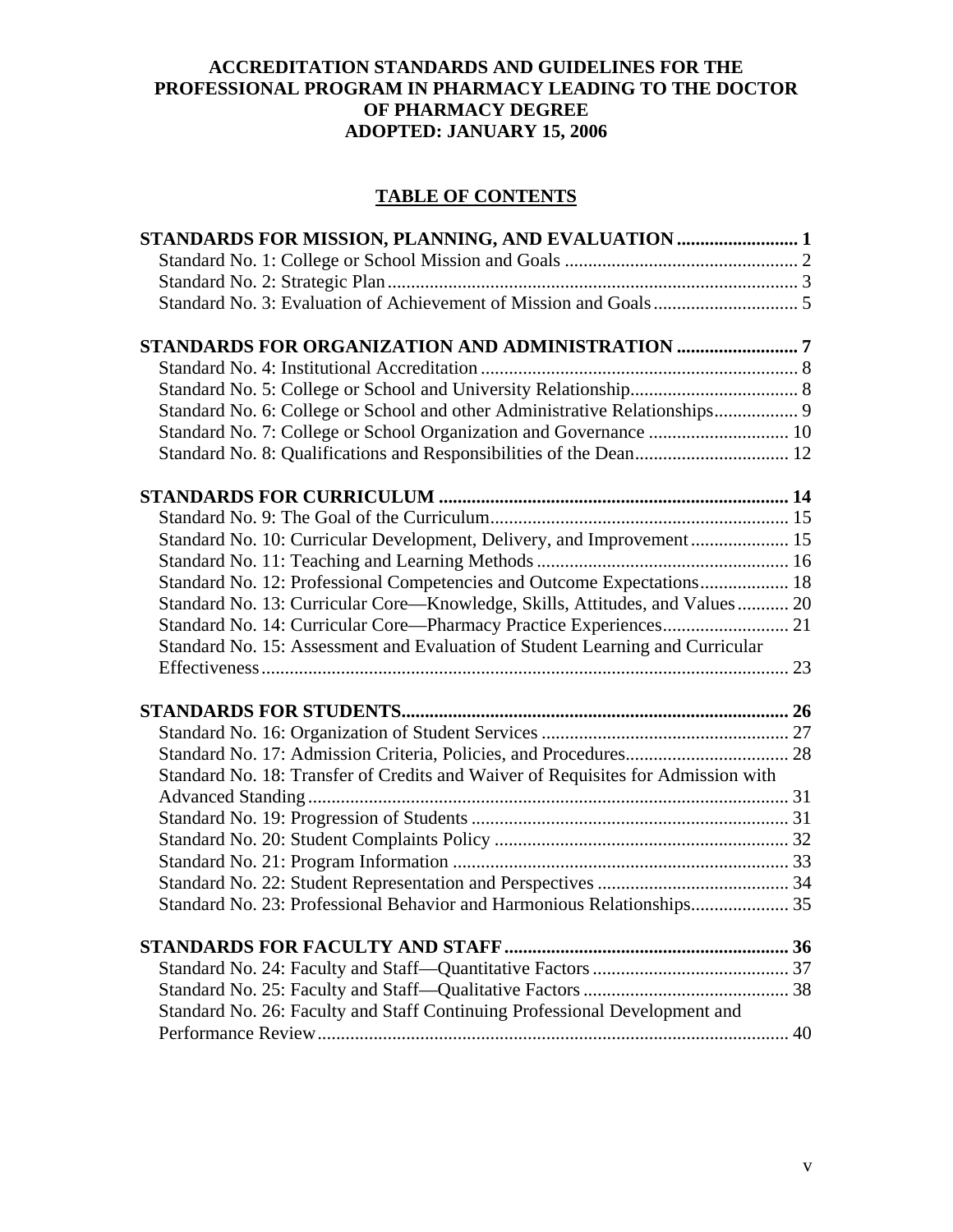# ACCREDITATION STANDARDS AND GUIDELINES FOR THE PROFESSIONAL PROGRAM IN PHARMACY LEADING TO THE DOCTOR OF PHARMACY DEGREE ADOPTED: JANUARY 15, 2006

## TABLE OF CONTENTS

**STANDARDS FOR MISSION, PLANNING, AND EVALUATION ......................... 1**
- Standard No. 1: College or School Mission and Goals ................................................. 2
- Standard No. 2: Strategic Plan ....................................................................................... 3
- Standard No. 3: Evaluation of Achievement of Mission and Goals .............................. 5

**STANDARDS FOR ORGANIZATION AND ADMINISTRATION ......................... 7**
- Standard No. 4: Institutional Accreditation ................................................................... 8
- Standard No. 5: College or School and University Relationship .................................. 8
- Standard No. 6: College or School and other Administrative Relationships ................. 9
- Standard No. 7: College or School Organization and Governance ............................. 10
- Standard No. 8: Qualifications and Responsibilities of the Dean ................................ 12

**STANDARDS FOR CURRICULUM ......................................................................... 14**
- Standard No. 9: The Goal of the Curriculum ............................................................... 15
- Standard No. 10: Curricular Development, Delivery, and Improvement .................... 15
- Standard No. 11: Teaching and Learning Methods ..................................................... 16
- Standard No. 12: Professional Competencies and Outcome Expectations .................. 18
- Standard No. 13: Curricular Core—Knowledge, Skills, Attitudes, and Values ........... 20
- Standard No. 14: Curricular Core—Pharmacy Practice Experiences .......................... 21
- Standard No. 15: Assessment and Evaluation of Student Learning and Curricular Effectiveness ............................................................................................................... 23

**STANDARDS FOR STUDENTS ................................................................................ 26**
- Standard No. 16: Organization of Student Services .................................................... 27
- Standard No. 17: Admission Criteria, Policies, and Procedures .................................. 28
- Standard No. 18: Transfer of Credits and Waiver of Requisites for Admission with Advanced Standing ...................................................................................................... 31
- Standard No. 19: Progression of Students ................................................................... 31
- Standard No. 20: Student Complaints Policy .............................................................. 32
- Standard No. 21: Program Information ....................................................................... 33
- Standard No. 22: Student Representation and Perspectives ........................................ 34
- Standard No. 23: Professional Behavior and Harmonious Relationships .................... 35

**STANDARDS FOR FACULTY AND STAFF ........................................................... 36**
- Standard No. 24: Faculty and Staff—Quantitative Factors .......................................... 37
- Standard No. 25: Faculty and Staff—Qualitative Factors ........................................... 38
- Standard No. 26: Faculty and Staff Continuing Professional Development and Performance Review .................................................................................................... 40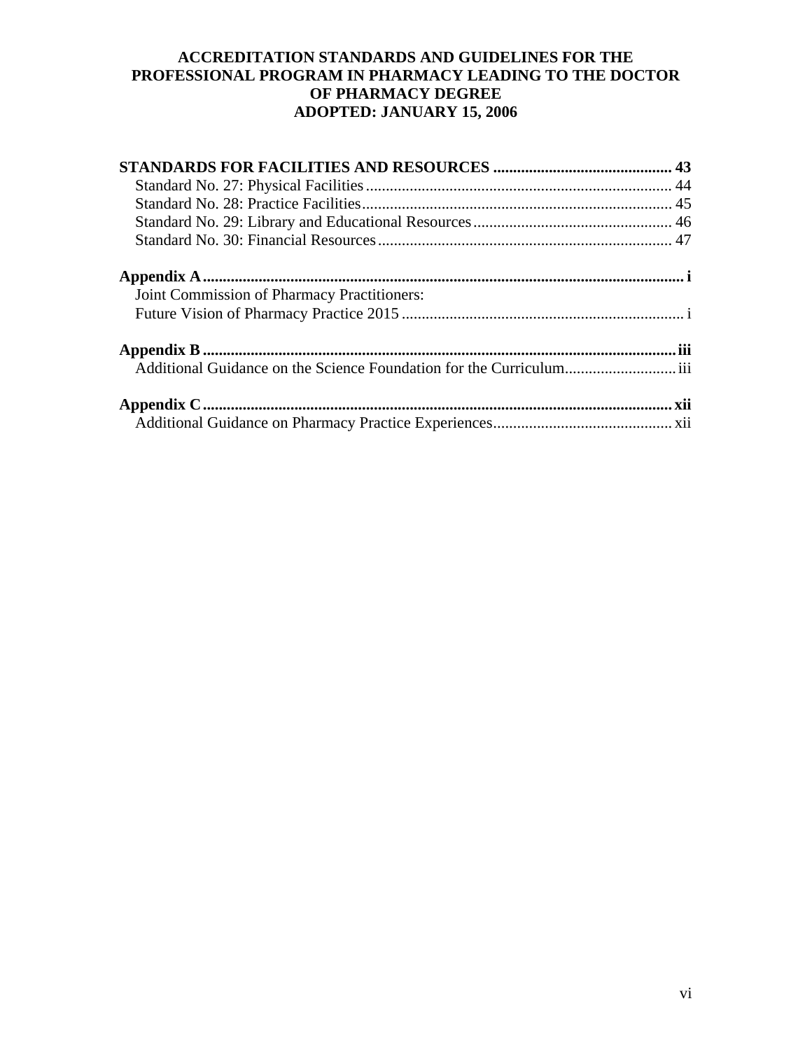**ACCREDITATION STANDARDS AND GUIDELINES FOR THE PROFESSIONAL PROGRAM IN PHARMACY LEADING TO THE DOCTOR OF PHARMACY DEGREE**
**ADOPTED: JANUARY 15, 2006**

**STANDARDS FOR FACILITIES AND RESOURCES** ............................................ **43**
Standard No. 27: Physical Facilities ............................................................................ 44
Standard No. 28: Practice Facilities ............................................................................. 45
Standard No. 29: Library and Educational Resources .................................................. 46
Standard No. 30: Financial Resources .......................................................................... 47

**Appendix A** ........................................................................................................................ **i**
Joint Commission of Pharmacy Practitioners:
Future Vision of Pharmacy Practice 2015 ...................................................................... i

**Appendix B** ...................................................................................................................... **iii**
Additional Guidance on the Science Foundation for the Curriculum............................ iii

**Appendix C** ..................................................................................................................... **xii**
Additional Guidance on Pharmacy Practice Experiences............................................ xii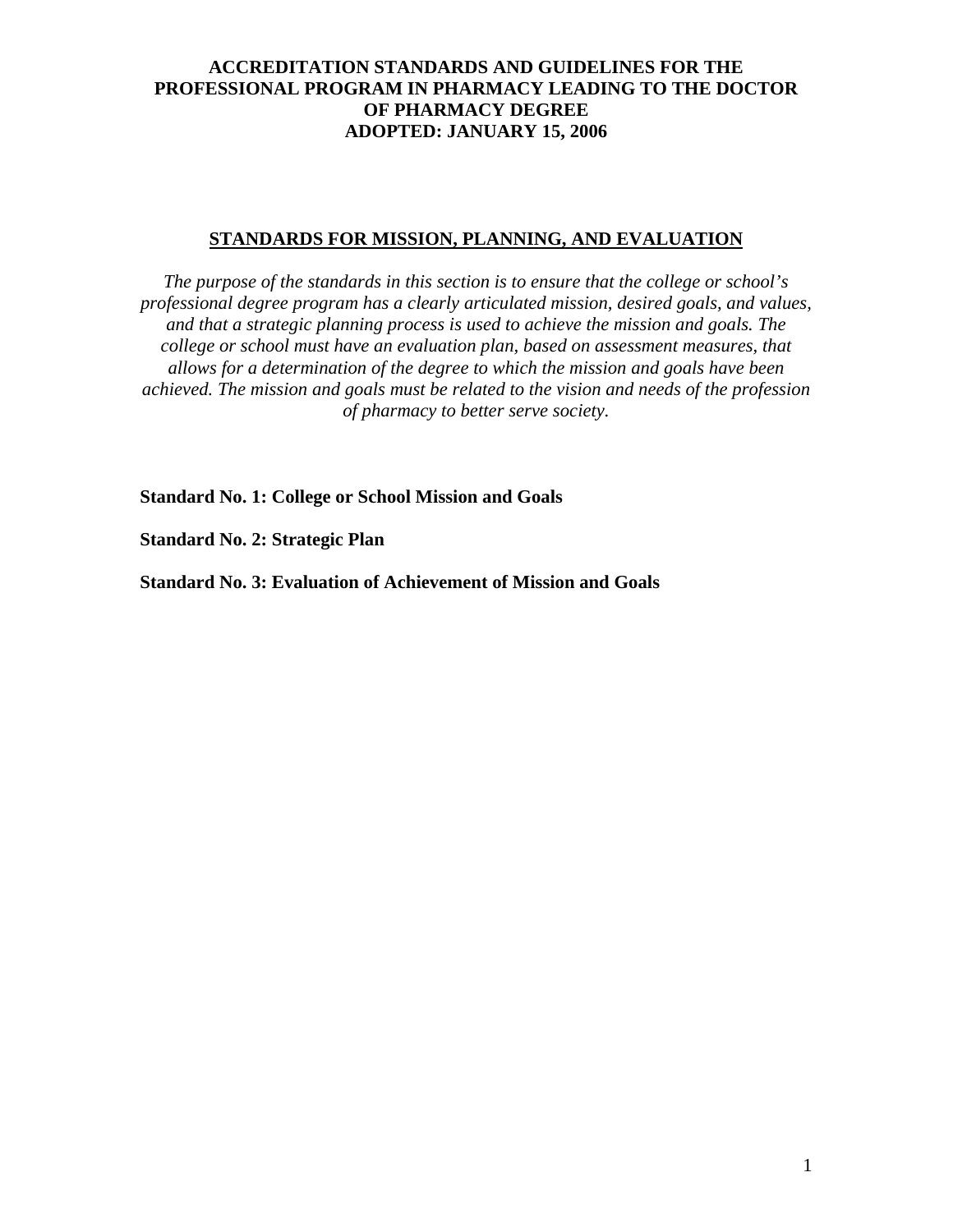# ACCREDITATION STANDARDS AND GUIDELINES FOR THE PROFESSIONAL PROGRAM IN PHARMACY LEADING TO THE DOCTOR OF PHARMACY DEGREE
# ADOPTED: JANUARY 15, 2006

## STANDARDS FOR MISSION, PLANNING, AND EVALUATION

*The purpose of the standards in this section is to ensure that the college or school's professional degree program has a clearly articulated mission, desired goals, and values, and that a strategic planning process is used to achieve the mission and goals. The college or school must have an evaluation plan, based on assessment measures, that allows for a determination of the degree to which the mission and goals have been achieved. The mission and goals must be related to the vision and needs of the profession of pharmacy to better serve society.*

**Standard No. 1: College or School Mission and Goals**

**Standard No. 2: Strategic Plan**

**Standard No. 3: Evaluation of Achievement of Mission and Goals**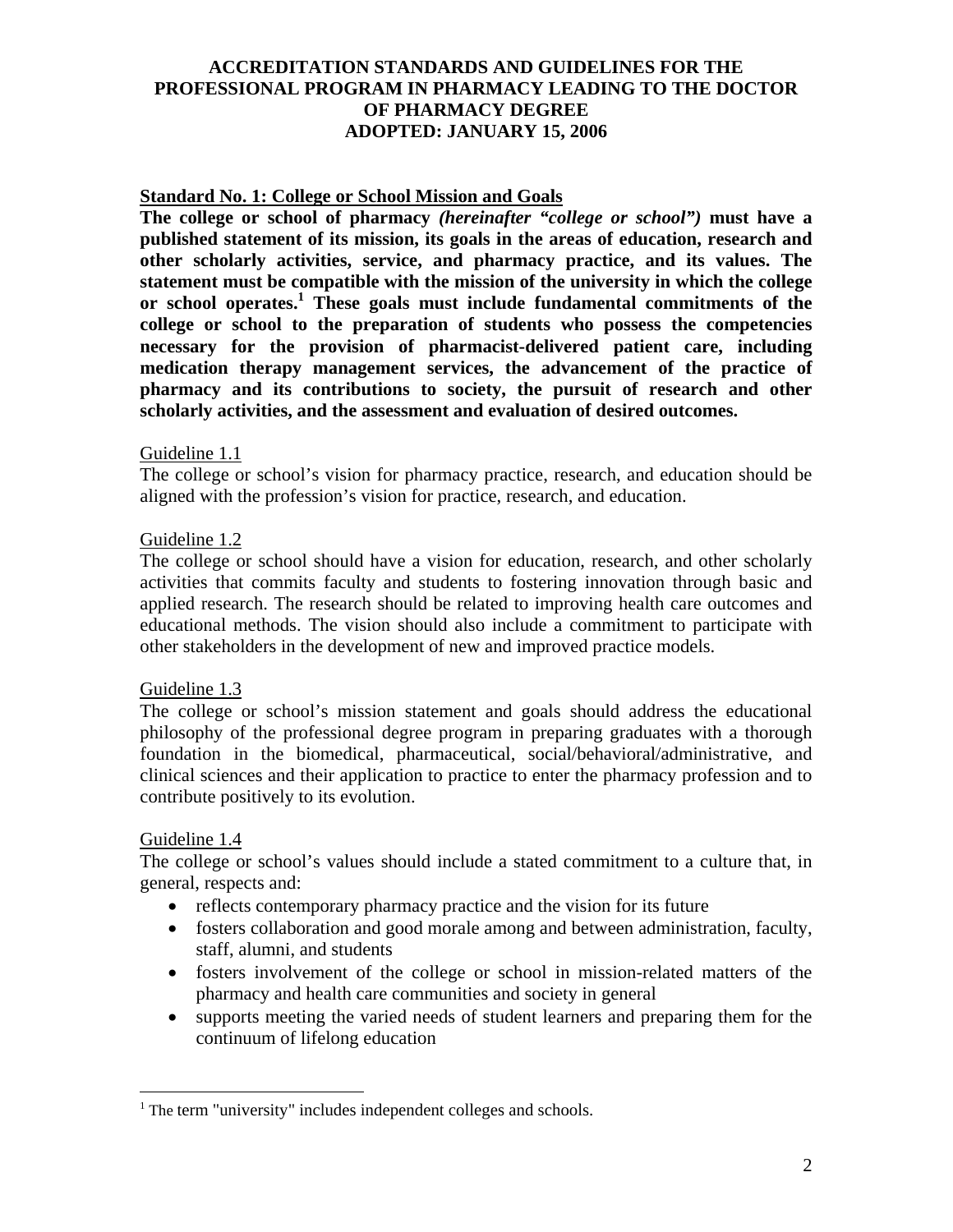# ACCREDITATION STANDARDS AND GUIDELINES FOR THE PROFESSIONAL PROGRAM IN PHARMACY LEADING TO THE DOCTOR OF PHARMACY DEGREE
# ADOPTED: JANUARY 15, 2006

## Standard No. 1: College or School Mission and Goals

**The college or school of pharmacy *(hereinafter "college or school")* must have a published statement of its mission, its goals in the areas of education, research and other scholarly activities, service, and pharmacy practice, and its values. The statement must be compatible with the mission of the university in which the college or school operates.[1] These goals must include fundamental commitments of the college or school to the preparation of students who possess the competencies necessary for the provision of pharmacist-delivered patient care, including medication therapy management services, the advancement of the practice of pharmacy and its contributions to society, the pursuit of research and other scholarly activities, and the assessment and evaluation of desired outcomes.**

### Guideline 1.1

The college or school's vision for pharmacy practice, research, and education should be aligned with the profession's vision for practice, research, and education.

### Guideline 1.2

The college or school should have a vision for education, research, and other scholarly activities that commits faculty and students to fostering innovation through basic and applied research. The research should be related to improving health care outcomes and educational methods. The vision should also include a commitment to participate with other stakeholders in the development of new and improved practice models.

### Guideline 1.3

The college or school's mission statement and goals should address the educational philosophy of the professional degree program in preparing graduates with a thorough foundation in the biomedical, pharmaceutical, social/behavioral/administrative, and clinical sciences and their application to practice to enter the pharmacy profession and to contribute positively to its evolution.

### Guideline 1.4

The college or school's values should include a stated commitment to a culture that, in general, respects and:

- reflects contemporary pharmacy practice and the vision for its future
- fosters collaboration and good morale among and between administration, faculty, staff, alumni, and students
- fosters involvement of the college or school in mission-related matters of the pharmacy and health care communities and society in general
- supports meeting the varied needs of student learners and preparing them for the continuum of lifelong education

---

[1] The term "university" includes independent colleges and schools.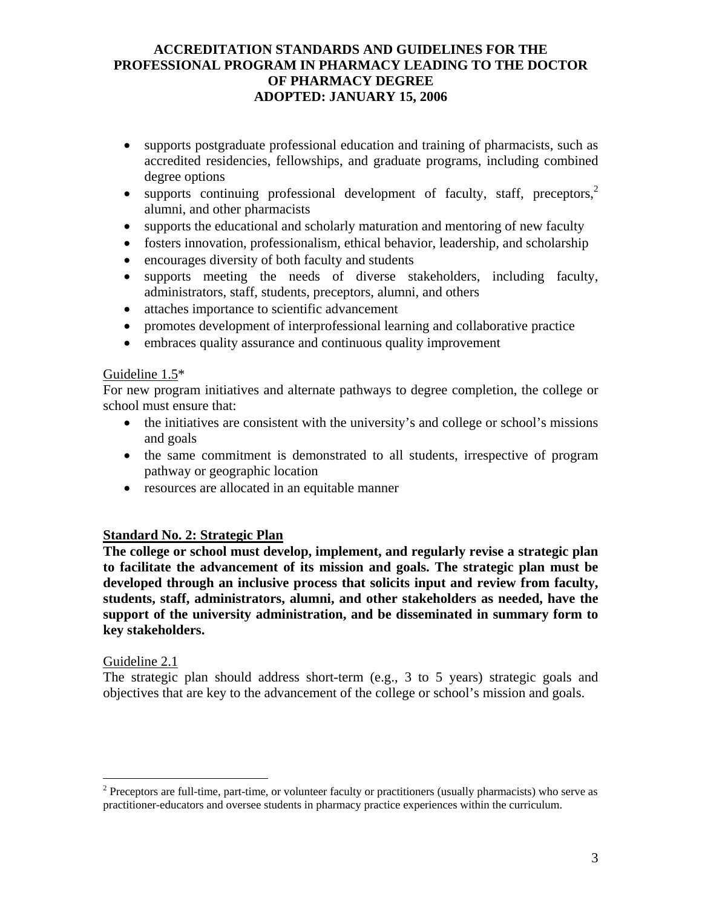- supports postgraduate professional education and training of pharmacists, such as accredited residencies, fellowships, and graduate programs, including combined degree options
- supports continuing professional development of faculty, staff, preceptors,[2] alumni, and other pharmacists
- supports the educational and scholarly maturation and mentoring of new faculty
- fosters innovation, professionalism, ethical behavior, leadership, and scholarship
- encourages diversity of both faculty and students
- supports meeting the needs of diverse stakeholders, including faculty, administrators, staff, students, preceptors, alumni, and others
- attaches importance to scientific advancement
- promotes development of interprofessional learning and collaborative practice
- embraces quality assurance and continuous quality improvement

Guideline 1.5*

For new program initiatives and alternate pathways to degree completion, the college or school must ensure that:

- the initiatives are consistent with the university's and college or school's missions and goals
- the same commitment is demonstrated to all students, irrespective of program pathway or geographic location
- resources are allocated in an equitable manner

## Standard No. 2: Strategic Plan

**The college or school must develop, implement, and regularly revise a strategic plan to facilitate the advancement of its mission and goals. The strategic plan must be developed through an inclusive process that solicits input and review from faculty, students, staff, administrators, alumni, and other stakeholders as needed, have the support of the university administration, and be disseminated in summary form to key stakeholders.**

Guideline 2.1

The strategic plan should address short-term (e.g., 3 to 5 years) strategic goals and objectives that are key to the advancement of the college or school's mission and goals.

---

[2] Preceptors are full-time, part-time, or volunteer faculty or practitioners (usually pharmacists) who serve as practitioner-educators and oversee students in pharmacy practice experiences within the curriculum.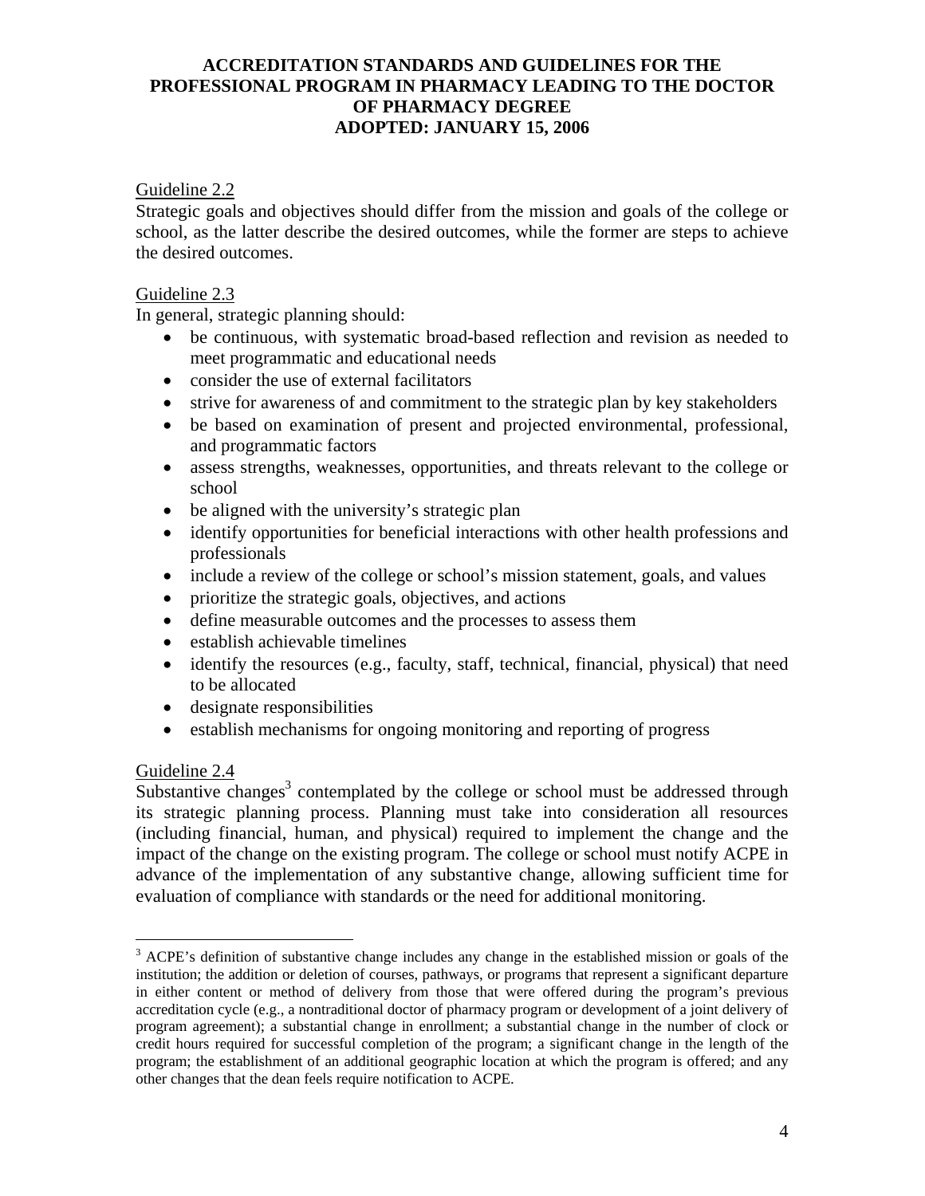Guideline 2.2

Strategic goals and objectives should differ from the mission and goals of the college or school, as the latter describe the desired outcomes, while the former are steps to achieve the desired outcomes.

Guideline 2.3

In general, strategic planning should:

- be continuous, with systematic broad-based reflection and revision as needed to meet programmatic and educational needs
- consider the use of external facilitators
- strive for awareness of and commitment to the strategic plan by key stakeholders
- be based on examination of present and projected environmental, professional, and programmatic factors
- assess strengths, weaknesses, opportunities, and threats relevant to the college or school
- be aligned with the university's strategic plan
- identify opportunities for beneficial interactions with other health professions and professionals
- include a review of the college or school's mission statement, goals, and values
- prioritize the strategic goals, objectives, and actions
- define measurable outcomes and the processes to assess them
- establish achievable timelines
- identify the resources (e.g., faculty, staff, technical, financial, physical) that need to be allocated
- designate responsibilities
- establish mechanisms for ongoing monitoring and reporting of progress

Guideline 2.4

Substantive changes[3] contemplated by the college or school must be addressed through its strategic planning process. Planning must take into consideration all resources (including financial, human, and physical) required to implement the change and the impact of the change on the existing program. The college or school must notify ACPE in advance of the implementation of any substantive change, allowing sufficient time for evaluation of compliance with standards or the need for additional monitoring.

[3] ACPE's definition of substantive change includes any change in the established mission or goals of the institution; the addition or deletion of courses, pathways, or programs that represent a significant departure in either content or method of delivery from those that were offered during the program's previous accreditation cycle (e.g., a nontraditional doctor of pharmacy program or development of a joint delivery of program agreement); a substantial change in enrollment; a substantial change in the number of clock or credit hours required for successful completion of the program; a significant change in the length of the program; the establishment of an additional geographic location at which the program is offered; and any other changes that the dean feels require notification to ACPE.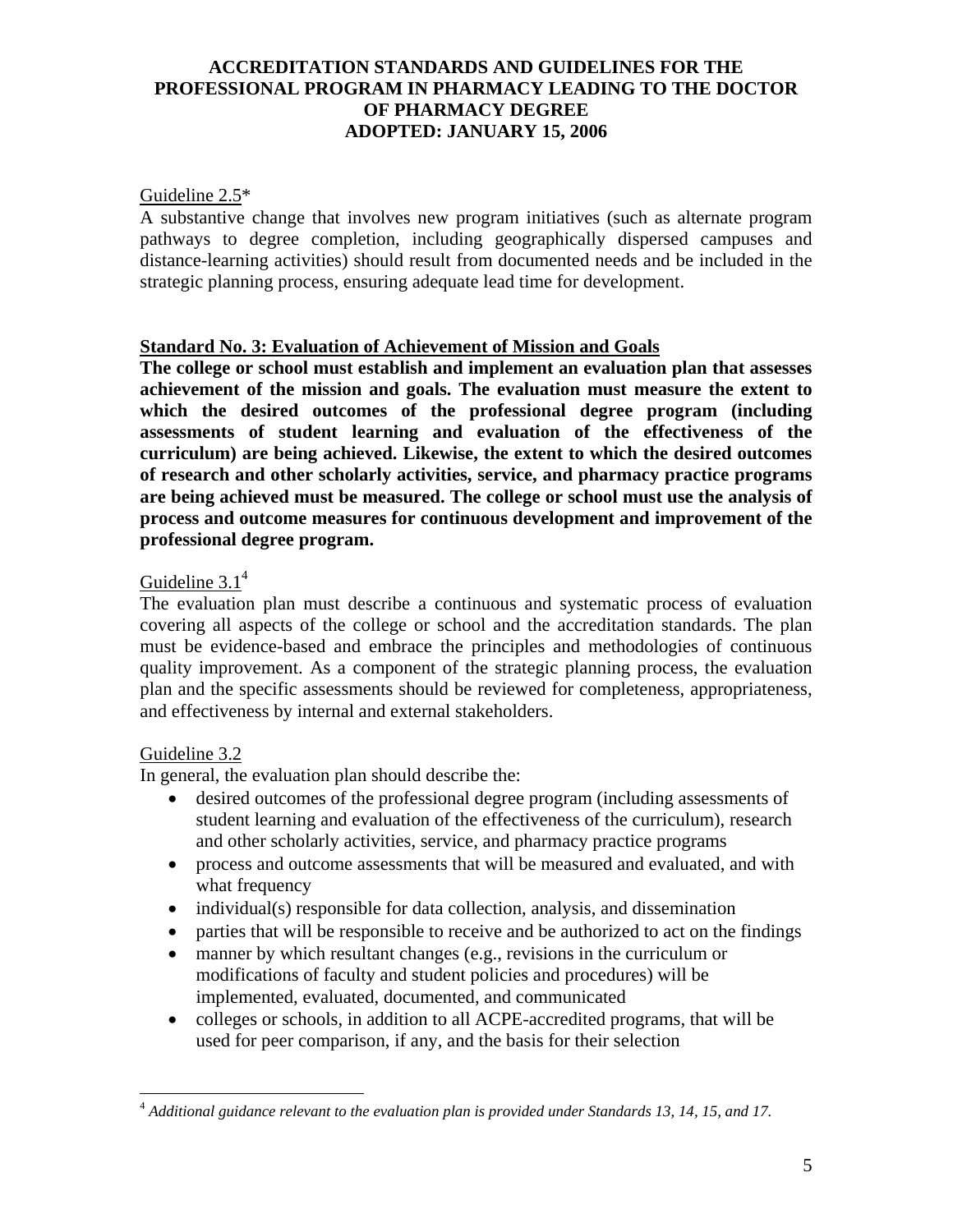Guideline 2.5*

A substantive change that involves new program initiatives (such as alternate program pathways to degree completion, including geographically dispersed campuses and distance-learning activities) should result from documented needs and be included in the strategic planning process, ensuring adequate lead time for development.

## Standard No. 3: Evaluation of Achievement of Mission and Goals

**The college or school must establish and implement an evaluation plan that assesses achievement of the mission and goals. The evaluation must measure the extent to which the desired outcomes of the professional degree program (including assessments of student learning and evaluation of the effectiveness of the curriculum) are being achieved. Likewise, the extent to which the desired outcomes of research and other scholarly activities, service, and pharmacy practice programs are being achieved must be measured. The college or school must use the analysis of process and outcome measures for continuous development and improvement of the professional degree program.**

Guideline 3.1[4]

The evaluation plan must describe a continuous and systematic process of evaluation covering all aspects of the college or school and the accreditation standards. The plan must be evidence-based and embrace the principles and methodologies of continuous quality improvement. As a component of the strategic planning process, the evaluation plan and the specific assessments should be reviewed for completeness, appropriateness, and effectiveness by internal and external stakeholders.

Guideline 3.2

In general, the evaluation plan should describe the:

- desired outcomes of the professional degree program (including assessments of student learning and evaluation of the effectiveness of the curriculum), research and other scholarly activities, service, and pharmacy practice programs
- process and outcome assessments that will be measured and evaluated, and with what frequency
- individual(s) responsible for data collection, analysis, and dissemination
- parties that will be responsible to receive and be authorized to act on the findings
- manner by which resultant changes (e.g., revisions in the curriculum or modifications of faculty and student policies and procedures) will be implemented, evaluated, documented, and communicated
- colleges or schools, in addition to all ACPE-accredited programs, that will be used for peer comparison, if any, and the basis for their selection

---

[4] *Additional guidance relevant to the evaluation plan is provided under Standards 13, 14, 15, and 17.*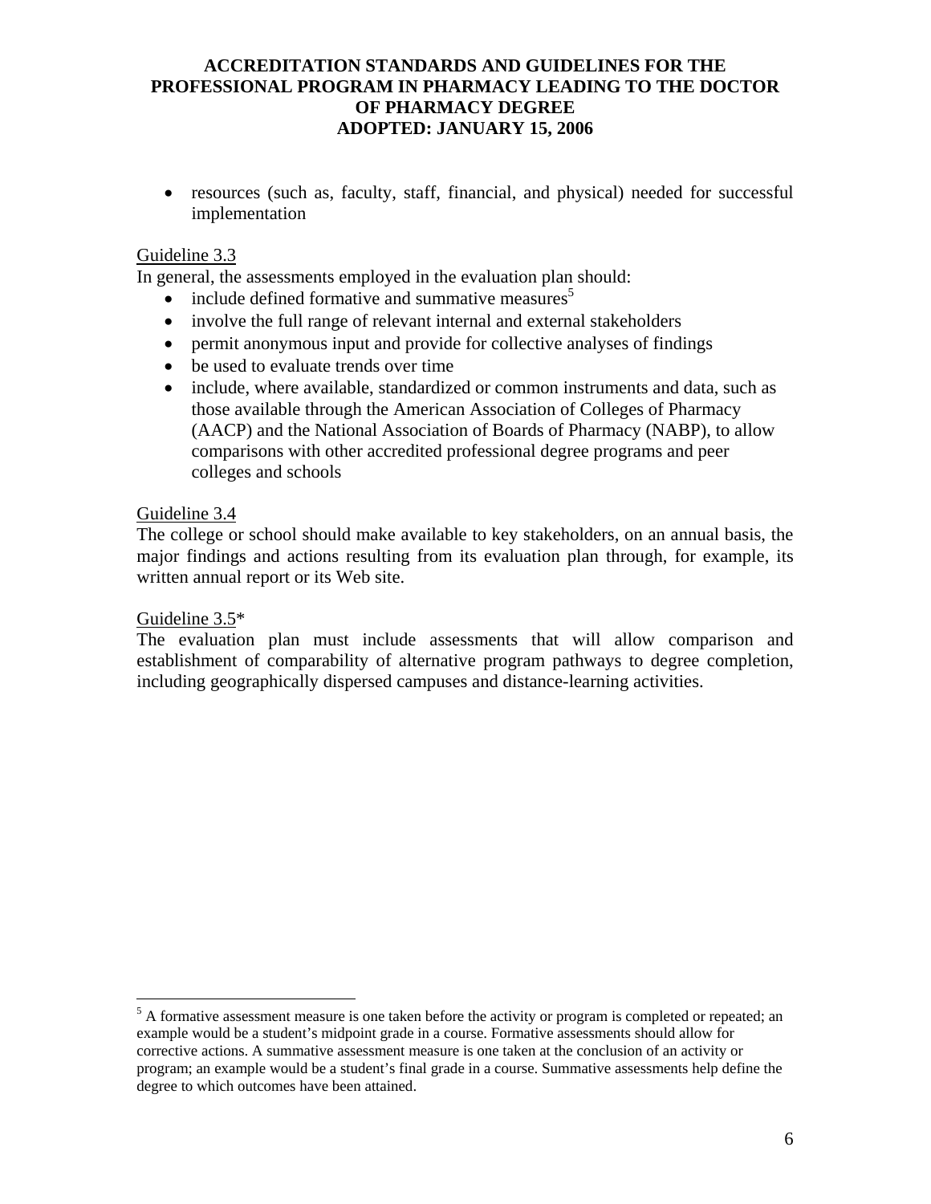- resources (such as, faculty, staff, financial, and physical) needed for successful implementation

Guideline 3.3

In general, the assessments employed in the evaluation plan should:

- include defined formative and summative measures[5]
- involve the full range of relevant internal and external stakeholders
- permit anonymous input and provide for collective analyses of findings
- be used to evaluate trends over time
- include, where available, standardized or common instruments and data, such as those available through the American Association of Colleges of Pharmacy (AACP) and the National Association of Boards of Pharmacy (NABP), to allow comparisons with other accredited professional degree programs and peer colleges and schools

Guideline 3.4

The college or school should make available to key stakeholders, on an annual basis, the major findings and actions resulting from its evaluation plan through, for example, its written annual report or its Web site.

Guideline 3.5*

The evaluation plan must include assessments that will allow comparison and establishment of comparability of alternative program pathways to degree completion, including geographically dispersed campuses and distance-learning activities.

[5] A formative assessment measure is one taken before the activity or program is completed or repeated; an example would be a student's midpoint grade in a course. Formative assessments should allow for corrective actions. A summative assessment measure is one taken at the conclusion of an activity or program; an example would be a student's final grade in a course. Summative assessments help define the degree to which outcomes have been attained.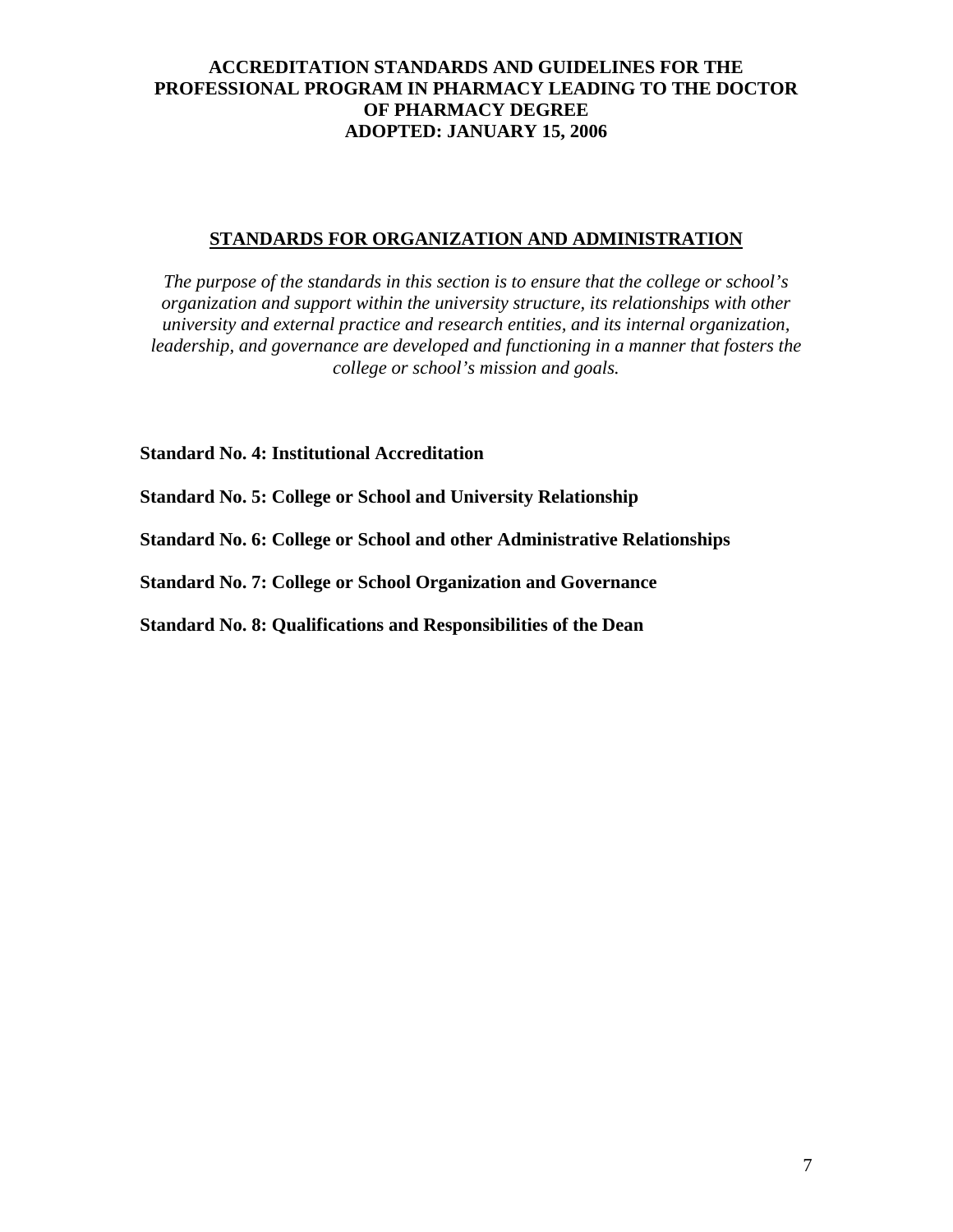**ACCREDITATION STANDARDS AND GUIDELINES FOR THE PROFESSIONAL PROGRAM IN PHARMACY LEADING TO THE DOCTOR OF PHARMACY DEGREE**
**ADOPTED: JANUARY 15, 2006**

## STANDARDS FOR ORGANIZATION AND ADMINISTRATION

*The purpose of the standards in this section is to ensure that the college or school's organization and support within the university structure, its relationships with other university and external practice and research entities, and its internal organization, leadership, and governance are developed and functioning in a manner that fosters the college or school's mission and goals.*

**Standard No. 4: Institutional Accreditation**

**Standard No. 5: College or School and University Relationship**

**Standard No. 6: College or School and other Administrative Relationships**

**Standard No. 7: College or School Organization and Governance**

**Standard No. 8: Qualifications and Responsibilities of the Dean**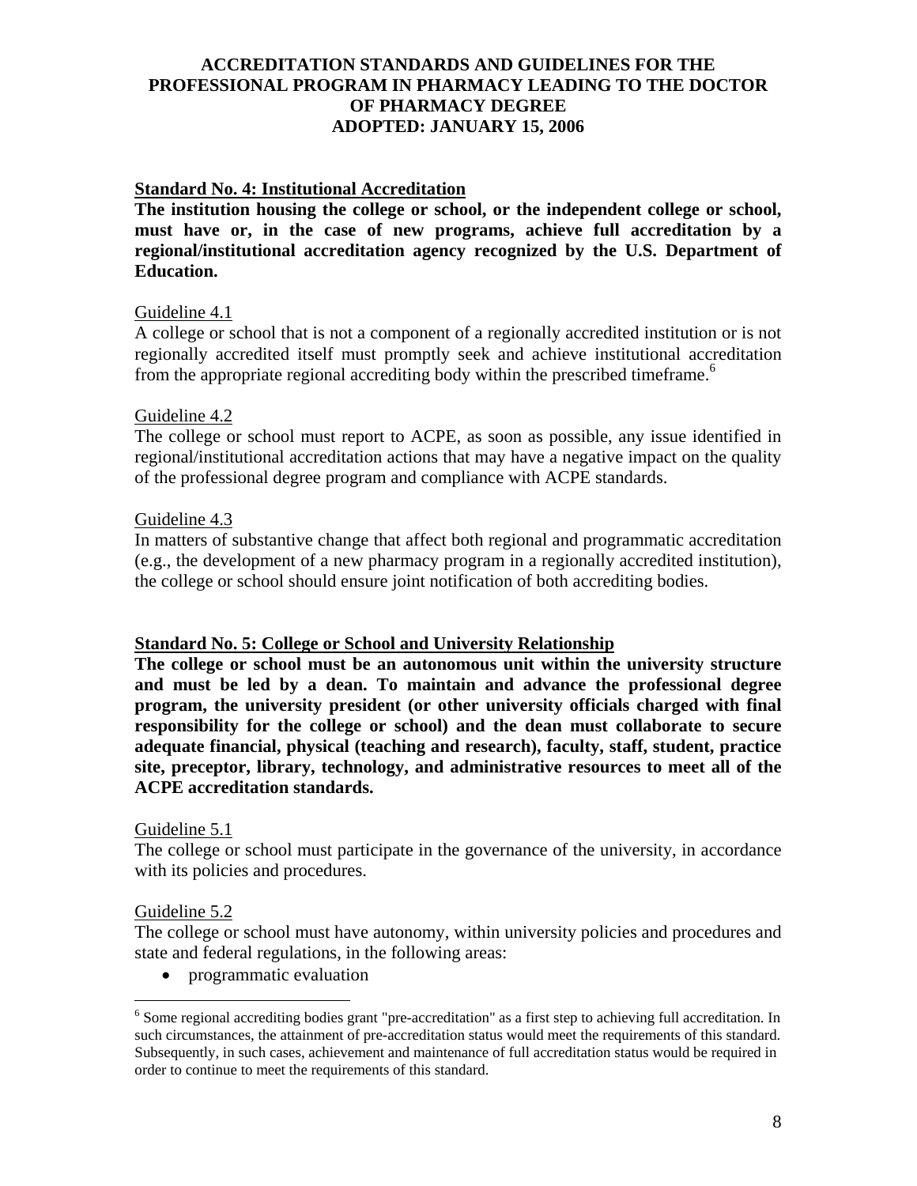### Standard No. 4: Institutional Accreditation

**The institution housing the college or school, or the independent college or school, must have or, in the case of new programs, achieve full accreditation by a regional/institutional accreditation agency recognized by the U.S. Department of Education.**

Guideline 4.1

A college or school that is not a component of a regionally accredited institution or is not regionally accredited itself must promptly seek and achieve institutional accreditation from the appropriate regional accrediting body within the prescribed timeframe.[6]

Guideline 4.2

The college or school must report to ACPE, as soon as possible, any issue identified in regional/institutional accreditation actions that may have a negative impact on the quality of the professional degree program and compliance with ACPE standards.

Guideline 4.3

In matters of substantive change that affect both regional and programmatic accreditation (e.g., the development of a new pharmacy program in a regionally accredited institution), the college or school should ensure joint notification of both accrediting bodies.

### Standard No. 5: College or School and University Relationship

**The college or school must be an autonomous unit within the university structure and must be led by a dean. To maintain and advance the professional degree program, the university president (or other university officials charged with final responsibility for the college or school) and the dean must collaborate to secure adequate financial, physical (teaching and research), faculty, staff, student, practice site, preceptor, library, technology, and administrative resources to meet all of the ACPE accreditation standards.**

Guideline 5.1

The college or school must participate in the governance of the university, in accordance with its policies and procedures.

Guideline 5.2

The college or school must have autonomy, within university policies and procedures and state and federal regulations, in the following areas:

- programmatic evaluation

---

[6] Some regional accrediting bodies grant "pre-accreditation" as a first step to achieving full accreditation. In such circumstances, the attainment of pre-accreditation status would meet the requirements of this standard. Subsequently, in such cases, achievement and maintenance of full accreditation status would be required in order to continue to meet the requirements of this standard.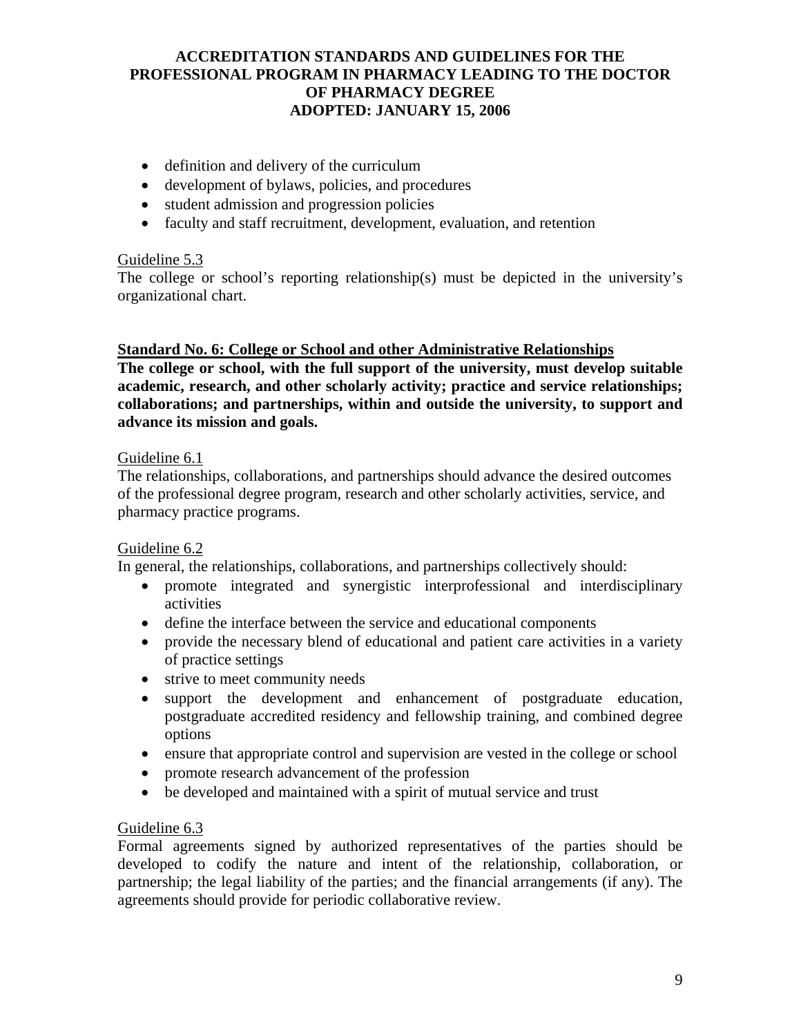- definition and delivery of the curriculum
- development of bylaws, policies, and procedures
- student admission and progression policies
- faculty and staff recruitment, development, evaluation, and retention

Guideline 5.3

The college or school's reporting relationship(s) must be depicted in the university's organizational chart.

**Standard No. 6: College or School and other Administrative Relationships**

**The college or school, with the full support of the university, must develop suitable academic, research, and other scholarly activity; practice and service relationships; collaborations; and partnerships, within and outside the university, to support and advance its mission and goals.**

Guideline 6.1

The relationships, collaborations, and partnerships should advance the desired outcomes of the professional degree program, research and other scholarly activities, service, and pharmacy practice programs.

Guideline 6.2

In general, the relationships, collaborations, and partnerships collectively should:

- promote integrated and synergistic interprofessional and interdisciplinary activities
- define the interface between the service and educational components
- provide the necessary blend of educational and patient care activities in a variety of practice settings
- strive to meet community needs
- support the development and enhancement of postgraduate education, postgraduate accredited residency and fellowship training, and combined degree options
- ensure that appropriate control and supervision are vested in the college or school
- promote research advancement of the profession
- be developed and maintained with a spirit of mutual service and trust

Guideline 6.3

Formal agreements signed by authorized representatives of the parties should be developed to codify the nature and intent of the relationship, collaboration, or partnership; the legal liability of the parties; and the financial arrangements (if any). The agreements should provide for periodic collaborative review.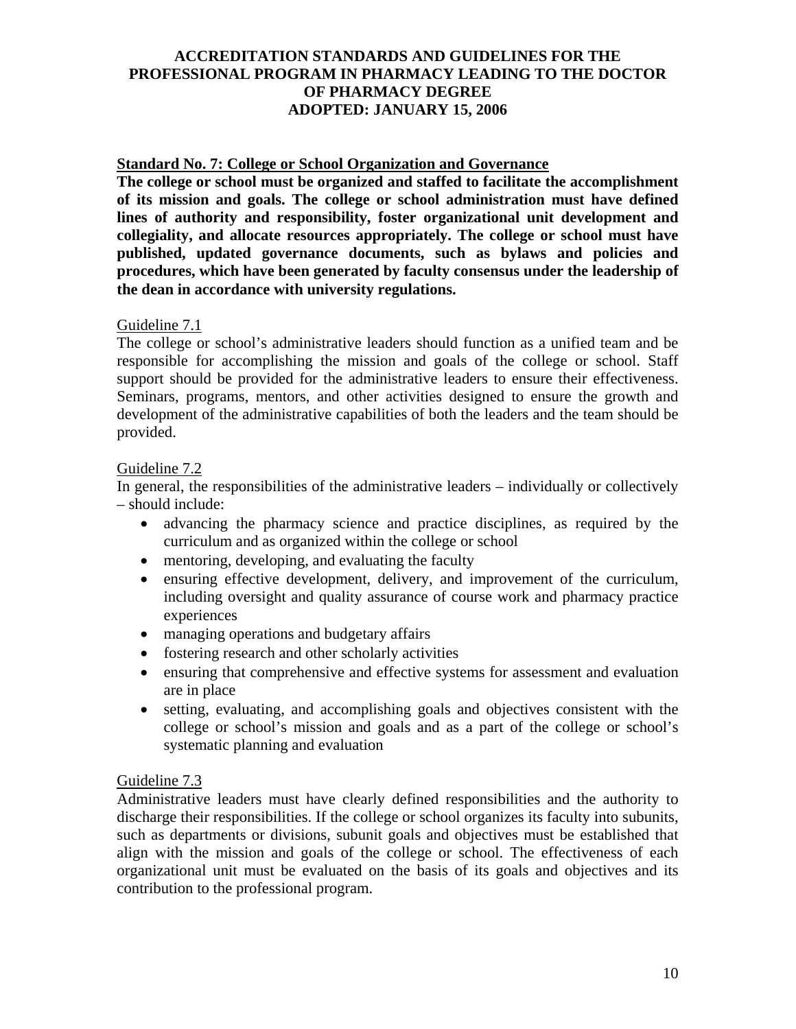# ACCREDITATION STANDARDS AND GUIDELINES FOR THE PROFESSIONAL PROGRAM IN PHARMACY LEADING TO THE DOCTOR OF PHARMACY DEGREE
# ADOPTED: JANUARY 15, 2006

## Standard No. 7: College or School Organization and Governance

**The college or school must be organized and staffed to facilitate the accomplishment of its mission and goals. The college or school administration must have defined lines of authority and responsibility, foster organizational unit development and collegiality, and allocate resources appropriately. The college or school must have published, updated governance documents, such as bylaws and policies and procedures, which have been generated by faculty consensus under the leadership of the dean in accordance with university regulations.**

### Guideline 7.1

The college or school's administrative leaders should function as a unified team and be responsible for accomplishing the mission and goals of the college or school. Staff support should be provided for the administrative leaders to ensure their effectiveness. Seminars, programs, mentors, and other activities designed to ensure the growth and development of the administrative capabilities of both the leaders and the team should be provided.

### Guideline 7.2

In general, the responsibilities of the administrative leaders – individually or collectively – should include:

- advancing the pharmacy science and practice disciplines, as required by the curriculum and as organized within the college or school
- mentoring, developing, and evaluating the faculty
- ensuring effective development, delivery, and improvement of the curriculum, including oversight and quality assurance of course work and pharmacy practice experiences
- managing operations and budgetary affairs
- fostering research and other scholarly activities
- ensuring that comprehensive and effective systems for assessment and evaluation are in place
- setting, evaluating, and accomplishing goals and objectives consistent with the college or school's mission and goals and as a part of the college or school's systematic planning and evaluation

### Guideline 7.3

Administrative leaders must have clearly defined responsibilities and the authority to discharge their responsibilities. If the college or school organizes its faculty into subunits, such as departments or divisions, subunit goals and objectives must be established that align with the mission and goals of the college or school. The effectiveness of each organizational unit must be evaluated on the basis of its goals and objectives and its contribution to the professional program.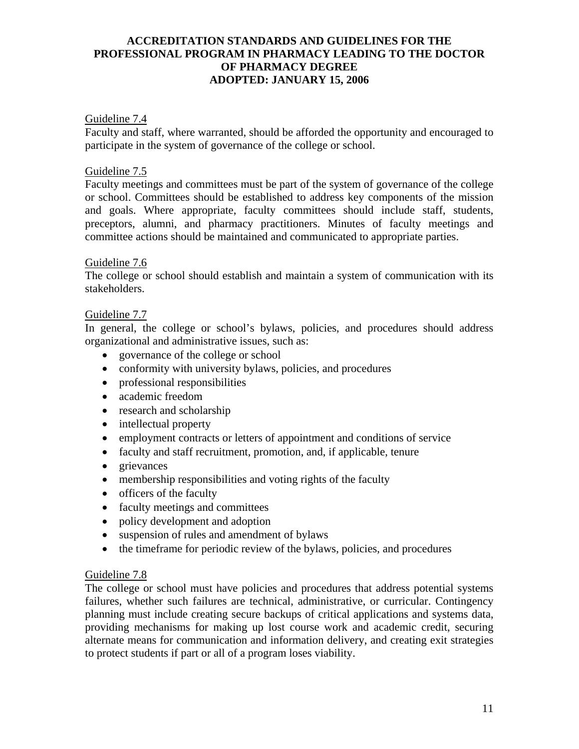Guideline 7.4

Faculty and staff, where warranted, should be afforded the opportunity and encouraged to participate in the system of governance of the college or school.

Guideline 7.5

Faculty meetings and committees must be part of the system of governance of the college or school. Committees should be established to address key components of the mission and goals. Where appropriate, faculty committees should include staff, students, preceptors, alumni, and pharmacy practitioners. Minutes of faculty meetings and committee actions should be maintained and communicated to appropriate parties.

Guideline 7.6

The college or school should establish and maintain a system of communication with its stakeholders.

Guideline 7.7

In general, the college or school's bylaws, policies, and procedures should address organizational and administrative issues, such as:

- governance of the college or school
- conformity with university bylaws, policies, and procedures
- professional responsibilities
- academic freedom
- research and scholarship
- intellectual property
- employment contracts or letters of appointment and conditions of service
- faculty and staff recruitment, promotion, and, if applicable, tenure
- grievances
- membership responsibilities and voting rights of the faculty
- officers of the faculty
- faculty meetings and committees
- policy development and adoption
- suspension of rules and amendment of bylaws
- the timeframe for periodic review of the bylaws, policies, and procedures

Guideline 7.8

The college or school must have policies and procedures that address potential systems failures, whether such failures are technical, administrative, or curricular. Contingency planning must include creating secure backups of critical applications and systems data, providing mechanisms for making up lost course work and academic credit, securing alternate means for communication and information delivery, and creating exit strategies to protect students if part or all of a program loses viability.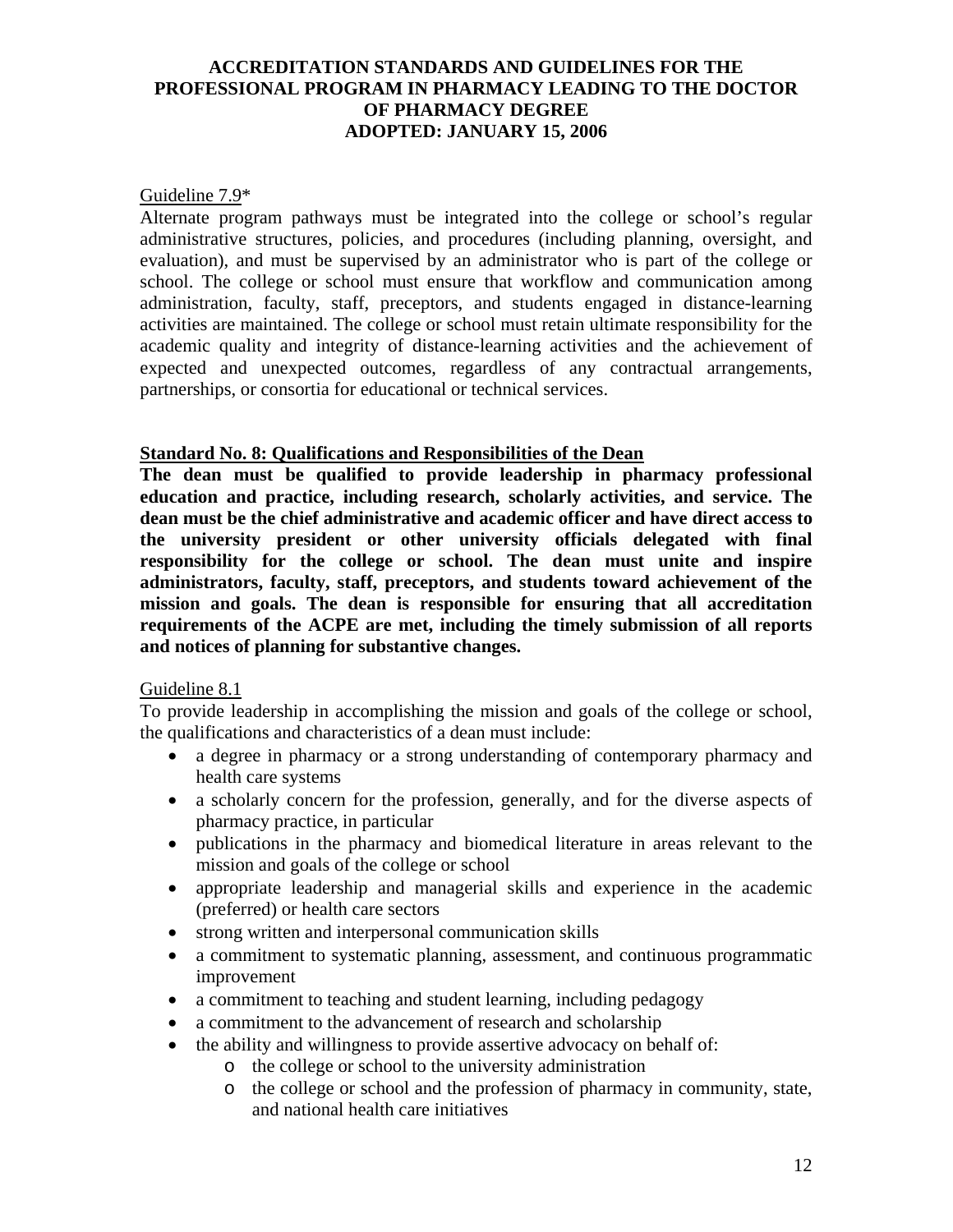Guideline 7.9*

Alternate program pathways must be integrated into the college or school's regular administrative structures, policies, and procedures (including planning, oversight, and evaluation), and must be supervised by an administrator who is part of the college or school. The college or school must ensure that workflow and communication among administration, faculty, staff, preceptors, and students engaged in distance-learning activities are maintained. The college or school must retain ultimate responsibility for the academic quality and integrity of distance-learning activities and the achievement of expected and unexpected outcomes, regardless of any contractual arrangements, partnerships, or consortia for educational or technical services.

## Standard No. 8: Qualifications and Responsibilities of the Dean

**The dean must be qualified to provide leadership in pharmacy professional education and practice, including research, scholarly activities, and service. The dean must be the chief administrative and academic officer and have direct access to the university president or other university officials delegated with final responsibility for the college or school. The dean must unite and inspire administrators, faculty, staff, preceptors, and students toward achievement of the mission and goals. The dean is responsible for ensuring that all accreditation requirements of the ACPE are met, including the timely submission of all reports and notices of planning for substantive changes.**

Guideline 8.1

To provide leadership in accomplishing the mission and goals of the college or school, the qualifications and characteristics of a dean must include:

- a degree in pharmacy or a strong understanding of contemporary pharmacy and health care systems
- a scholarly concern for the profession, generally, and for the diverse aspects of pharmacy practice, in particular
- publications in the pharmacy and biomedical literature in areas relevant to the mission and goals of the college or school
- appropriate leadership and managerial skills and experience in the academic (preferred) or health care sectors
- strong written and interpersonal communication skills
- a commitment to systematic planning, assessment, and continuous programmatic improvement
- a commitment to teaching and student learning, including pedagogy
- a commitment to the advancement of research and scholarship
- the ability and willingness to provide assertive advocacy on behalf of:
    - the college or school to the university administration
    - the college or school and the profession of pharmacy in community, state, and national health care initiatives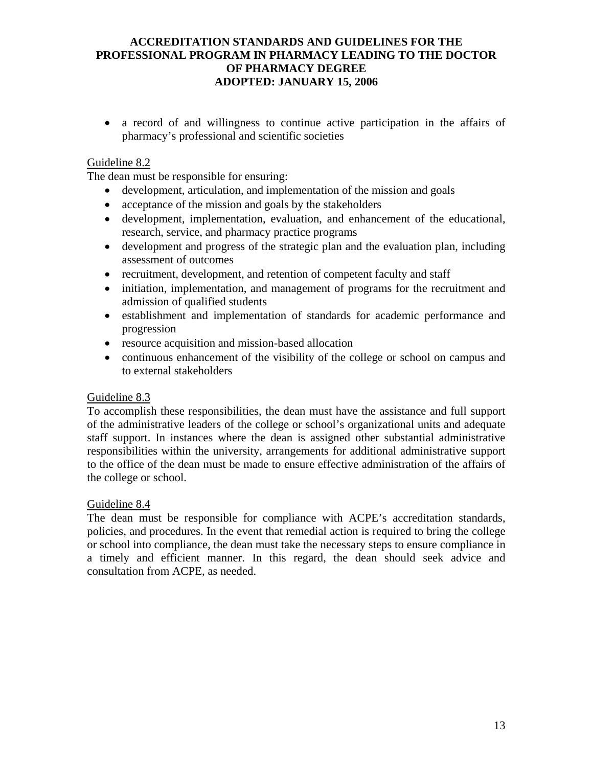- a record of and willingness to continue active participation in the affairs of pharmacy's professional and scientific societies

Guideline 8.2

The dean must be responsible for ensuring:

- development, articulation, and implementation of the mission and goals
- acceptance of the mission and goals by the stakeholders
- development, implementation, evaluation, and enhancement of the educational, research, service, and pharmacy practice programs
- development and progress of the strategic plan and the evaluation plan, including assessment of outcomes
- recruitment, development, and retention of competent faculty and staff
- initiation, implementation, and management of programs for the recruitment and admission of qualified students
- establishment and implementation of standards for academic performance and progression
- resource acquisition and mission-based allocation
- continuous enhancement of the visibility of the college or school on campus and to external stakeholders

Guideline 8.3

To accomplish these responsibilities, the dean must have the assistance and full support of the administrative leaders of the college or school's organizational units and adequate staff support. In instances where the dean is assigned other substantial administrative responsibilities within the university, arrangements for additional administrative support to the office of the dean must be made to ensure effective administration of the affairs of the college or school.

Guideline 8.4

The dean must be responsible for compliance with ACPE's accreditation standards, policies, and procedures. In the event that remedial action is required to bring the college or school into compliance, the dean must take the necessary steps to ensure compliance in a timely and efficient manner. In this regard, the dean should seek advice and consultation from ACPE, as needed.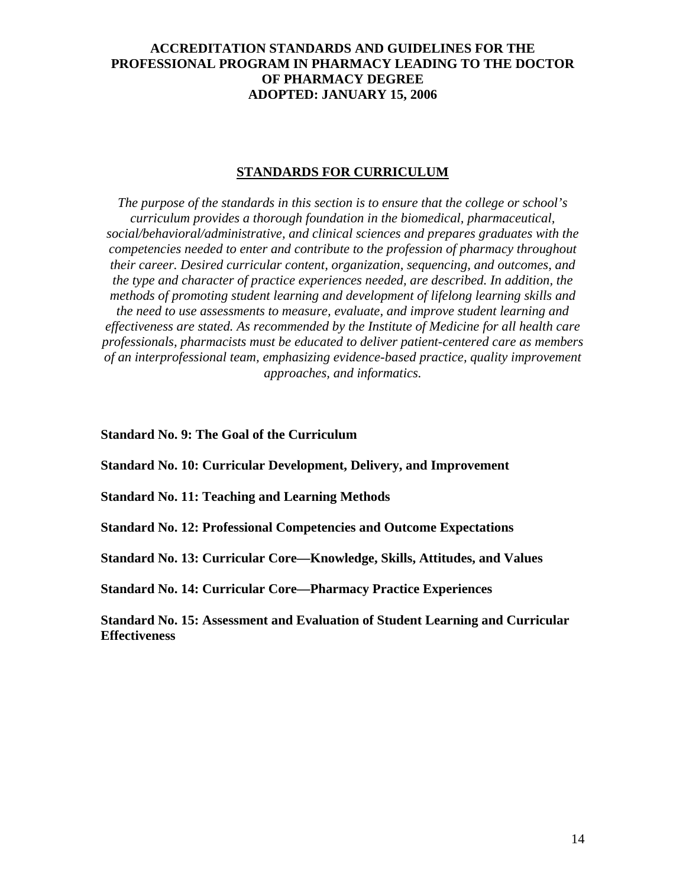**ACCREDITATION STANDARDS AND GUIDELINES FOR THE PROFESSIONAL PROGRAM IN PHARMACY LEADING TO THE DOCTOR OF PHARMACY DEGREE**
**ADOPTED: JANUARY 15, 2006**

## STANDARDS FOR CURRICULUM

*The purpose of the standards in this section is to ensure that the college or school's curriculum provides a thorough foundation in the biomedical, pharmaceutical, social/behavioral/administrative, and clinical sciences and prepares graduates with the competencies needed to enter and contribute to the profession of pharmacy throughout their career. Desired curricular content, organization, sequencing, and outcomes, and the type and character of practice experiences needed, are described. In addition, the methods of promoting student learning and development of lifelong learning skills and the need to use assessments to measure, evaluate, and improve student learning and effectiveness are stated. As recommended by the Institute of Medicine for all health care professionals, pharmacists must be educated to deliver patient-centered care as members of an interprofessional team, emphasizing evidence-based practice, quality improvement approaches, and informatics.*

**Standard No. 9: The Goal of the Curriculum**

**Standard No. 10: Curricular Development, Delivery, and Improvement**

**Standard No. 11: Teaching and Learning Methods**

**Standard No. 12: Professional Competencies and Outcome Expectations**

**Standard No. 13: Curricular Core—Knowledge, Skills, Attitudes, and Values**

**Standard No. 14: Curricular Core—Pharmacy Practice Experiences**

**Standard No. 15: Assessment and Evaluation of Student Learning and Curricular Effectiveness**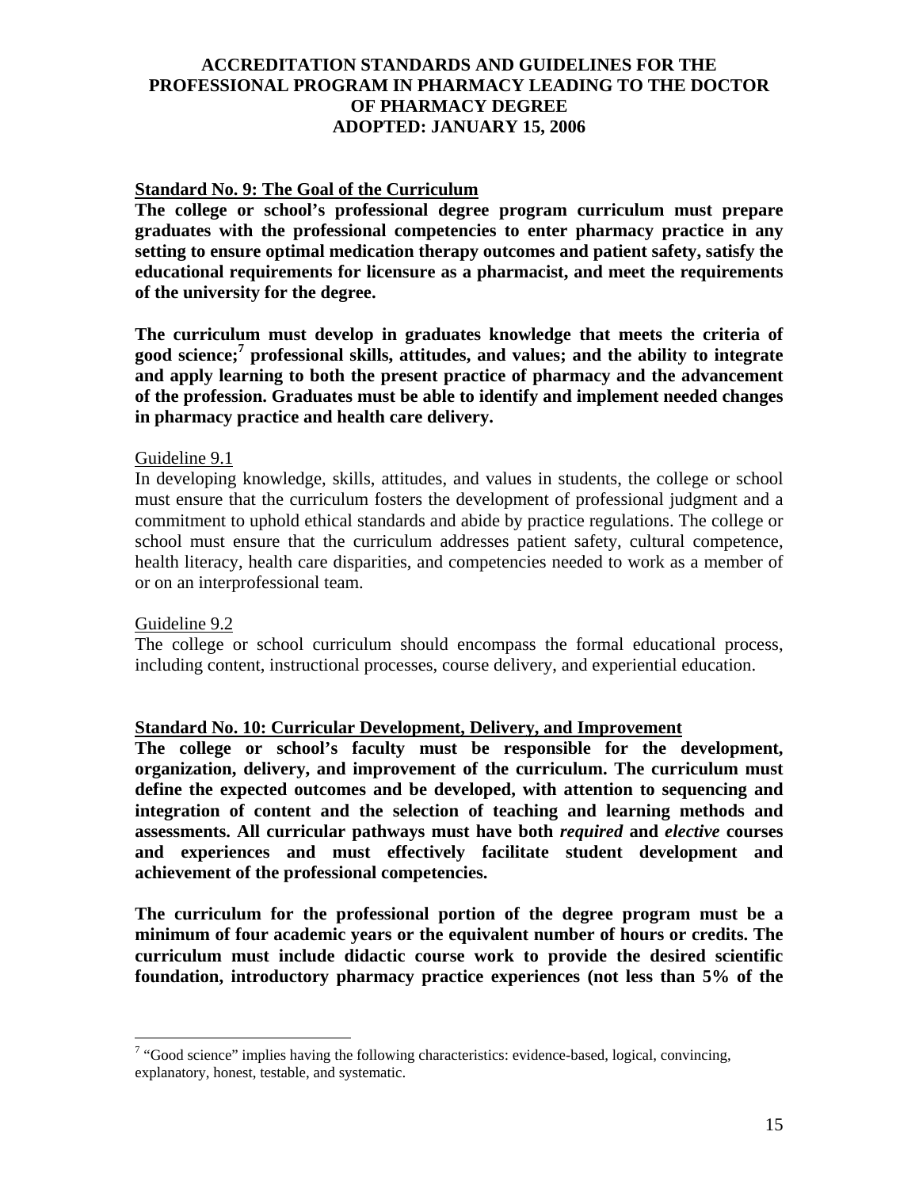### Standard No. 9: The Goal of the Curriculum

**The college or school's professional degree program curriculum must prepare graduates with the professional competencies to enter pharmacy practice in any setting to ensure optimal medication therapy outcomes and patient safety, satisfy the educational requirements for licensure as a pharmacist, and meet the requirements of the university for the degree.**

**The curriculum must develop in graduates knowledge that meets the criteria of good science;[7] professional skills, attitudes, and values; and the ability to integrate and apply learning to both the present practice of pharmacy and the advancement of the profession. Graduates must be able to identify and implement needed changes in pharmacy practice and health care delivery.**

Guideline 9.1

In developing knowledge, skills, attitudes, and values in students, the college or school must ensure that the curriculum fosters the development of professional judgment and a commitment to uphold ethical standards and abide by practice regulations. The college or school must ensure that the curriculum addresses patient safety, cultural competence, health literacy, health care disparities, and competencies needed to work as a member of or on an interprofessional team.

Guideline 9.2

The college or school curriculum should encompass the formal educational process, including content, instructional processes, course delivery, and experiential education.

### Standard No. 10: Curricular Development, Delivery, and Improvement

**The college or school's faculty must be responsible for the development, organization, delivery, and improvement of the curriculum. The curriculum must define the expected outcomes and be developed, with attention to sequencing and integration of content and the selection of teaching and learning methods and assessments. All curricular pathways must have both *required* and *elective* courses and experiences and must effectively facilitate student development and achievement of the professional competencies.**

**The curriculum for the professional portion of the degree program must be a minimum of four academic years or the equivalent number of hours or credits. The curriculum must include didactic course work to provide the desired scientific foundation, introductory pharmacy practice experiences (not less than 5% of the**

[7] "Good science" implies having the following characteristics: evidence-based, logical, convincing, explanatory, honest, testable, and systematic.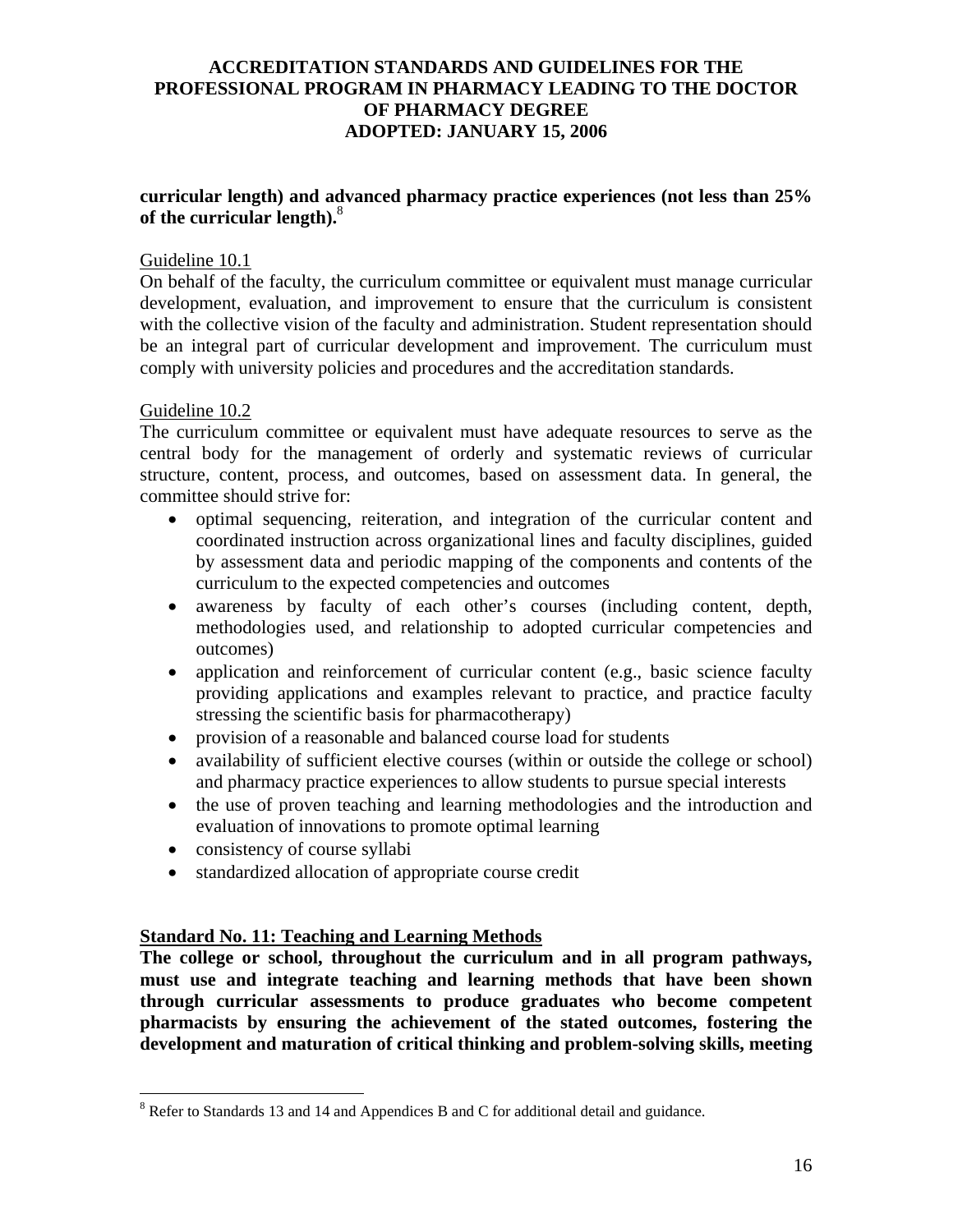**curricular length) and advanced pharmacy practice experiences (not less than 25% of the curricular length).**[8]

Guideline 10.1

On behalf of the faculty, the curriculum committee or equivalent must manage curricular development, evaluation, and improvement to ensure that the curriculum is consistent with the collective vision of the faculty and administration. Student representation should be an integral part of curricular development and improvement. The curriculum must comply with university policies and procedures and the accreditation standards.

Guideline 10.2

The curriculum committee or equivalent must have adequate resources to serve as the central body for the management of orderly and systematic reviews of curricular structure, content, process, and outcomes, based on assessment data. In general, the committee should strive for:

- optimal sequencing, reiteration, and integration of the curricular content and coordinated instruction across organizational lines and faculty disciplines, guided by assessment data and periodic mapping of the components and contents of the curriculum to the expected competencies and outcomes
- awareness by faculty of each other's courses (including content, depth, methodologies used, and relationship to adopted curricular competencies and outcomes)
- application and reinforcement of curricular content (e.g., basic science faculty providing applications and examples relevant to practice, and practice faculty stressing the scientific basis for pharmacotherapy)
- provision of a reasonable and balanced course load for students
- availability of sufficient elective courses (within or outside the college or school) and pharmacy practice experiences to allow students to pursue special interests
- the use of proven teaching and learning methodologies and the introduction and evaluation of innovations to promote optimal learning
- consistency of course syllabi
- standardized allocation of appropriate course credit

**Standard No. 11: Teaching and Learning Methods**

**The college or school, throughout the curriculum and in all program pathways, must use and integrate teaching and learning methods that have been shown through curricular assessments to produce graduates who become competent pharmacists by ensuring the achievement of the stated outcomes, fostering the development and maturation of critical thinking and problem-solving skills, meeting**

---

[8] Refer to Standards 13 and 14 and Appendices B and C for additional detail and guidance.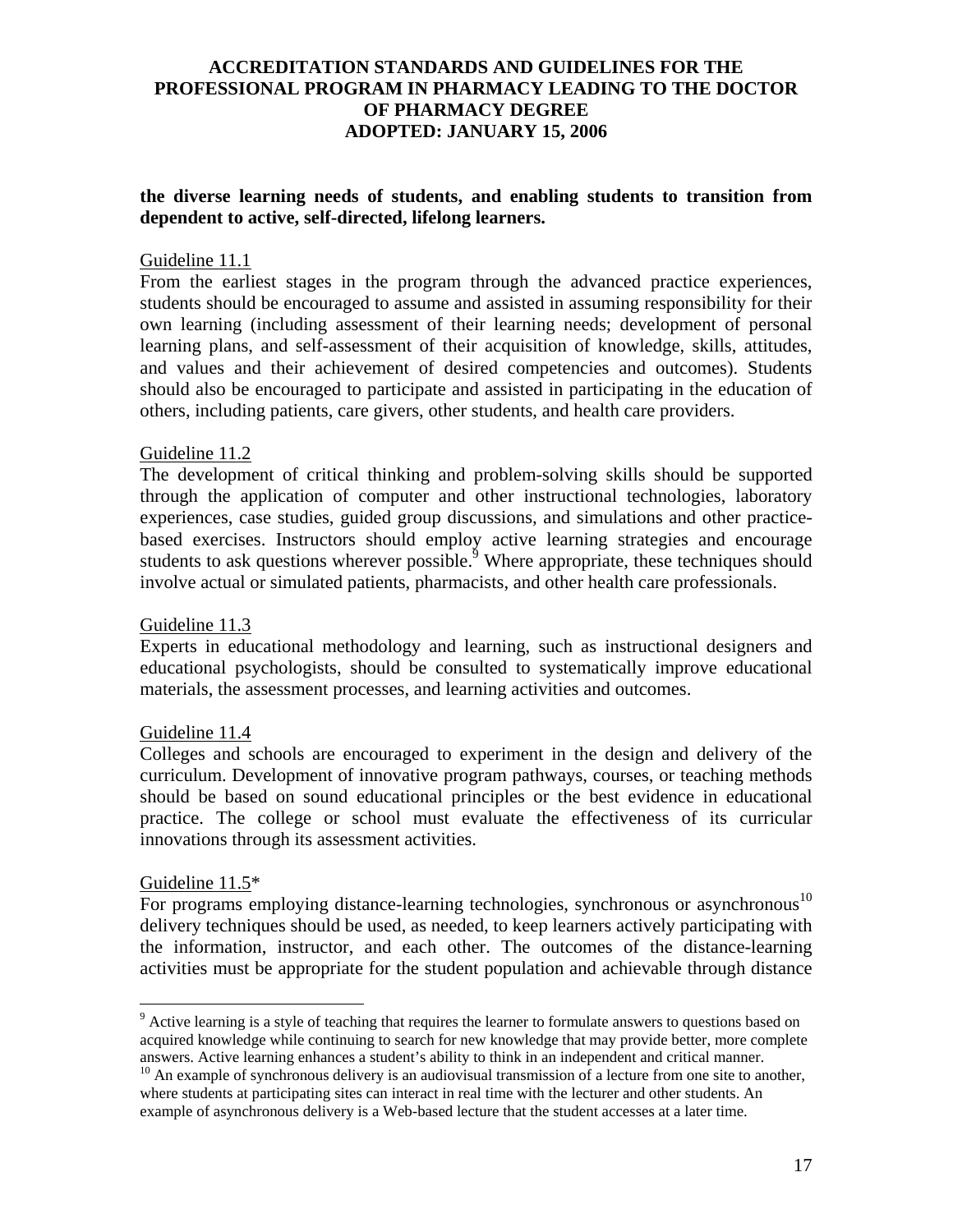**the diverse learning needs of students, and enabling students to transition from dependent to active, self-directed, lifelong learners.**

Guideline 11.1

From the earliest stages in the program through the advanced practice experiences, students should be encouraged to assume and assisted in assuming responsibility for their own learning (including assessment of their learning needs; development of personal learning plans, and self-assessment of their acquisition of knowledge, skills, attitudes, and values and their achievement of desired competencies and outcomes). Students should also be encouraged to participate and assisted in participating in the education of others, including patients, care givers, other students, and health care providers.

Guideline 11.2

The development of critical thinking and problem-solving skills should be supported through the application of computer and other instructional technologies, laboratory experiences, case studies, guided group discussions, and simulations and other practice-based exercises. Instructors should employ active learning strategies and encourage students to ask questions wherever possible.[9] Where appropriate, these techniques should involve actual or simulated patients, pharmacists, and other health care professionals.

Guideline 11.3

Experts in educational methodology and learning, such as instructional designers and educational psychologists, should be consulted to systematically improve educational materials, the assessment processes, and learning activities and outcomes.

Guideline 11.4

Colleges and schools are encouraged to experiment in the design and delivery of the curriculum. Development of innovative program pathways, courses, or teaching methods should be based on sound educational principles or the best evidence in educational practice. The college or school must evaluate the effectiveness of its curricular innovations through its assessment activities.

Guideline 11.5*

For programs employing distance-learning technologies, synchronous or asynchronous[10] delivery techniques should be used, as needed, to keep learners actively participating with the information, instructor, and each other. The outcomes of the distance-learning activities must be appropriate for the student population and achievable through distance

---

[9] Active learning is a style of teaching that requires the learner to formulate answers to questions based on acquired knowledge while continuing to search for new knowledge that may provide better, more complete answers. Active learning enhances a student's ability to think in an independent and critical manner.

[10] An example of synchronous delivery is an audiovisual transmission of a lecture from one site to another, where students at participating sites can interact in real time with the lecturer and other students. An example of asynchronous delivery is a Web-based lecture that the student accesses at a later time.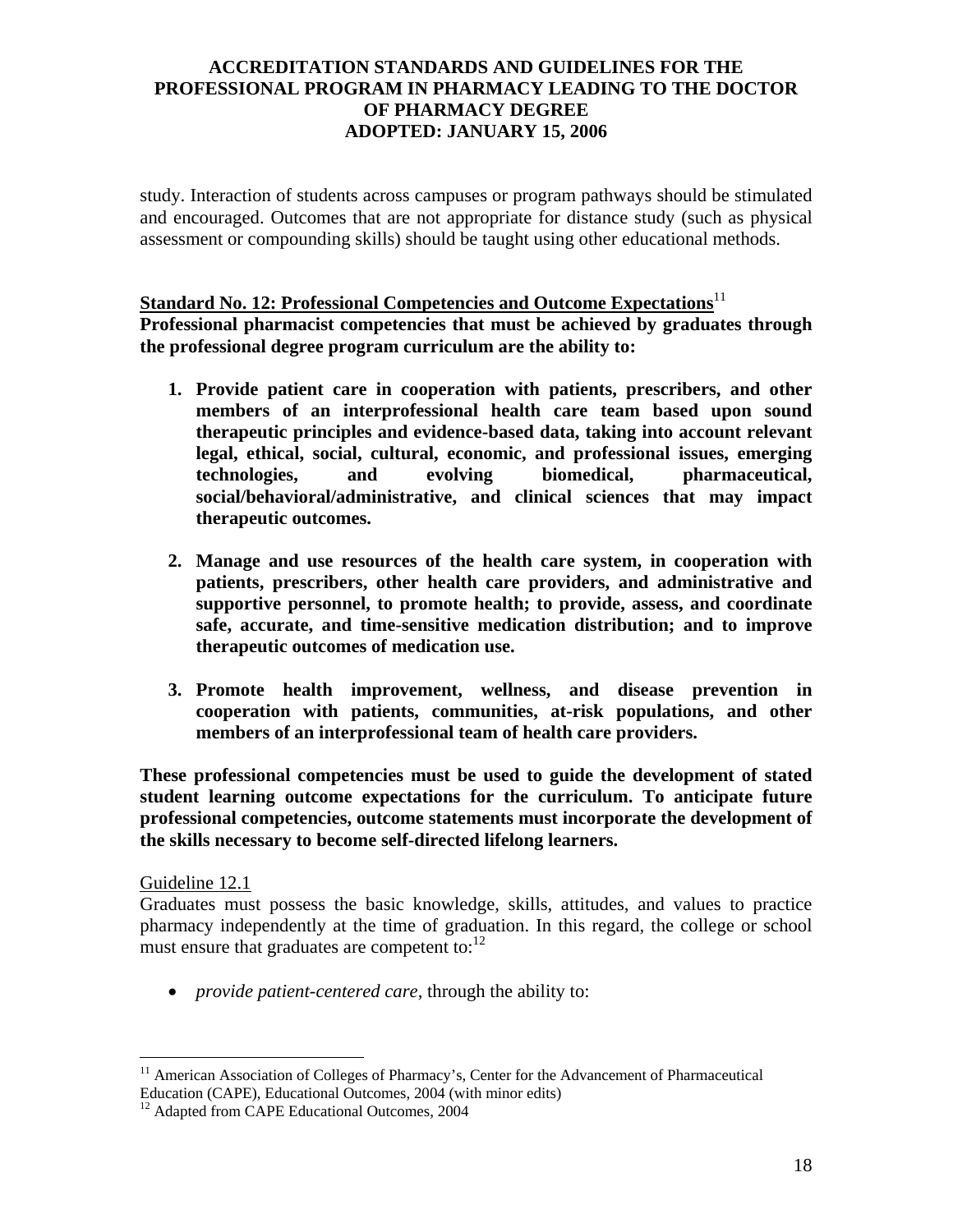study. Interaction of students across campuses or program pathways should be stimulated and encouraged. Outcomes that are not appropriate for distance study (such as physical assessment or compounding skills) should be taught using other educational methods.

**Standard No. 12: Professional Competencies and Outcome Expectations**[11]

**Professional pharmacist competencies that must be achieved by graduates through the professional degree program curriculum are the ability to:**

1. **Provide patient care in cooperation with patients, prescribers, and other members of an interprofessional health care team based upon sound therapeutic principles and evidence-based data, taking into account relevant legal, ethical, social, cultural, economic, and professional issues, emerging technologies, and evolving biomedical, pharmaceutical, social/behavioral/administrative, and clinical sciences that may impact therapeutic outcomes.**

2. **Manage and use resources of the health care system, in cooperation with patients, prescribers, other health care providers, and administrative and supportive personnel, to promote health; to provide, assess, and coordinate safe, accurate, and time-sensitive medication distribution; and to improve therapeutic outcomes of medication use.**

3. **Promote health improvement, wellness, and disease prevention in cooperation with patients, communities, at-risk populations, and other members of an interprofessional team of health care providers.**

**These professional competencies must be used to guide the development of stated student learning outcome expectations for the curriculum. To anticipate future professional competencies, outcome statements must incorporate the development of the skills necessary to become self-directed lifelong learners.**

Guideline 12.1

Graduates must possess the basic knowledge, skills, attitudes, and values to practice pharmacy independently at the time of graduation. In this regard, the college or school must ensure that graduates are competent to:[12]

- *provide patient-centered care*, through the ability to:

---

[11] American Association of Colleges of Pharmacy's, Center for the Advancement of Pharmaceutical Education (CAPE), Educational Outcomes, 2004 (with minor edits)

[12] Adapted from CAPE Educational Outcomes, 2004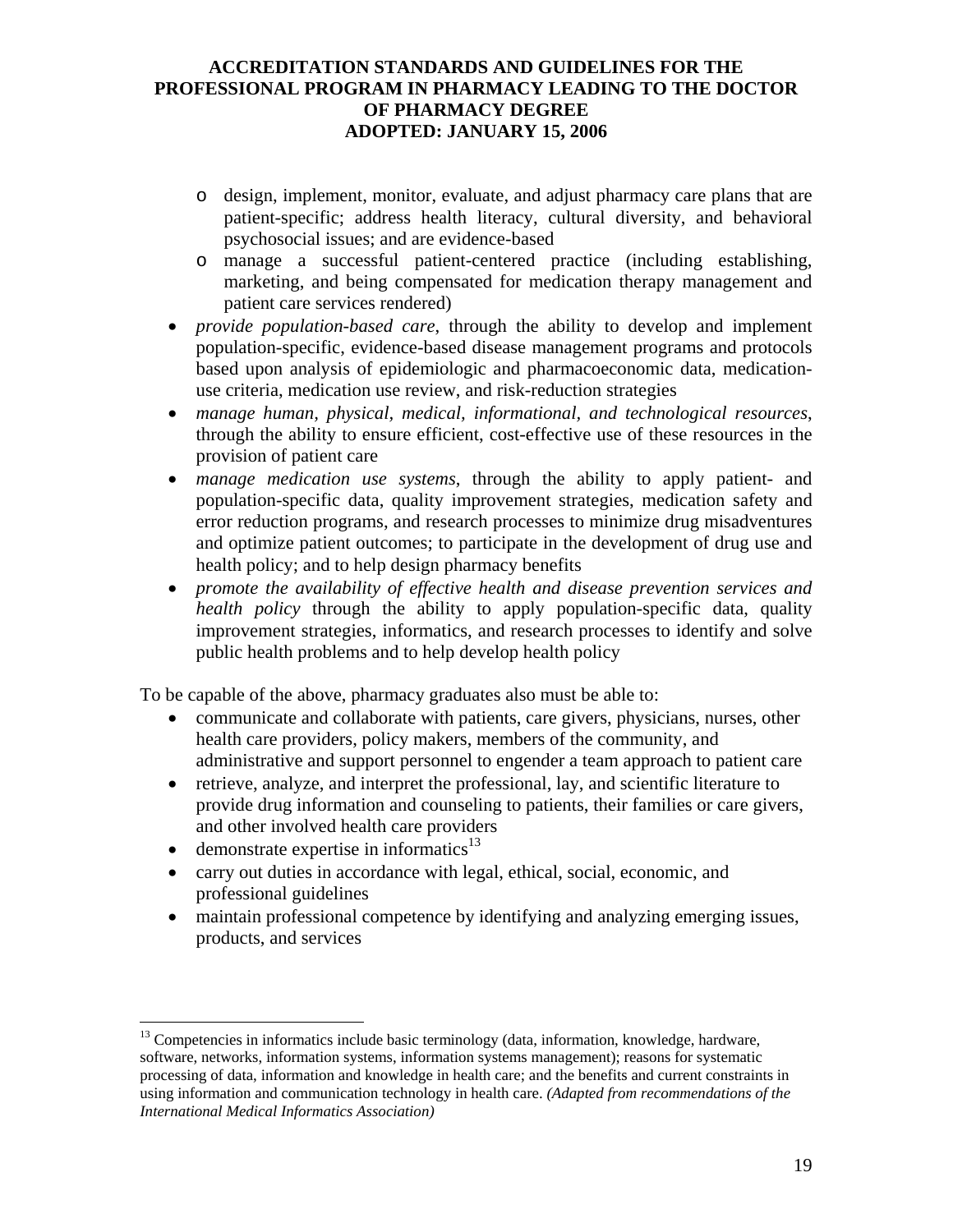- design, implement, monitor, evaluate, and adjust pharmacy care plans that are patient-specific; address health literacy, cultural diversity, and behavioral psychosocial issues; and are evidence-based
  - manage a successful patient-centered practice (including establishing, marketing, and being compensated for medication therapy management and patient care services rendered)
- *provide population-based care*, through the ability to develop and implement population-specific, evidence-based disease management programs and protocols based upon analysis of epidemiologic and pharmacoeconomic data, medication-use criteria, medication use review, and risk-reduction strategies
- *manage human, physical, medical, informational, and technological resources*, through the ability to ensure efficient, cost-effective use of these resources in the provision of patient care
- *manage medication use systems*, through the ability to apply patient- and population-specific data, quality improvement strategies, medication safety and error reduction programs, and research processes to minimize drug misadventures and optimize patient outcomes; to participate in the development of drug use and health policy; and to help design pharmacy benefits
- *promote the availability of effective health and disease prevention services and health policy* through the ability to apply population-specific data, quality improvement strategies, informatics, and research processes to identify and solve public health problems and to help develop health policy

To be capable of the above, pharmacy graduates also must be able to:

- communicate and collaborate with patients, care givers, physicians, nurses, other health care providers, policy makers, members of the community, and administrative and support personnel to engender a team approach to patient care
- retrieve, analyze, and interpret the professional, lay, and scientific literature to provide drug information and counseling to patients, their families or care givers, and other involved health care providers
- demonstrate expertise in informatics[13]
- carry out duties in accordance with legal, ethical, social, economic, and professional guidelines
- maintain professional competence by identifying and analyzing emerging issues, products, and services

---

[13] Competencies in informatics include basic terminology (data, information, knowledge, hardware, software, networks, information systems, information systems management); reasons for systematic processing of data, information and knowledge in health care; and the benefits and current constraints in using information and communication technology in health care. *(Adapted from recommendations of the International Medical Informatics Association)*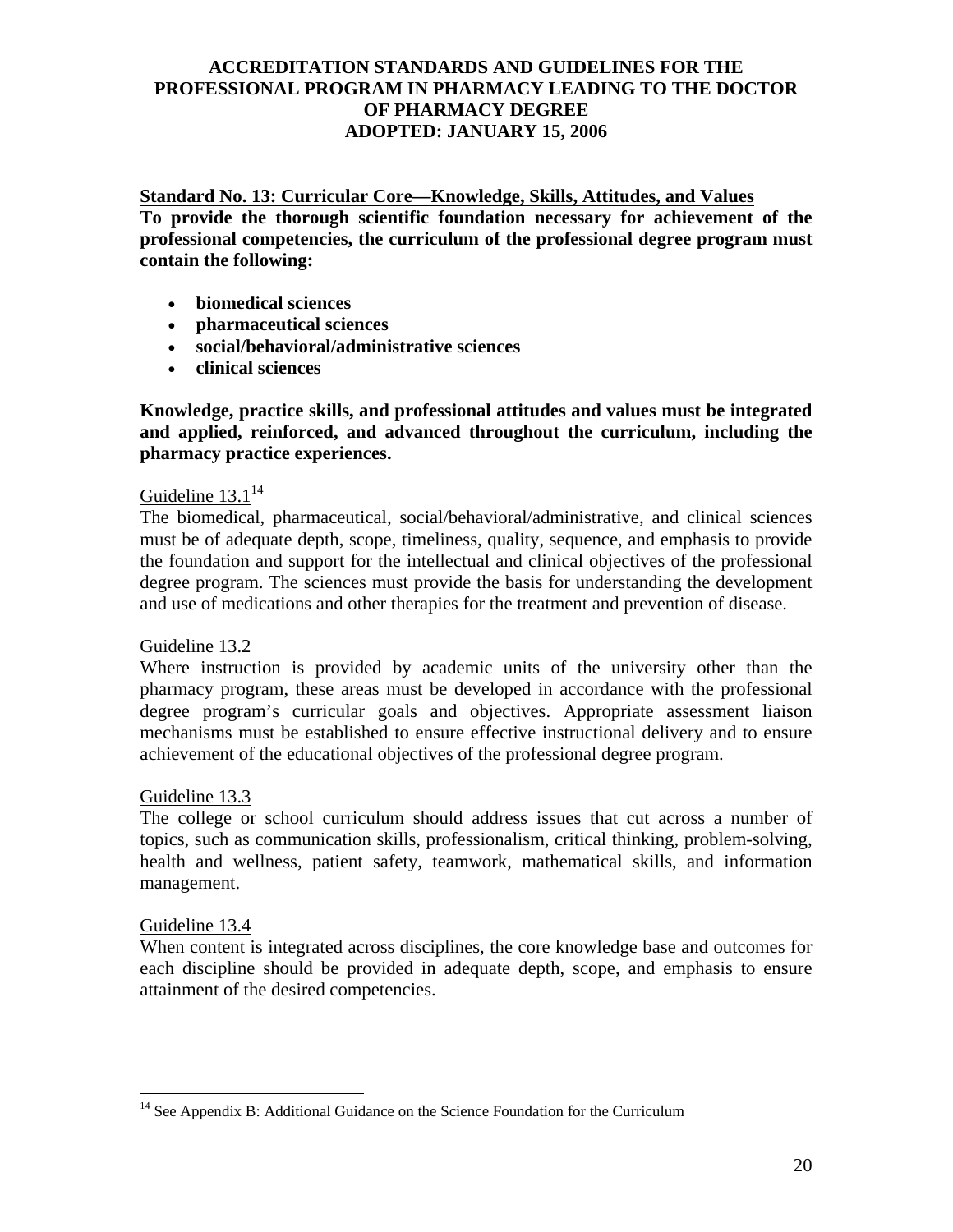**Standard No. 13: Curricular Core—Knowledge, Skills, Attitudes, and Values**

**To provide the thorough scientific foundation necessary for achievement of the professional competencies, the curriculum of the professional degree program must contain the following:**

- **biomedical sciences**
- **pharmaceutical sciences**
- **social/behavioral/administrative sciences**
- **clinical sciences**

**Knowledge, practice skills, and professional attitudes and values must be integrated and applied, reinforced, and advanced throughout the curriculum, including the pharmacy practice experiences.**

Guideline 13.1[14]

The biomedical, pharmaceutical, social/behavioral/administrative, and clinical sciences must be of adequate depth, scope, timeliness, quality, sequence, and emphasis to provide the foundation and support for the intellectual and clinical objectives of the professional degree program. The sciences must provide the basis for understanding the development and use of medications and other therapies for the treatment and prevention of disease.

Guideline 13.2

Where instruction is provided by academic units of the university other than the pharmacy program, these areas must be developed in accordance with the professional degree program's curricular goals and objectives. Appropriate assessment liaison mechanisms must be established to ensure effective instructional delivery and to ensure achievement of the educational objectives of the professional degree program.

Guideline 13.3

The college or school curriculum should address issues that cut across a number of topics, such as communication skills, professionalism, critical thinking, problem-solving, health and wellness, patient safety, teamwork, mathematical skills, and information management.

Guideline 13.4

When content is integrated across disciplines, the core knowledge base and outcomes for each discipline should be provided in adequate depth, scope, and emphasis to ensure attainment of the desired competencies.

[14] See Appendix B: Additional Guidance on the Science Foundation for the Curriculum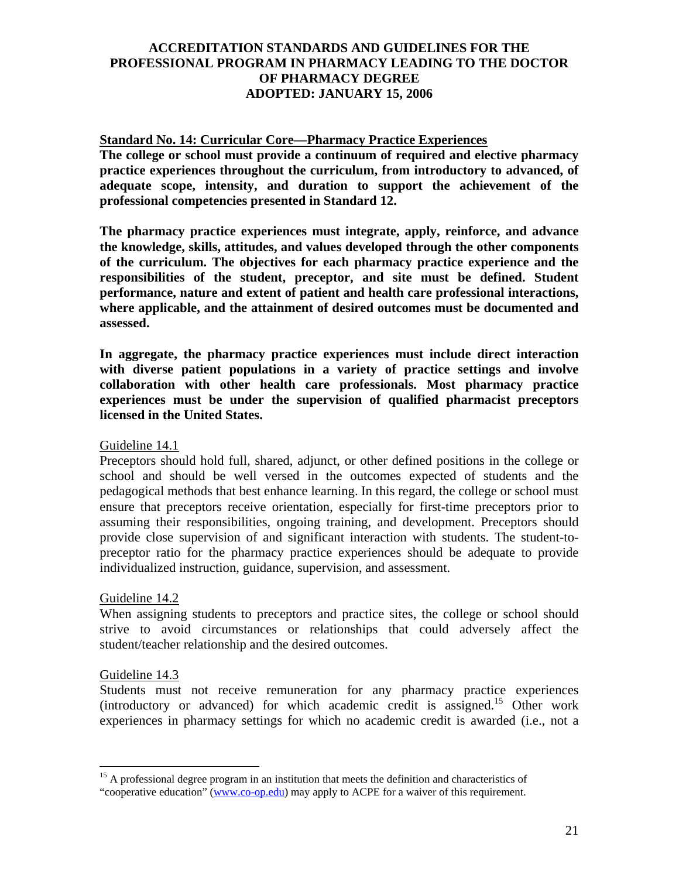### Standard No. 14: Curricular Core—Pharmacy Practice Experiences

**The college or school must provide a continuum of required and elective pharmacy practice experiences throughout the curriculum, from introductory to advanced, of adequate scope, intensity, and duration to support the achievement of the professional competencies presented in Standard 12.**

**The pharmacy practice experiences must integrate, apply, reinforce, and advance the knowledge, skills, attitudes, and values developed through the other components of the curriculum. The objectives for each pharmacy practice experience and the responsibilities of the student, preceptor, and site must be defined. Student performance, nature and extent of patient and health care professional interactions, where applicable, and the attainment of desired outcomes must be documented and assessed.**

**In aggregate, the pharmacy practice experiences must include direct interaction with diverse patient populations in a variety of practice settings and involve collaboration with other health care professionals. Most pharmacy practice experiences must be under the supervision of qualified pharmacist preceptors licensed in the United States.**

Guideline 14.1

Preceptors should hold full, shared, adjunct, or other defined positions in the college or school and should be well versed in the outcomes expected of students and the pedagogical methods that best enhance learning. In this regard, the college or school must ensure that preceptors receive orientation, especially for first-time preceptors prior to assuming their responsibilities, ongoing training, and development. Preceptors should provide close supervision of and significant interaction with students. The student-to-preceptor ratio for the pharmacy practice experiences should be adequate to provide individualized instruction, guidance, supervision, and assessment.

Guideline 14.2

When assigning students to preceptors and practice sites, the college or school should strive to avoid circumstances or relationships that could adversely affect the student/teacher relationship and the desired outcomes.

Guideline 14.3

Students must not receive remuneration for any pharmacy practice experiences (introductory or advanced) for which academic credit is assigned.[15] Other work experiences in pharmacy settings for which no academic credit is awarded (i.e., not a

[15] A professional degree program in an institution that meets the definition and characteristics of "cooperative education" (www.co-op.edu) may apply to ACPE for a waiver of this requirement.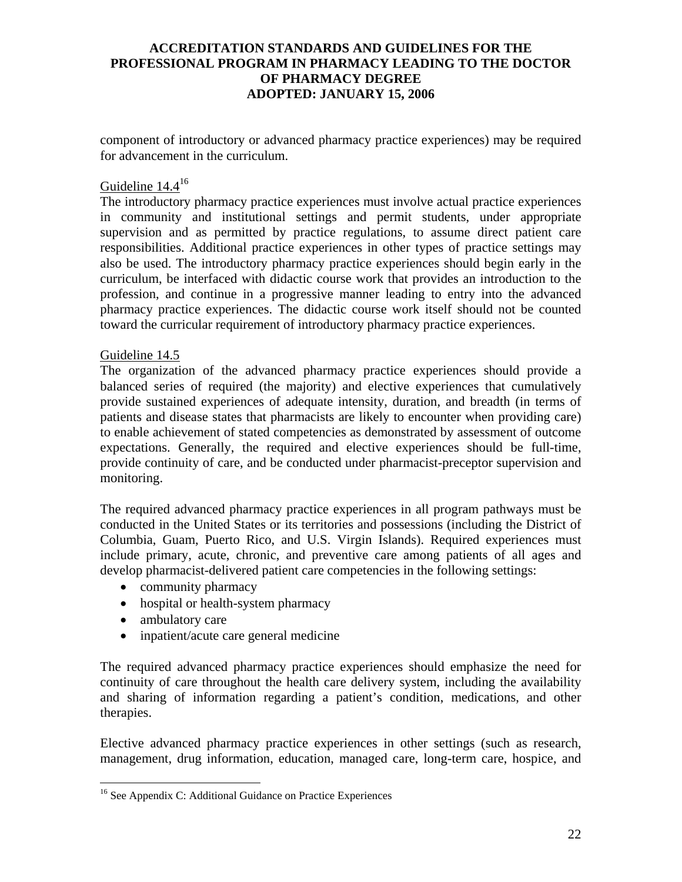component of introductory or advanced pharmacy practice experiences) may be required for advancement in the curriculum.

Guideline 14.4[16]

The introductory pharmacy practice experiences must involve actual practice experiences in community and institutional settings and permit students, under appropriate supervision and as permitted by practice regulations, to assume direct patient care responsibilities. Additional practice experiences in other types of practice settings may also be used. The introductory pharmacy practice experiences should begin early in the curriculum, be interfaced with didactic course work that provides an introduction to the profession, and continue in a progressive manner leading to entry into the advanced pharmacy practice experiences. The didactic course work itself should not be counted toward the curricular requirement of introductory pharmacy practice experiences.

Guideline 14.5

The organization of the advanced pharmacy practice experiences should provide a balanced series of required (the majority) and elective experiences that cumulatively provide sustained experiences of adequate intensity, duration, and breadth (in terms of patients and disease states that pharmacists are likely to encounter when providing care) to enable achievement of stated competencies as demonstrated by assessment of outcome expectations. Generally, the required and elective experiences should be full-time, provide continuity of care, and be conducted under pharmacist-preceptor supervision and monitoring.

The required advanced pharmacy practice experiences in all program pathways must be conducted in the United States or its territories and possessions (including the District of Columbia, Guam, Puerto Rico, and U.S. Virgin Islands). Required experiences must include primary, acute, chronic, and preventive care among patients of all ages and develop pharmacist-delivered patient care competencies in the following settings:

- community pharmacy
- hospital or health-system pharmacy
- ambulatory care
- inpatient/acute care general medicine

The required advanced pharmacy practice experiences should emphasize the need for continuity of care throughout the health care delivery system, including the availability and sharing of information regarding a patient's condition, medications, and other therapies.

Elective advanced pharmacy practice experiences in other settings (such as research, management, drug information, education, managed care, long-term care, hospice, and

[16] See Appendix C: Additional Guidance on Practice Experiences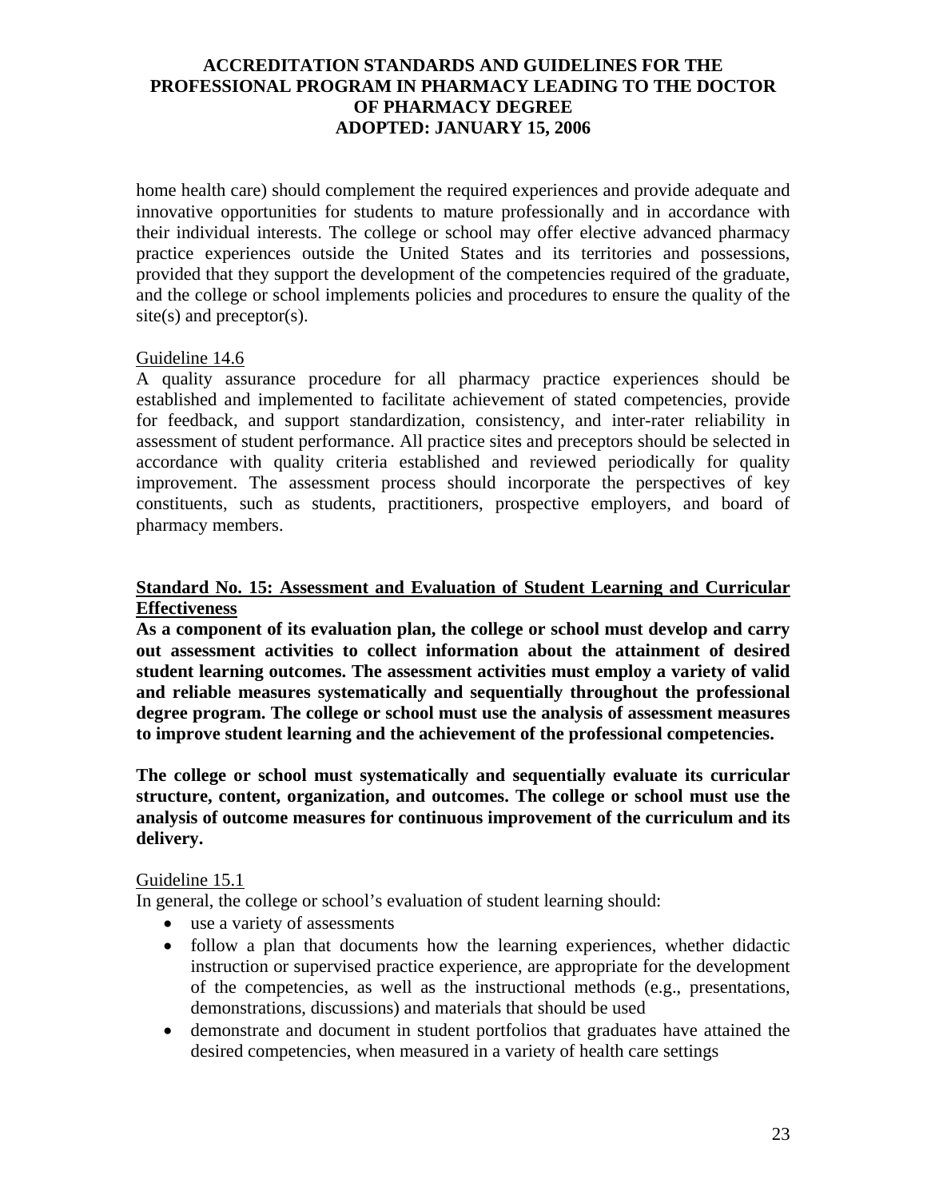home health care) should complement the required experiences and provide adequate and innovative opportunities for students to mature professionally and in accordance with their individual interests. The college or school may offer elective advanced pharmacy practice experiences outside the United States and its territories and possessions, provided that they support the development of the competencies required of the graduate, and the college or school implements policies and procedures to ensure the quality of the site(s) and preceptor(s).

Guideline 14.6

A quality assurance procedure for all pharmacy practice experiences should be established and implemented to facilitate achievement of stated competencies, provide for feedback, and support standardization, consistency, and inter-rater reliability in assessment of student performance. All practice sites and preceptors should be selected in accordance with quality criteria established and reviewed periodically for quality improvement. The assessment process should incorporate the perspectives of key constituents, such as students, practitioners, prospective employers, and board of pharmacy members.

## Standard No. 15: Assessment and Evaluation of Student Learning and Curricular Effectiveness

**As a component of its evaluation plan, the college or school must develop and carry out assessment activities to collect information about the attainment of desired student learning outcomes. The assessment activities must employ a variety of valid and reliable measures systematically and sequentially throughout the professional degree program. The college or school must use the analysis of assessment measures to improve student learning and the achievement of the professional competencies.**

**The college or school must systematically and sequentially evaluate its curricular structure, content, organization, and outcomes. The college or school must use the analysis of outcome measures for continuous improvement of the curriculum and its delivery.**

Guideline 15.1

In general, the college or school's evaluation of student learning should:

- use a variety of assessments
- follow a plan that documents how the learning experiences, whether didactic instruction or supervised practice experience, are appropriate for the development of the competencies, as well as the instructional methods (e.g., presentations, demonstrations, discussions) and materials that should be used
- demonstrate and document in student portfolios that graduates have attained the desired competencies, when measured in a variety of health care settings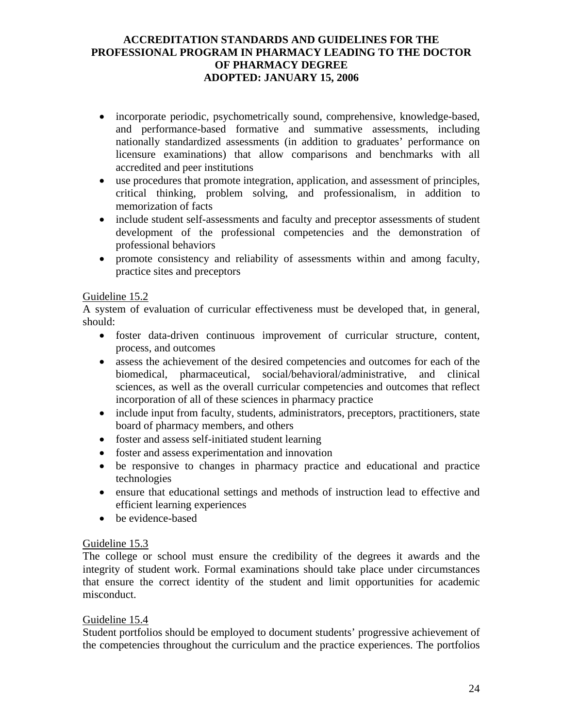- incorporate periodic, psychometrically sound, comprehensive, knowledge-based, and performance-based formative and summative assessments, including nationally standardized assessments (in addition to graduates' performance on licensure examinations) that allow comparisons and benchmarks with all accredited and peer institutions
- use procedures that promote integration, application, and assessment of principles, critical thinking, problem solving, and professionalism, in addition to memorization of facts
- include student self-assessments and faculty and preceptor assessments of student development of the professional competencies and the demonstration of professional behaviors
- promote consistency and reliability of assessments within and among faculty, practice sites and preceptors

Guideline 15.2

A system of evaluation of curricular effectiveness must be developed that, in general, should:

- foster data-driven continuous improvement of curricular structure, content, process, and outcomes
- assess the achievement of the desired competencies and outcomes for each of the biomedical, pharmaceutical, social/behavioral/administrative, and clinical sciences, as well as the overall curricular competencies and outcomes that reflect incorporation of all of these sciences in pharmacy practice
- include input from faculty, students, administrators, preceptors, practitioners, state board of pharmacy members, and others
- foster and assess self-initiated student learning
- foster and assess experimentation and innovation
- be responsive to changes in pharmacy practice and educational and practice technologies
- ensure that educational settings and methods of instruction lead to effective and efficient learning experiences
- be evidence-based

Guideline 15.3

The college or school must ensure the credibility of the degrees it awards and the integrity of student work. Formal examinations should take place under circumstances that ensure the correct identity of the student and limit opportunities for academic misconduct.

Guideline 15.4

Student portfolios should be employed to document students' progressive achievement of the competencies throughout the curriculum and the practice experiences. The portfolios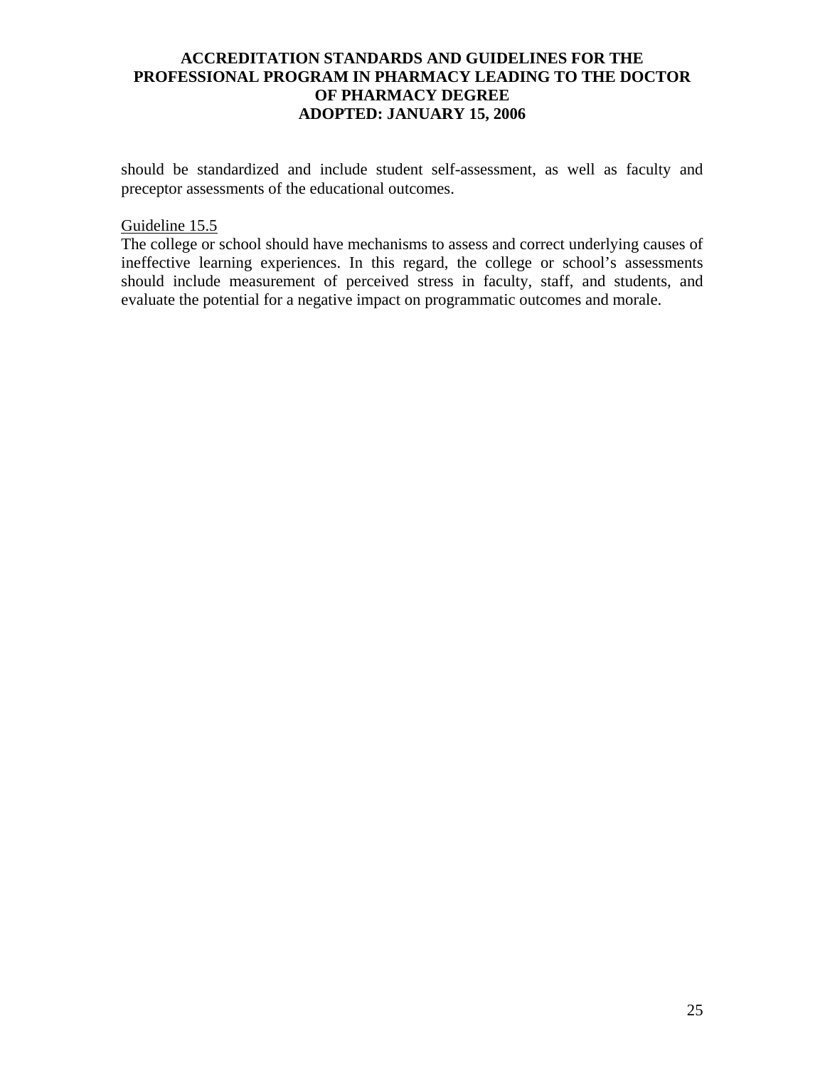should be standardized and include student self-assessment, as well as faculty and preceptor assessments of the educational outcomes.

<u>Guideline 15.5</u>

The college or school should have mechanisms to assess and correct underlying causes of ineffective learning experiences. In this regard, the college or school's assessments should include measurement of perceived stress in faculty, staff, and students, and evaluate the potential for a negative impact on programmatic outcomes and morale.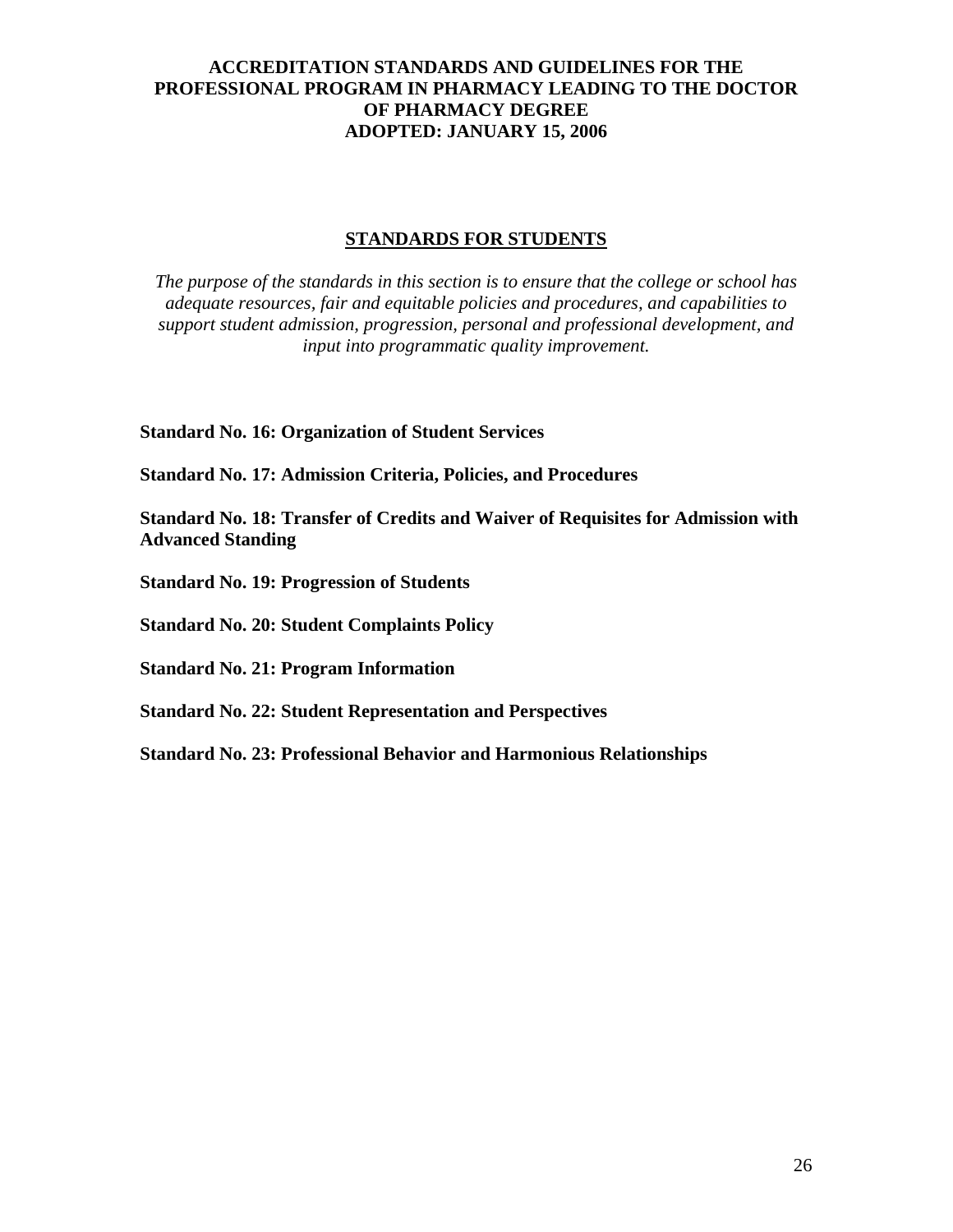**ACCREDITATION STANDARDS AND GUIDELINES FOR THE PROFESSIONAL PROGRAM IN PHARMACY LEADING TO THE DOCTOR OF PHARMACY DEGREE ADOPTED: JANUARY 15, 2006**

## STANDARDS FOR STUDENTS

*The purpose of the standards in this section is to ensure that the college or school has adequate resources, fair and equitable policies and procedures, and capabilities to support student admission, progression, personal and professional development, and input into programmatic quality improvement.*

**Standard No. 16: Organization of Student Services**

**Standard No. 17: Admission Criteria, Policies, and Procedures**

**Standard No. 18: Transfer of Credits and Waiver of Requisites for Admission with Advanced Standing**

**Standard No. 19: Progression of Students**

**Standard No. 20: Student Complaints Policy**

**Standard No. 21: Program Information**

**Standard No. 22: Student Representation and Perspectives**

**Standard No. 23: Professional Behavior and Harmonious Relationships**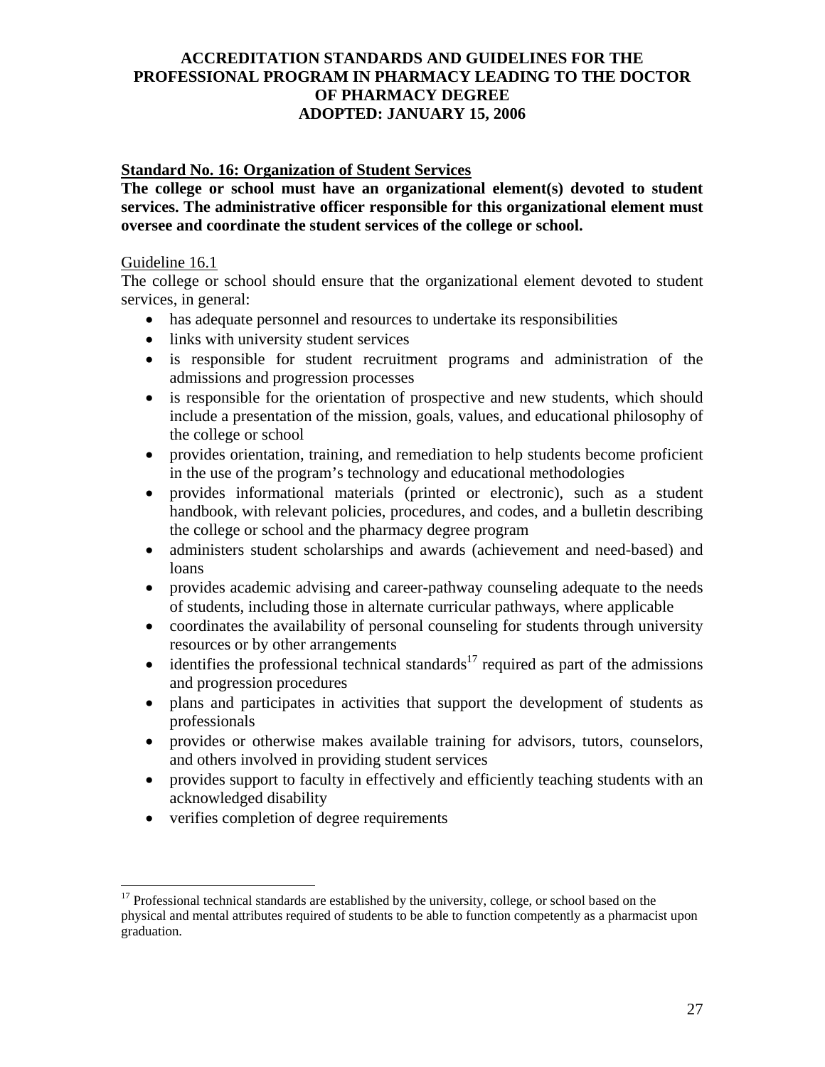### Standard No. 16: Organization of Student Services

**The college or school must have an organizational element(s) devoted to student services. The administrative officer responsible for this organizational element must oversee and coordinate the student services of the college or school.**

Guideline 16.1

The college or school should ensure that the organizational element devoted to student services, in general:

- has adequate personnel and resources to undertake its responsibilities
- links with university student services
- is responsible for student recruitment programs and administration of the admissions and progression processes
- is responsible for the orientation of prospective and new students, which should include a presentation of the mission, goals, values, and educational philosophy of the college or school
- provides orientation, training, and remediation to help students become proficient in the use of the program's technology and educational methodologies
- provides informational materials (printed or electronic), such as a student handbook, with relevant policies, procedures, and codes, and a bulletin describing the college or school and the pharmacy degree program
- administers student scholarships and awards (achievement and need-based) and loans
- provides academic advising and career-pathway counseling adequate to the needs of students, including those in alternate curricular pathways, where applicable
- coordinates the availability of personal counseling for students through university resources or by other arrangements
- identifies the professional technical standards[17] required as part of the admissions and progression procedures
- plans and participates in activities that support the development of students as professionals
- provides or otherwise makes available training for advisors, tutors, counselors, and others involved in providing student services
- provides support to faculty in effectively and efficiently teaching students with an acknowledged disability
- verifies completion of degree requirements

[17] Professional technical standards are established by the university, college, or school based on the physical and mental attributes required of students to be able to function competently as a pharmacist upon graduation.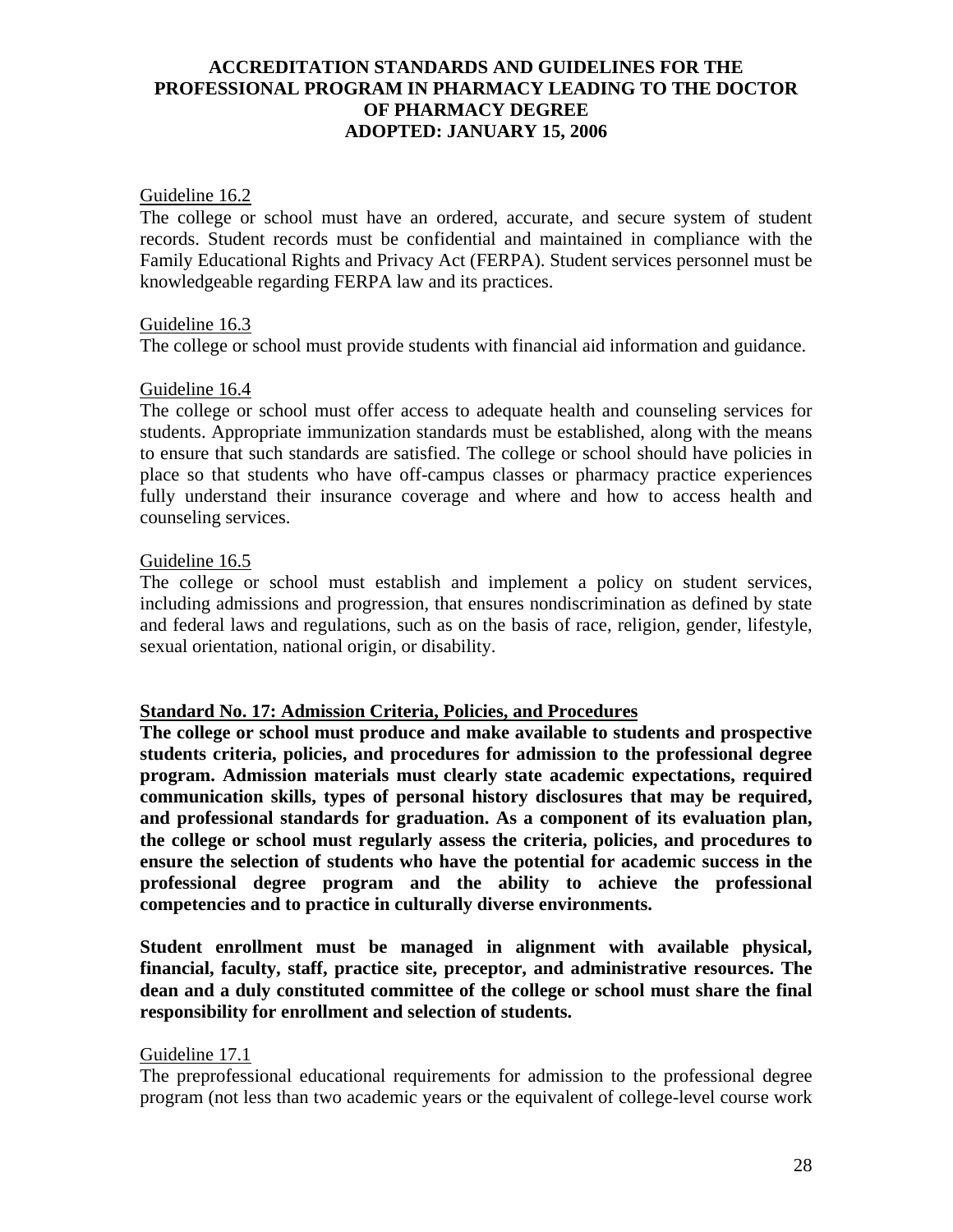Guideline 16.2

The college or school must have an ordered, accurate, and secure system of student records. Student records must be confidential and maintained in compliance with the Family Educational Rights and Privacy Act (FERPA). Student services personnel must be knowledgeable regarding FERPA law and its practices.

Guideline 16.3

The college or school must provide students with financial aid information and guidance.

Guideline 16.4

The college or school must offer access to adequate health and counseling services for students. Appropriate immunization standards must be established, along with the means to ensure that such standards are satisfied. The college or school should have policies in place so that students who have off-campus classes or pharmacy practice experiences fully understand their insurance coverage and where and how to access health and counseling services.

Guideline 16.5

The college or school must establish and implement a policy on student services, including admissions and progression, that ensures nondiscrimination as defined by state and federal laws and regulations, such as on the basis of race, religion, gender, lifestyle, sexual orientation, national origin, or disability.

## Standard No. 17: Admission Criteria, Policies, and Procedures

**The college or school must produce and make available to students and prospective students criteria, policies, and procedures for admission to the professional degree program. Admission materials must clearly state academic expectations, required communication skills, types of personal history disclosures that may be required, and professional standards for graduation. As a component of its evaluation plan, the college or school must regularly assess the criteria, policies, and procedures to ensure the selection of students who have the potential for academic success in the professional degree program and the ability to achieve the professional competencies and to practice in culturally diverse environments.**

**Student enrollment must be managed in alignment with available physical, financial, faculty, staff, practice site, preceptor, and administrative resources. The dean and a duly constituted committee of the college or school must share the final responsibility for enrollment and selection of students.**

Guideline 17.1

The preprofessional educational requirements for admission to the professional degree program (not less than two academic years or the equivalent of college-level course work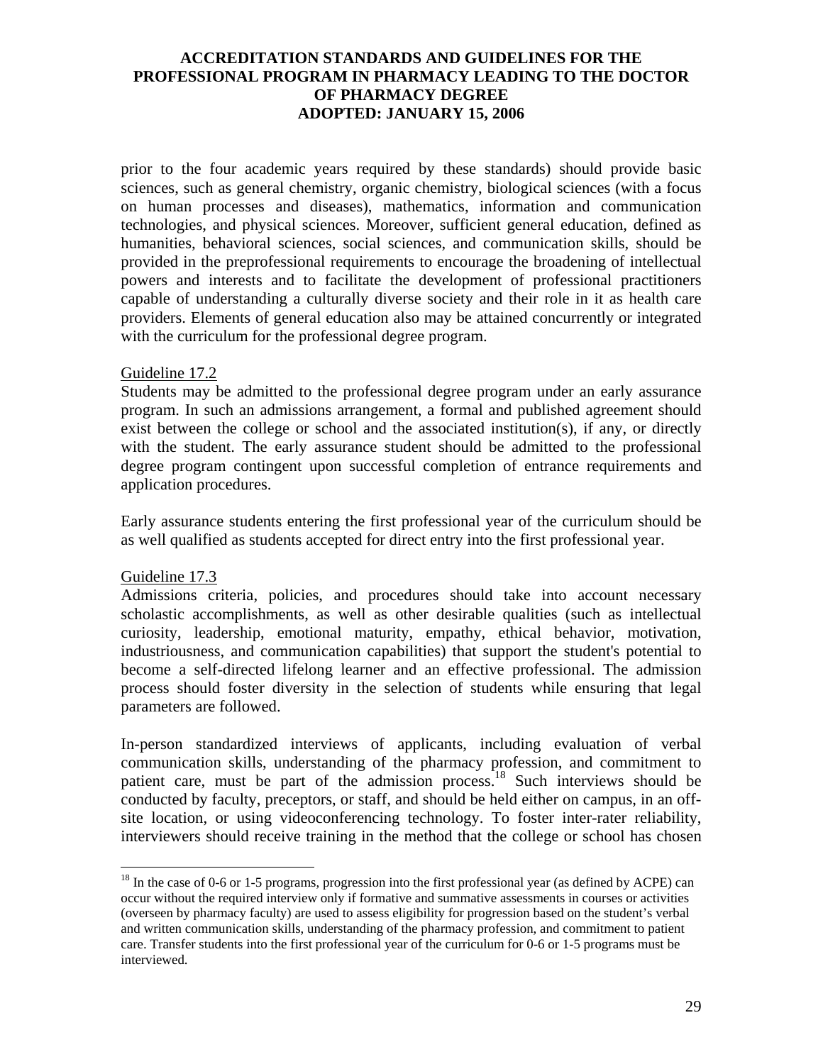prior to the four academic years required by these standards) should provide basic sciences, such as general chemistry, organic chemistry, biological sciences (with a focus on human processes and diseases), mathematics, information and communication technologies, and physical sciences. Moreover, sufficient general education, defined as humanities, behavioral sciences, social sciences, and communication skills, should be provided in the preprofessional requirements to encourage the broadening of intellectual powers and interests and to facilitate the development of professional practitioners capable of understanding a culturally diverse society and their role in it as health care providers. Elements of general education also may be attained concurrently or integrated with the curriculum for the professional degree program.

Guideline 17.2

Students may be admitted to the professional degree program under an early assurance program. In such an admissions arrangement, a formal and published agreement should exist between the college or school and the associated institution(s), if any, or directly with the student. The early assurance student should be admitted to the professional degree program contingent upon successful completion of entrance requirements and application procedures.

Early assurance students entering the first professional year of the curriculum should be as well qualified as students accepted for direct entry into the first professional year.

Guideline 17.3

Admissions criteria, policies, and procedures should take into account necessary scholastic accomplishments, as well as other desirable qualities (such as intellectual curiosity, leadership, emotional maturity, empathy, ethical behavior, motivation, industriousness, and communication capabilities) that support the student's potential to become a self-directed lifelong learner and an effective professional. The admission process should foster diversity in the selection of students while ensuring that legal parameters are followed.

In-person standardized interviews of applicants, including evaluation of verbal communication skills, understanding of the pharmacy profession, and commitment to patient care, must be part of the admission process.[18] Such interviews should be conducted by faculty, preceptors, or staff, and should be held either on campus, in an off-site location, or using videoconferencing technology. To foster inter-rater reliability, interviewers should receive training in the method that the college or school has chosen

---

[18] In the case of 0-6 or 1-5 programs, progression into the first professional year (as defined by ACPE) can occur without the required interview only if formative and summative assessments in courses or activities (overseen by pharmacy faculty) are used to assess eligibility for progression based on the student's verbal and written communication skills, understanding of the pharmacy profession, and commitment to patient care. Transfer students into the first professional year of the curriculum for 0-6 or 1-5 programs must be interviewed.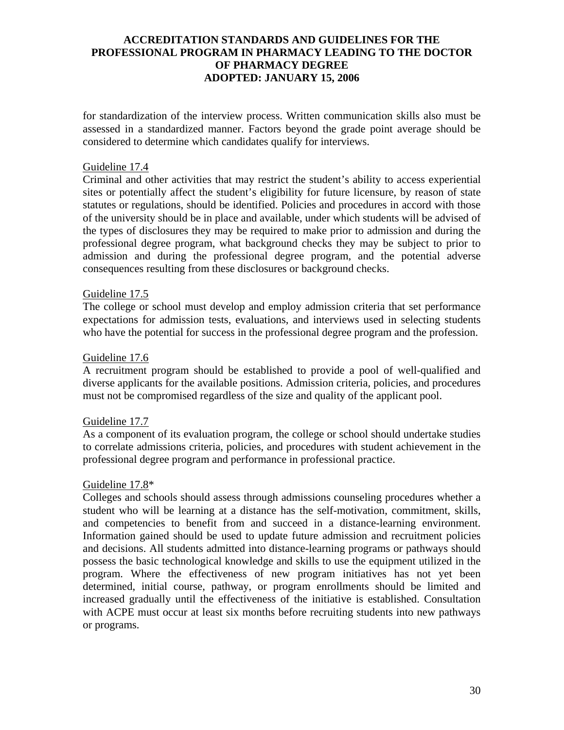for standardization of the interview process. Written communication skills also must be assessed in a standardized manner. Factors beyond the grade point average should be considered to determine which candidates qualify for interviews.

Guideline 17.4

Criminal and other activities that may restrict the student's ability to access experiential sites or potentially affect the student's eligibility for future licensure, by reason of state statutes or regulations, should be identified. Policies and procedures in accord with those of the university should be in place and available, under which students will be advised of the types of disclosures they may be required to make prior to admission and during the professional degree program, what background checks they may be subject to prior to admission and during the professional degree program, and the potential adverse consequences resulting from these disclosures or background checks.

Guideline 17.5

The college or school must develop and employ admission criteria that set performance expectations for admission tests, evaluations, and interviews used in selecting students who have the potential for success in the professional degree program and the profession.

Guideline 17.6

A recruitment program should be established to provide a pool of well-qualified and diverse applicants for the available positions. Admission criteria, policies, and procedures must not be compromised regardless of the size and quality of the applicant pool.

Guideline 17.7

As a component of its evaluation program, the college or school should undertake studies to correlate admissions criteria, policies, and procedures with student achievement in the professional degree program and performance in professional practice.

Guideline 17.8*

Colleges and schools should assess through admissions counseling procedures whether a student who will be learning at a distance has the self-motivation, commitment, skills, and competencies to benefit from and succeed in a distance-learning environment. Information gained should be used to update future admission and recruitment policies and decisions. All students admitted into distance-learning programs or pathways should possess the basic technological knowledge and skills to use the equipment utilized in the program. Where the effectiveness of new program initiatives has not yet been determined, initial course, pathway, or program enrollments should be limited and increased gradually until the effectiveness of the initiative is established. Consultation with ACPE must occur at least six months before recruiting students into new pathways or programs.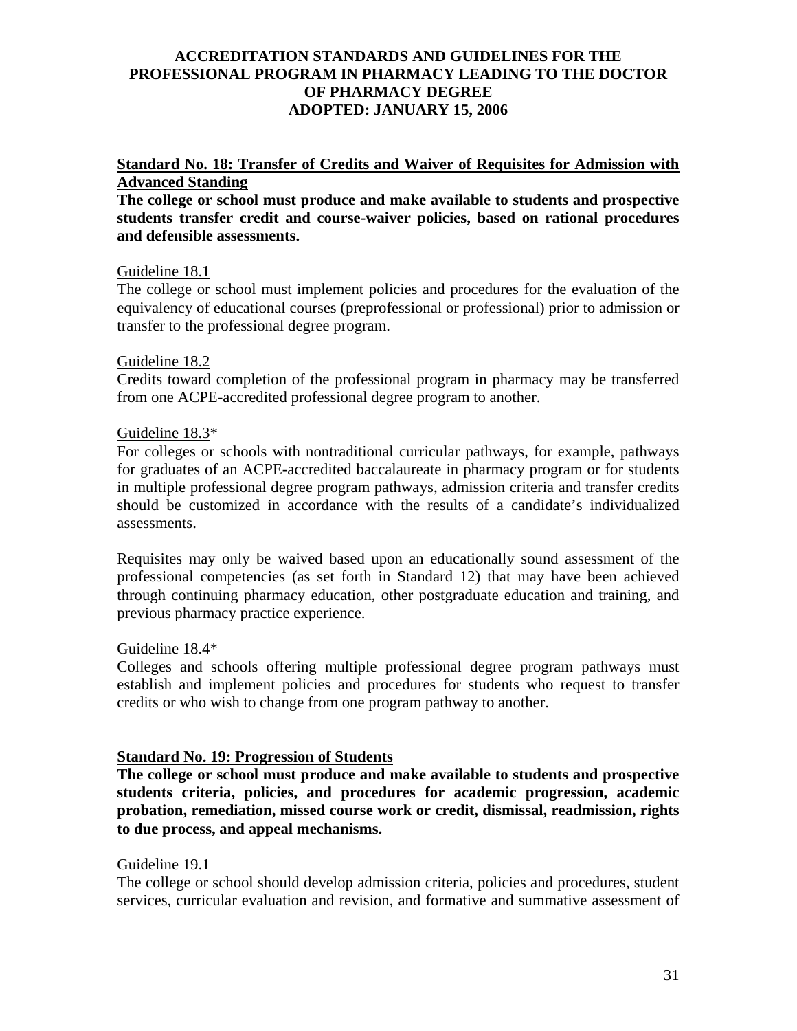**ACCREDITATION STANDARDS AND GUIDELINES FOR THE PROFESSIONAL PROGRAM IN PHARMACY LEADING TO THE DOCTOR OF PHARMACY DEGREE**
**ADOPTED: JANUARY 15, 2006**

## Standard No. 18: Transfer of Credits and Waiver of Requisites for Admission with Advanced Standing

**The college or school must produce and make available to students and prospective students transfer credit and course-waiver policies, based on rational procedures and defensible assessments.**

Guideline 18.1

The college or school must implement policies and procedures for the evaluation of the equivalency of educational courses (preprofessional or professional) prior to admission or transfer to the professional degree program.

Guideline 18.2

Credits toward completion of the professional program in pharmacy may be transferred from one ACPE-accredited professional degree program to another.

Guideline 18.3*

For colleges or schools with nontraditional curricular pathways, for example, pathways for graduates of an ACPE-accredited baccalaureate in pharmacy program or for students in multiple professional degree program pathways, admission criteria and transfer credits should be customized in accordance with the results of a candidate's individualized assessments.

Requisites may only be waived based upon an educationally sound assessment of the professional competencies (as set forth in Standard 12) that may have been achieved through continuing pharmacy education, other postgraduate education and training, and previous pharmacy practice experience.

Guideline 18.4*

Colleges and schools offering multiple professional degree program pathways must establish and implement policies and procedures for students who request to transfer credits or who wish to change from one program pathway to another.

## Standard No. 19: Progression of Students

**The college or school must produce and make available to students and prospective students criteria, policies, and procedures for academic progression, academic probation, remediation, missed course work or credit, dismissal, readmission, rights to due process, and appeal mechanisms.**

Guideline 19.1

The college or school should develop admission criteria, policies and procedures, student services, curricular evaluation and revision, and formative and summative assessment of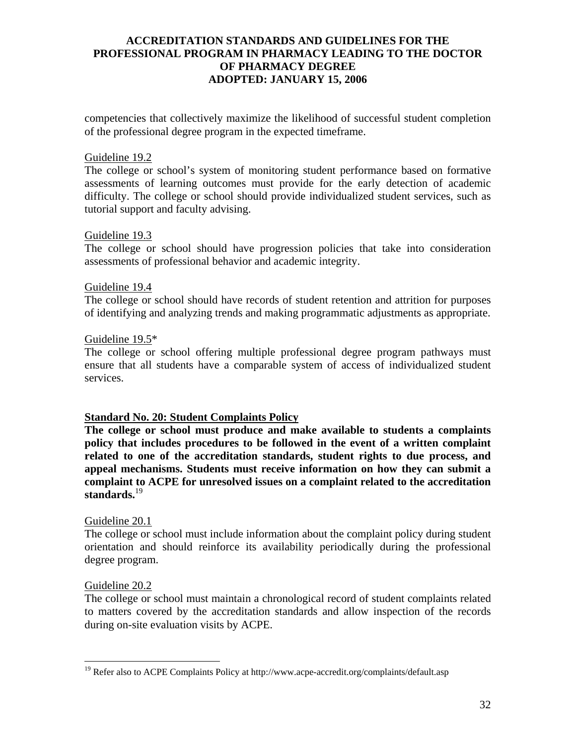competencies that collectively maximize the likelihood of successful student completion of the professional degree program in the expected timeframe.

Guideline 19.2

The college or school's system of monitoring student performance based on formative assessments of learning outcomes must provide for the early detection of academic difficulty. The college or school should provide individualized student services, such as tutorial support and faculty advising.

Guideline 19.3

The college or school should have progression policies that take into consideration assessments of professional behavior and academic integrity.

Guideline 19.4

The college or school should have records of student retention and attrition for purposes of identifying and analyzing trends and making programmatic adjustments as appropriate.

Guideline 19.5*

The college or school offering multiple professional degree program pathways must ensure that all students have a comparable system of access of individualized student services.

**Standard No. 20: Student Complaints Policy**

**The college or school must produce and make available to students a complaints policy that includes procedures to be followed in the event of a written complaint related to one of the accreditation standards, student rights to due process, and appeal mechanisms. Students must receive information on how they can submit a complaint to ACPE for unresolved issues on a complaint related to the accreditation standards.**[19]

Guideline 20.1

The college or school must include information about the complaint policy during student orientation and should reinforce its availability periodically during the professional degree program.

Guideline 20.2

The college or school must maintain a chronological record of student complaints related to matters covered by the accreditation standards and allow inspection of the records during on-site evaluation visits by ACPE.

[19] Refer also to ACPE Complaints Policy at http://www.acpe-accredit.org/complaints/default.asp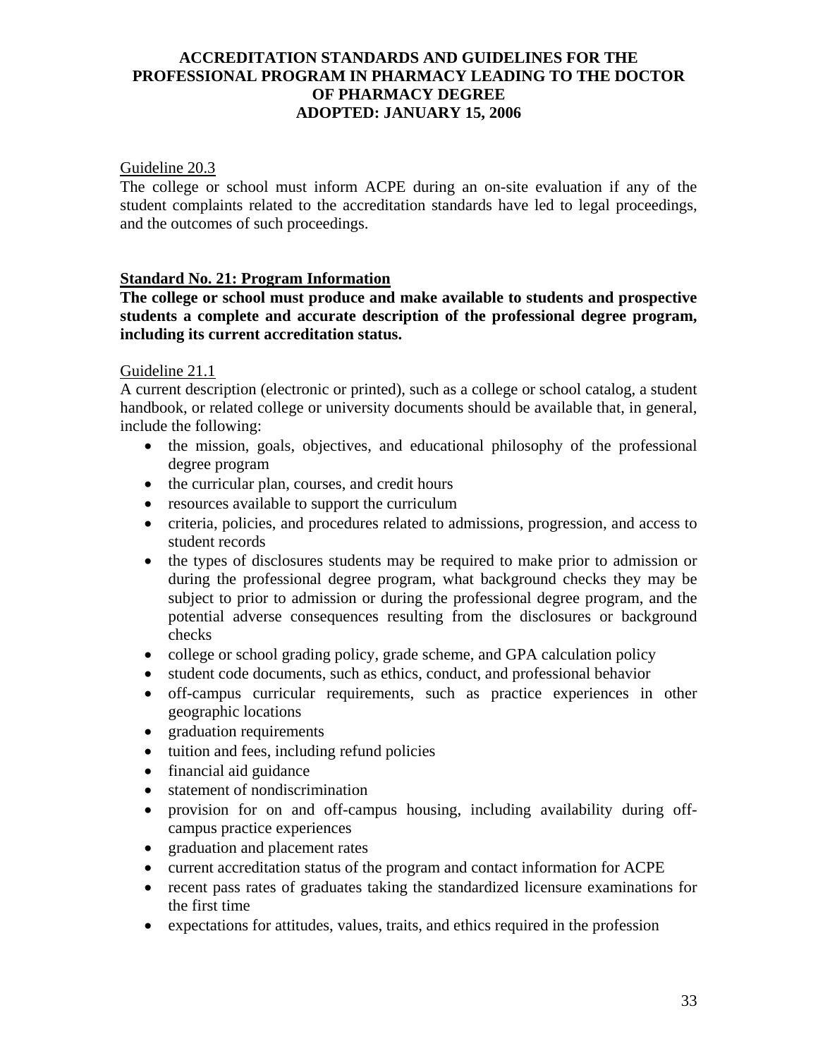Guideline 20.3

The college or school must inform ACPE during an on-site evaluation if any of the student complaints related to the accreditation standards have led to legal proceedings, and the outcomes of such proceedings.

## Standard No. 21: Program Information

**The college or school must produce and make available to students and prospective students a complete and accurate description of the professional degree program, including its current accreditation status.**

Guideline 21.1

A current description (electronic or printed), such as a college or school catalog, a student handbook, or related college or university documents should be available that, in general, include the following:

- the mission, goals, objectives, and educational philosophy of the professional degree program
- the curricular plan, courses, and credit hours
- resources available to support the curriculum
- criteria, policies, and procedures related to admissions, progression, and access to student records
- the types of disclosures students may be required to make prior to admission or during the professional degree program, what background checks they may be subject to prior to admission or during the professional degree program, and the potential adverse consequences resulting from the disclosures or background checks
- college or school grading policy, grade scheme, and GPA calculation policy
- student code documents, such as ethics, conduct, and professional behavior
- off-campus curricular requirements, such as practice experiences in other geographic locations
- graduation requirements
- tuition and fees, including refund policies
- financial aid guidance
- statement of nondiscrimination
- provision for on and off-campus housing, including availability during off-campus practice experiences
- graduation and placement rates
- current accreditation status of the program and contact information for ACPE
- recent pass rates of graduates taking the standardized licensure examinations for the first time
- expectations for attitudes, values, traits, and ethics required in the profession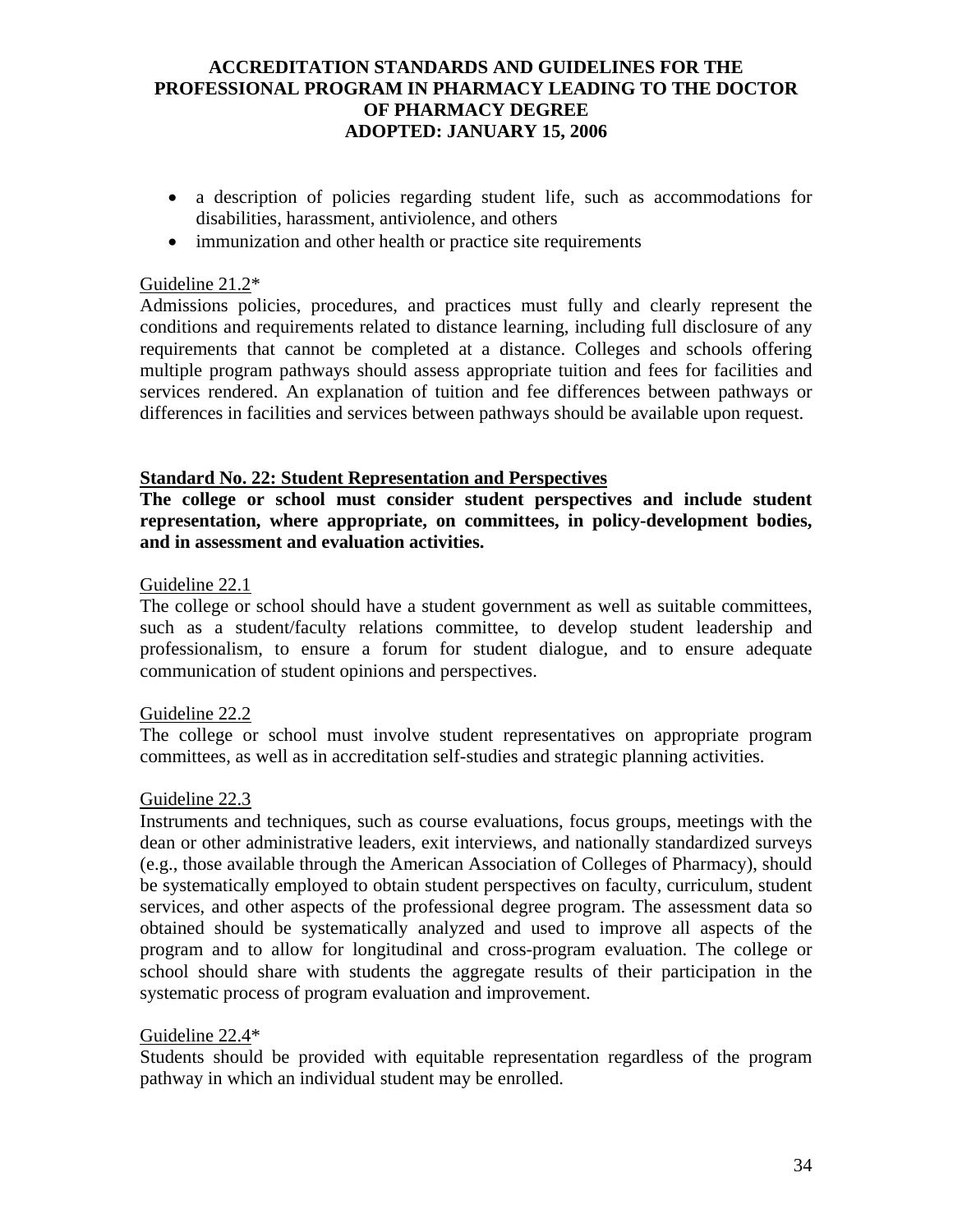- a description of policies regarding student life, such as accommodations for disabilities, harassment, antiviolence, and others
- immunization and other health or practice site requirements

Guideline 21.2*
Admissions policies, procedures, and practices must fully and clearly represent the conditions and requirements related to distance learning, including full disclosure of any requirements that cannot be completed at a distance. Colleges and schools offering multiple program pathways should assess appropriate tuition and fees for facilities and services rendered. An explanation of tuition and fee differences between pathways or differences in facilities and services between pathways should be available upon request.

## Standard No. 22: Student Representation and Perspectives

**The college or school must consider student perspectives and include student representation, where appropriate, on committees, in policy-development bodies, and in assessment and evaluation activities.**

Guideline 22.1
The college or school should have a student government as well as suitable committees, such as a student/faculty relations committee, to develop student leadership and professionalism, to ensure a forum for student dialogue, and to ensure adequate communication of student opinions and perspectives.

Guideline 22.2
The college or school must involve student representatives on appropriate program committees, as well as in accreditation self-studies and strategic planning activities.

Guideline 22.3
Instruments and techniques, such as course evaluations, focus groups, meetings with the dean or other administrative leaders, exit interviews, and nationally standardized surveys (e.g., those available through the American Association of Colleges of Pharmacy), should be systematically employed to obtain student perspectives on faculty, curriculum, student services, and other aspects of the professional degree program. The assessment data so obtained should be systematically analyzed and used to improve all aspects of the program and to allow for longitudinal and cross-program evaluation. The college or school should share with students the aggregate results of their participation in the systematic process of program evaluation and improvement.

Guideline 22.4*
Students should be provided with equitable representation regardless of the program pathway in which an individual student may be enrolled.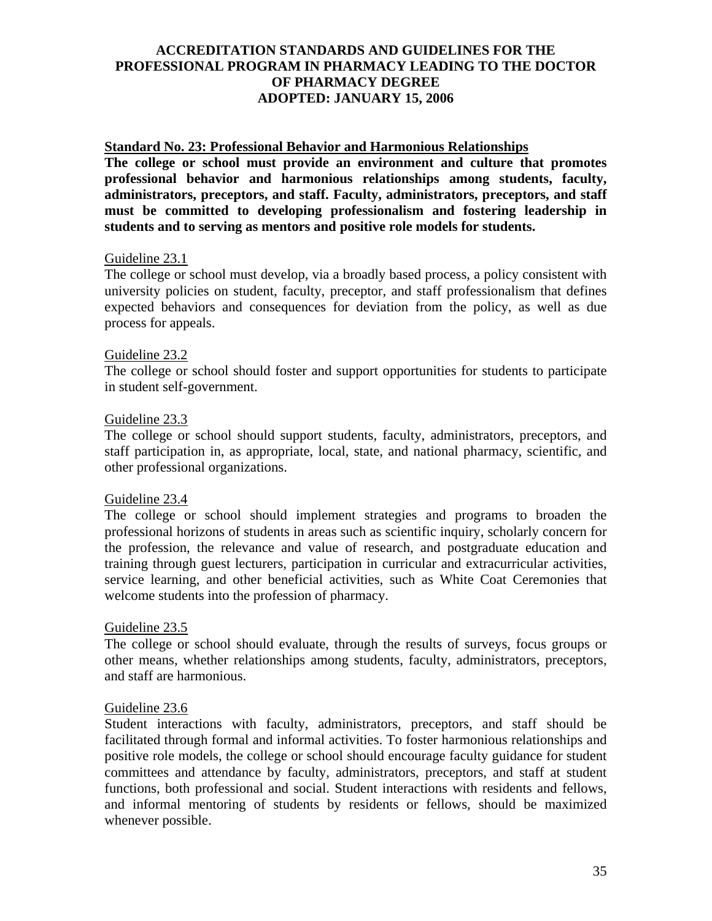**ACCREDITATION STANDARDS AND GUIDELINES FOR THE PROFESSIONAL PROGRAM IN PHARMACY LEADING TO THE DOCTOR OF PHARMACY DEGREE**
**ADOPTED: JANUARY 15, 2006**

## Standard No. 23: Professional Behavior and Harmonious Relationships

**The college or school must provide an environment and culture that promotes professional behavior and harmonious relationships among students, faculty, administrators, preceptors, and staff. Faculty, administrators, preceptors, and staff must be committed to developing professionalism and fostering leadership in students and to serving as mentors and positive role models for students.**

### Guideline 23.1

The college or school must develop, via a broadly based process, a policy consistent with university policies on student, faculty, preceptor, and staff professionalism that defines expected behaviors and consequences for deviation from the policy, as well as due process for appeals.

### Guideline 23.2

The college or school should foster and support opportunities for students to participate in student self-government.

### Guideline 23.3

The college or school should support students, faculty, administrators, preceptors, and staff participation in, as appropriate, local, state, and national pharmacy, scientific, and other professional organizations.

### Guideline 23.4

The college or school should implement strategies and programs to broaden the professional horizons of students in areas such as scientific inquiry, scholarly concern for the profession, the relevance and value of research, and postgraduate education and training through guest lecturers, participation in curricular and extracurricular activities, service learning, and other beneficial activities, such as White Coat Ceremonies that welcome students into the profession of pharmacy.

### Guideline 23.5

The college or school should evaluate, through the results of surveys, focus groups or other means, whether relationships among students, faculty, administrators, preceptors, and staff are harmonious.

### Guideline 23.6

Student interactions with faculty, administrators, preceptors, and staff should be facilitated through formal and informal activities. To foster harmonious relationships and positive role models, the college or school should encourage faculty guidance for student committees and attendance by faculty, administrators, preceptors, and staff at student functions, both professional and social. Student interactions with residents and fellows, and informal mentoring of students by residents or fellows, should be maximized whenever possible.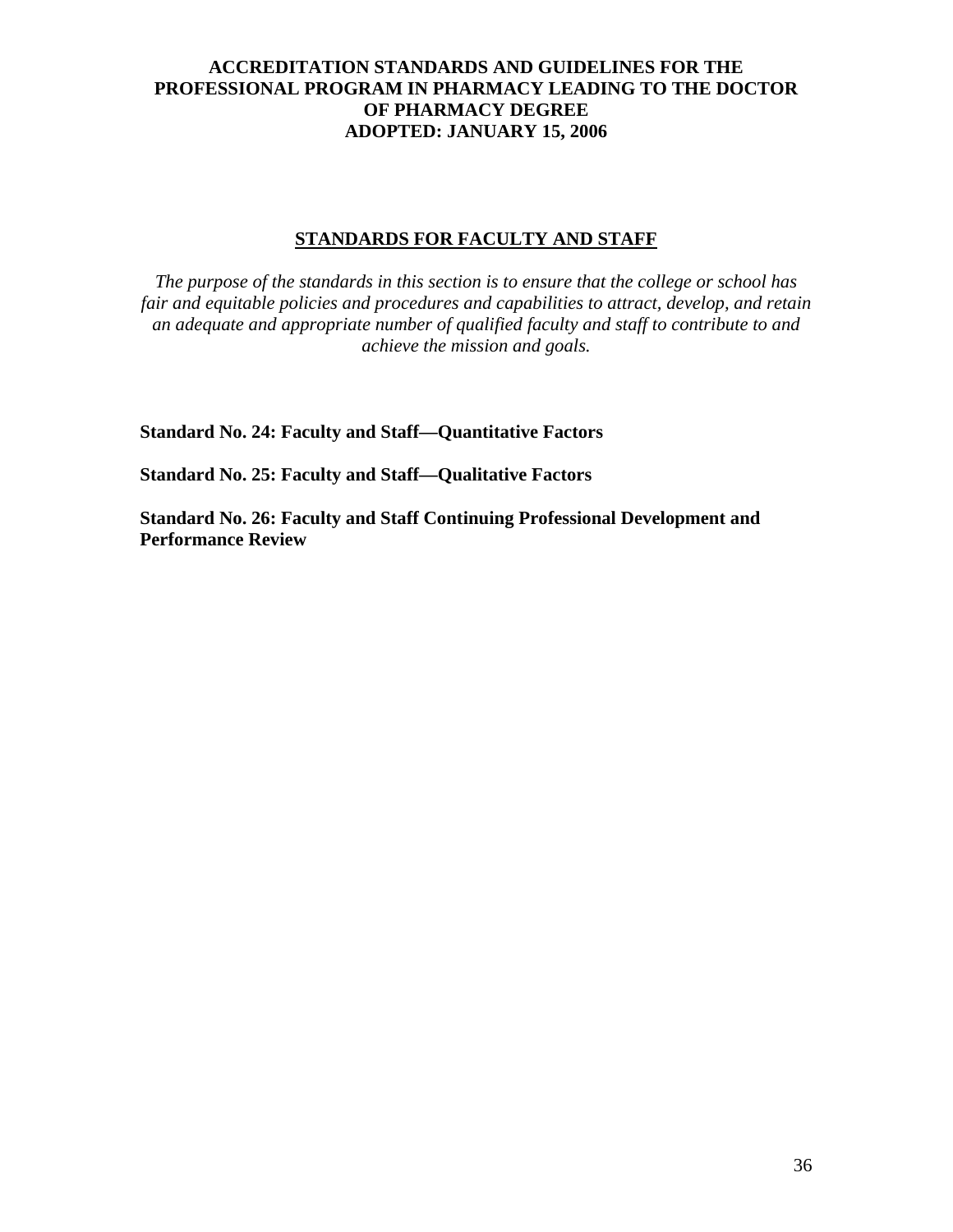**ACCREDITATION STANDARDS AND GUIDELINES FOR THE PROFESSIONAL PROGRAM IN PHARMACY LEADING TO THE DOCTOR OF PHARMACY DEGREE**
**ADOPTED: JANUARY 15, 2006**

## STANDARDS FOR FACULTY AND STAFF

*The purpose of the standards in this section is to ensure that the college or school has fair and equitable policies and procedures and capabilities to attract, develop, and retain an adequate and appropriate number of qualified faculty and staff to contribute to and achieve the mission and goals.*

**Standard No. 24: Faculty and Staff—Quantitative Factors**

**Standard No. 25: Faculty and Staff—Qualitative Factors**

**Standard No. 26: Faculty and Staff Continuing Professional Development and Performance Review**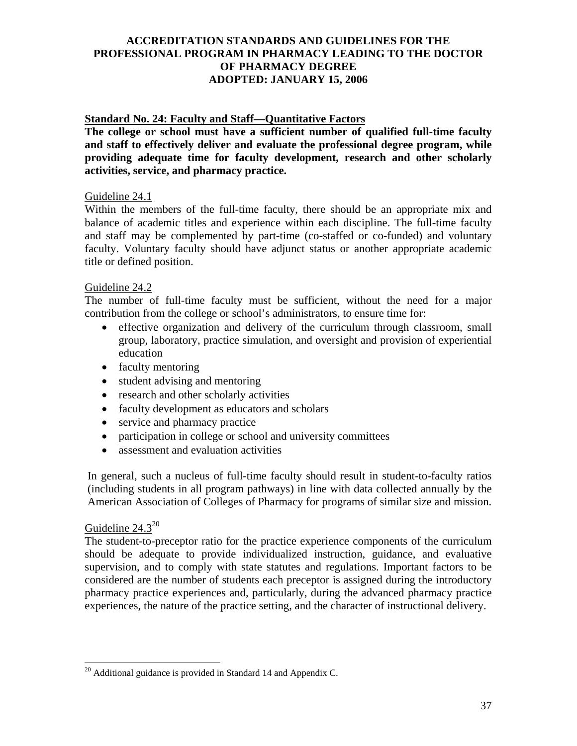**Standard No. 24: Faculty and Staff—Quantitative Factors**

**The college or school must have a sufficient number of qualified full-time faculty and staff to effectively deliver and evaluate the professional degree program, while providing adequate time for faculty development, research and other scholarly activities, service, and pharmacy practice.**

Guideline 24.1

Within the members of the full-time faculty, there should be an appropriate mix and balance of academic titles and experience within each discipline. The full-time faculty and staff may be complemented by part-time (co-staffed or co-funded) and voluntary faculty. Voluntary faculty should have adjunct status or another appropriate academic title or defined position.

Guideline 24.2

The number of full-time faculty must be sufficient, without the need for a major contribution from the college or school's administrators, to ensure time for:

- effective organization and delivery of the curriculum through classroom, small group, laboratory, practice simulation, and oversight and provision of experiential education
- faculty mentoring
- student advising and mentoring
- research and other scholarly activities
- faculty development as educators and scholars
- service and pharmacy practice
- participation in college or school and university committees
- assessment and evaluation activities

In general, such a nucleus of full-time faculty should result in student-to-faculty ratios (including students in all program pathways) in line with data collected annually by the American Association of Colleges of Pharmacy for programs of similar size and mission.

Guideline 24.3[20]

The student-to-preceptor ratio for the practice experience components of the curriculum should be adequate to provide individualized instruction, guidance, and evaluative supervision, and to comply with state statutes and regulations. Important factors to be considered are the number of students each preceptor is assigned during the introductory pharmacy practice experiences and, particularly, during the advanced pharmacy practice experiences, the nature of the practice setting, and the character of instructional delivery.

---

[20] Additional guidance is provided in Standard 14 and Appendix C.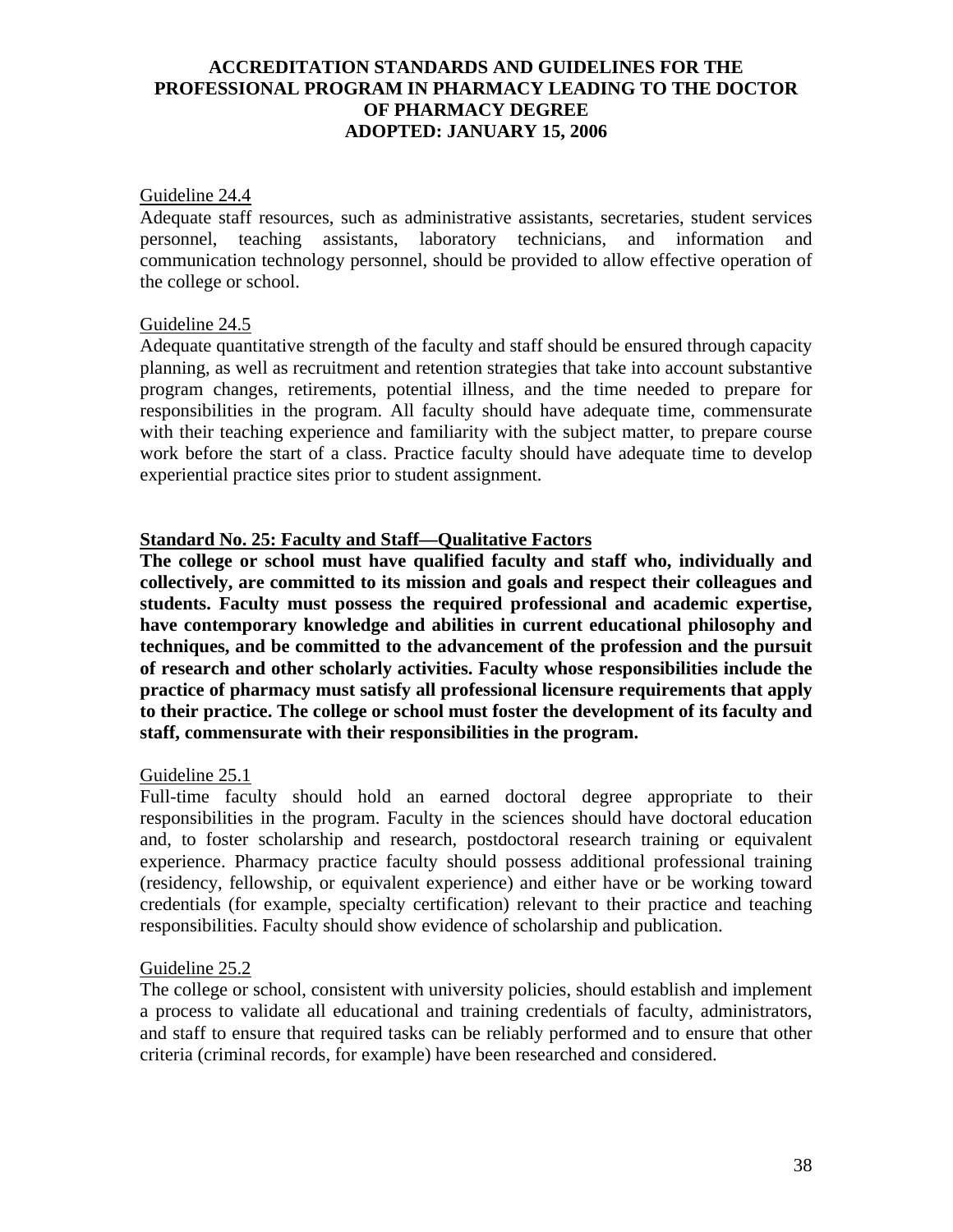Guideline 24.4

Adequate staff resources, such as administrative assistants, secretaries, student services personnel, teaching assistants, laboratory technicians, and information and communication technology personnel, should be provided to allow effective operation of the college or school.

Guideline 24.5

Adequate quantitative strength of the faculty and staff should be ensured through capacity planning, as well as recruitment and retention strategies that take into account substantive program changes, retirements, potential illness, and the time needed to prepare for responsibilities in the program. All faculty should have adequate time, commensurate with their teaching experience and familiarity with the subject matter, to prepare course work before the start of a class. Practice faculty should have adequate time to develop experiential practice sites prior to student assignment.

## Standard No. 25: Faculty and Staff—Qualitative Factors

**The college or school must have qualified faculty and staff who, individually and collectively, are committed to its mission and goals and respect their colleagues and students. Faculty must possess the required professional and academic expertise, have contemporary knowledge and abilities in current educational philosophy and techniques, and be committed to the advancement of the profession and the pursuit of research and other scholarly activities. Faculty whose responsibilities include the practice of pharmacy must satisfy all professional licensure requirements that apply to their practice. The college or school must foster the development of its faculty and staff, commensurate with their responsibilities in the program.**

Guideline 25.1

Full-time faculty should hold an earned doctoral degree appropriate to their responsibilities in the program. Faculty in the sciences should have doctoral education and, to foster scholarship and research, postdoctoral research training or equivalent experience. Pharmacy practice faculty should possess additional professional training (residency, fellowship, or equivalent experience) and either have or be working toward credentials (for example, specialty certification) relevant to their practice and teaching responsibilities. Faculty should show evidence of scholarship and publication.

Guideline 25.2

The college or school, consistent with university policies, should establish and implement a process to validate all educational and training credentials of faculty, administrators, and staff to ensure that required tasks can be reliably performed and to ensure that other criteria (criminal records, for example) have been researched and considered.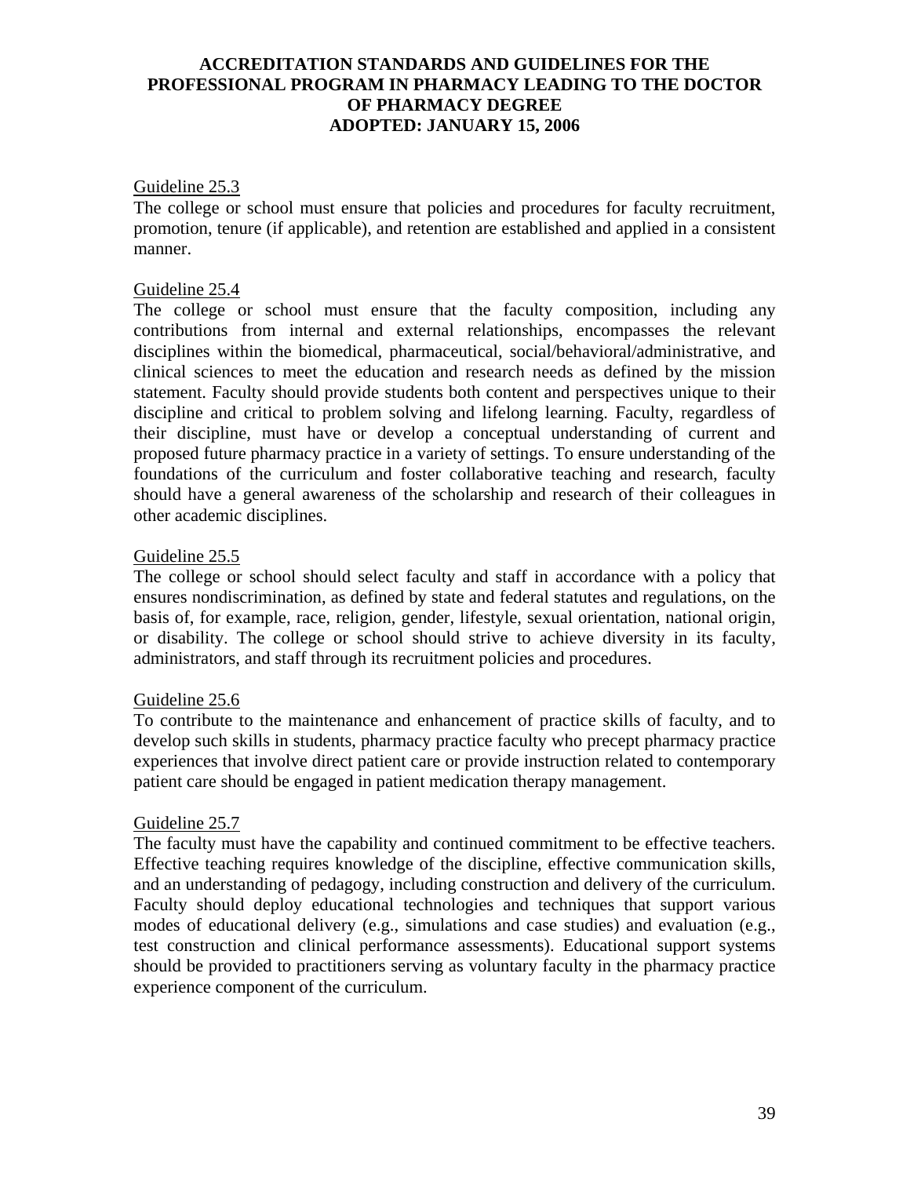Guideline 25.3

The college or school must ensure that policies and procedures for faculty recruitment, promotion, tenure (if applicable), and retention are established and applied in a consistent manner.

Guideline 25.4

The college or school must ensure that the faculty composition, including any contributions from internal and external relationships, encompasses the relevant disciplines within the biomedical, pharmaceutical, social/behavioral/administrative, and clinical sciences to meet the education and research needs as defined by the mission statement. Faculty should provide students both content and perspectives unique to their discipline and critical to problem solving and lifelong learning. Faculty, regardless of their discipline, must have or develop a conceptual understanding of current and proposed future pharmacy practice in a variety of settings. To ensure understanding of the foundations of the curriculum and foster collaborative teaching and research, faculty should have a general awareness of the scholarship and research of their colleagues in other academic disciplines.

Guideline 25.5

The college or school should select faculty and staff in accordance with a policy that ensures nondiscrimination, as defined by state and federal statutes and regulations, on the basis of, for example, race, religion, gender, lifestyle, sexual orientation, national origin, or disability. The college or school should strive to achieve diversity in its faculty, administrators, and staff through its recruitment policies and procedures.

Guideline 25.6

To contribute to the maintenance and enhancement of practice skills of faculty, and to develop such skills in students, pharmacy practice faculty who precept pharmacy practice experiences that involve direct patient care or provide instruction related to contemporary patient care should be engaged in patient medication therapy management.

Guideline 25.7

The faculty must have the capability and continued commitment to be effective teachers. Effective teaching requires knowledge of the discipline, effective communication skills, and an understanding of pedagogy, including construction and delivery of the curriculum. Faculty should deploy educational technologies and techniques that support various modes of educational delivery (e.g., simulations and case studies) and evaluation (e.g., test construction and clinical performance assessments). Educational support systems should be provided to practitioners serving as voluntary faculty in the pharmacy practice experience component of the curriculum.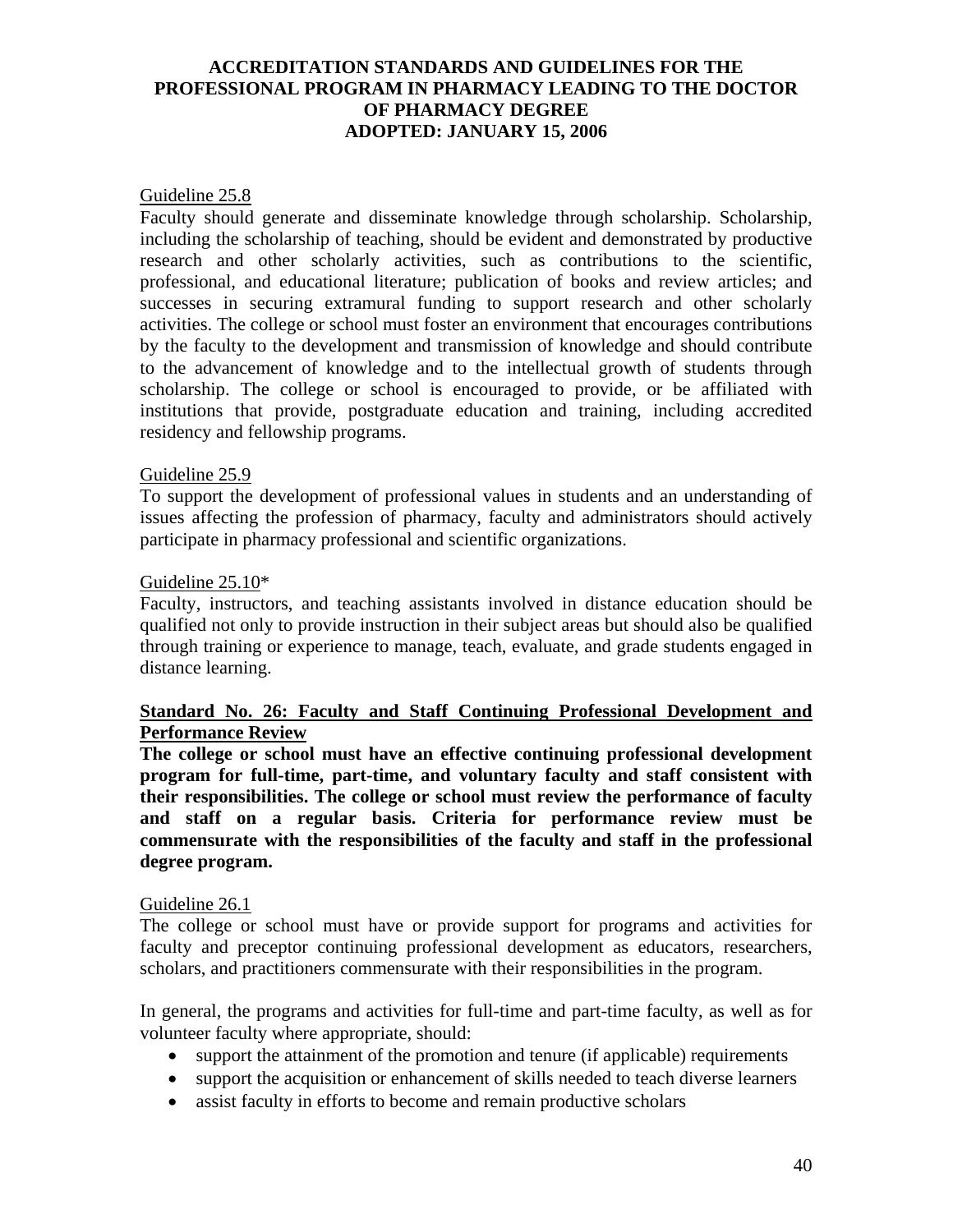Guideline 25.8

Faculty should generate and disseminate knowledge through scholarship. Scholarship, including the scholarship of teaching, should be evident and demonstrated by productive research and other scholarly activities, such as contributions to the scientific, professional, and educational literature; publication of books and review articles; and successes in securing extramural funding to support research and other scholarly activities. The college or school must foster an environment that encourages contributions by the faculty to the development and transmission of knowledge and should contribute to the advancement of knowledge and to the intellectual growth of students through scholarship. The college or school is encouraged to provide, or be affiliated with institutions that provide, postgraduate education and training, including accredited residency and fellowship programs.

Guideline 25.9

To support the development of professional values in students and an understanding of issues affecting the profession of pharmacy, faculty and administrators should actively participate in pharmacy professional and scientific organizations.

Guideline 25.10*

Faculty, instructors, and teaching assistants involved in distance education should be qualified not only to provide instruction in their subject areas but should also be qualified through training or experience to manage, teach, evaluate, and grade students engaged in distance learning.

**Standard No. 26: Faculty and Staff Continuing Professional Development and Performance Review**

**The college or school must have an effective continuing professional development program for full-time, part-time, and voluntary faculty and staff consistent with their responsibilities. The college or school must review the performance of faculty and staff on a regular basis. Criteria for performance review must be commensurate with the responsibilities of the faculty and staff in the professional degree program.**

Guideline 26.1

The college or school must have or provide support for programs and activities for faculty and preceptor continuing professional development as educators, researchers, scholars, and practitioners commensurate with their responsibilities in the program.

In general, the programs and activities for full-time and part-time faculty, as well as for volunteer faculty where appropriate, should:

- support the attainment of the promotion and tenure (if applicable) requirements
- support the acquisition or enhancement of skills needed to teach diverse learners
- assist faculty in efforts to become and remain productive scholars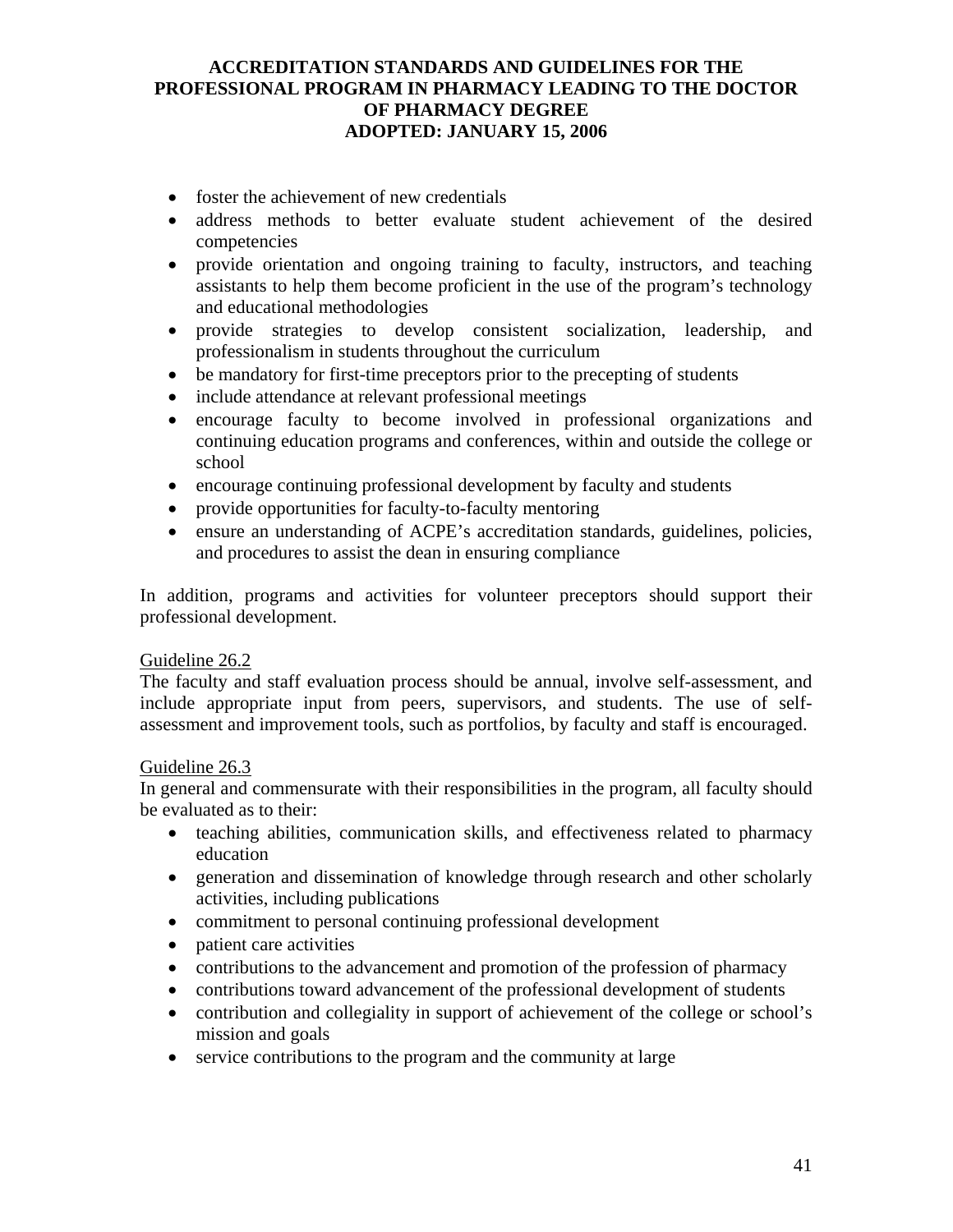- foster the achievement of new credentials
- address methods to better evaluate student achievement of the desired competencies
- provide orientation and ongoing training to faculty, instructors, and teaching assistants to help them become proficient in the use of the program's technology and educational methodologies
- provide strategies to develop consistent socialization, leadership, and professionalism in students throughout the curriculum
- be mandatory for first-time preceptors prior to the precepting of students
- include attendance at relevant professional meetings
- encourage faculty to become involved in professional organizations and continuing education programs and conferences, within and outside the college or school
- encourage continuing professional development by faculty and students
- provide opportunities for faculty-to-faculty mentoring
- ensure an understanding of ACPE's accreditation standards, guidelines, policies, and procedures to assist the dean in ensuring compliance

In addition, programs and activities for volunteer preceptors should support their professional development.

<u>Guideline 26.2</u>

The faculty and staff evaluation process should be annual, involve self-assessment, and include appropriate input from peers, supervisors, and students. The use of self-assessment and improvement tools, such as portfolios, by faculty and staff is encouraged.

<u>Guideline 26.3</u>

In general and commensurate with their responsibilities in the program, all faculty should be evaluated as to their:

- teaching abilities, communication skills, and effectiveness related to pharmacy education
- generation and dissemination of knowledge through research and other scholarly activities, including publications
- commitment to personal continuing professional development
- patient care activities
- contributions to the advancement and promotion of the profession of pharmacy
- contributions toward advancement of the professional development of students
- contribution and collegiality in support of achievement of the college or school's mission and goals
- service contributions to the program and the community at large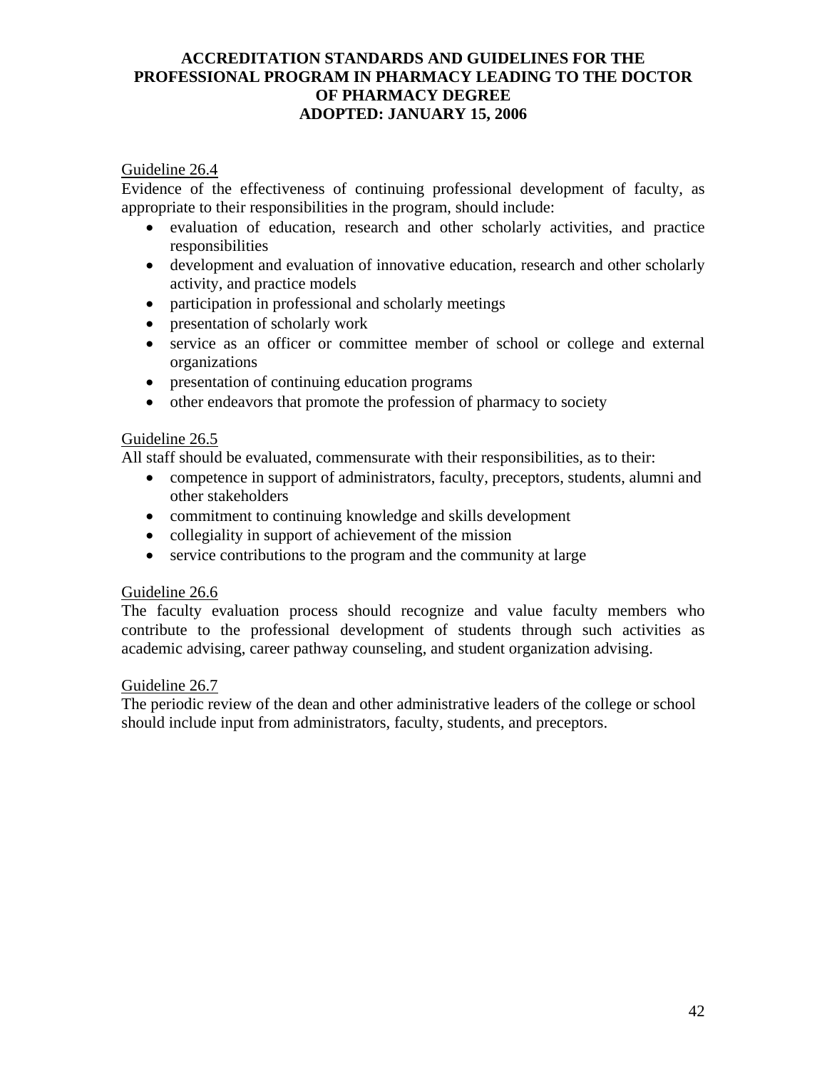Guideline 26.4

Evidence of the effectiveness of continuing professional development of faculty, as appropriate to their responsibilities in the program, should include:

- evaluation of education, research and other scholarly activities, and practice responsibilities
- development and evaluation of innovative education, research and other scholarly activity, and practice models
- participation in professional and scholarly meetings
- presentation of scholarly work
- service as an officer or committee member of school or college and external organizations
- presentation of continuing education programs
- other endeavors that promote the profession of pharmacy to society

Guideline 26.5

All staff should be evaluated, commensurate with their responsibilities, as to their:

- competence in support of administrators, faculty, preceptors, students, alumni and other stakeholders
- commitment to continuing knowledge and skills development
- collegiality in support of achievement of the mission
- service contributions to the program and the community at large

Guideline 26.6

The faculty evaluation process should recognize and value faculty members who contribute to the professional development of students through such activities as academic advising, career pathway counseling, and student organization advising.

Guideline 26.7

The periodic review of the dean and other administrative leaders of the college or school should include input from administrators, faculty, students, and preceptors.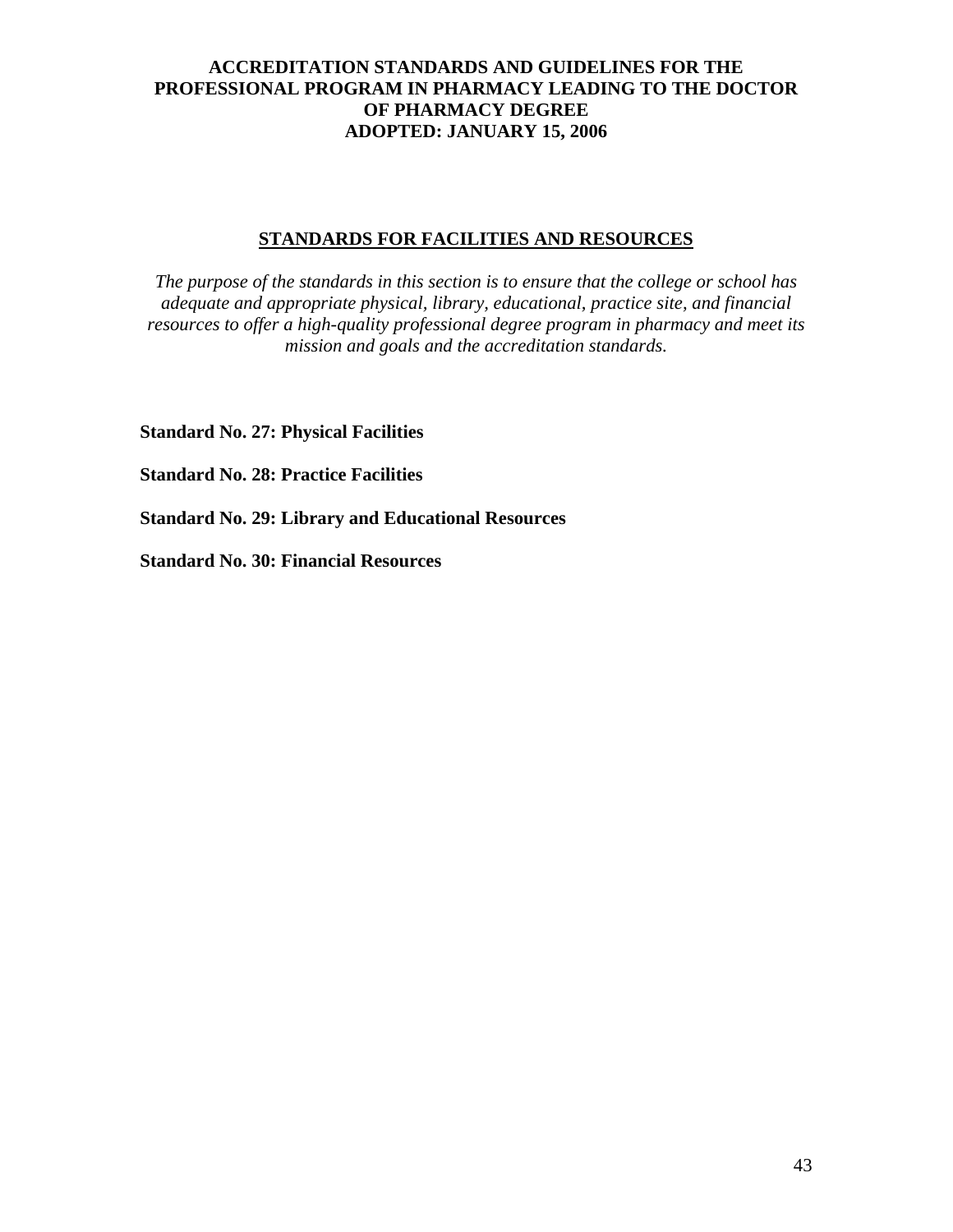**ACCREDITATION STANDARDS AND GUIDELINES FOR THE PROFESSIONAL PROGRAM IN PHARMACY LEADING TO THE DOCTOR OF PHARMACY DEGREE**
**ADOPTED: JANUARY 15, 2006**

## STANDARDS FOR FACILITIES AND RESOURCES

*The purpose of the standards in this section is to ensure that the college or school has adequate and appropriate physical, library, educational, practice site, and financial resources to offer a high-quality professional degree program in pharmacy and meet its mission and goals and the accreditation standards.*

**Standard No. 27: Physical Facilities**

**Standard No. 28: Practice Facilities**

**Standard No. 29: Library and Educational Resources**

**Standard No. 30: Financial Resources**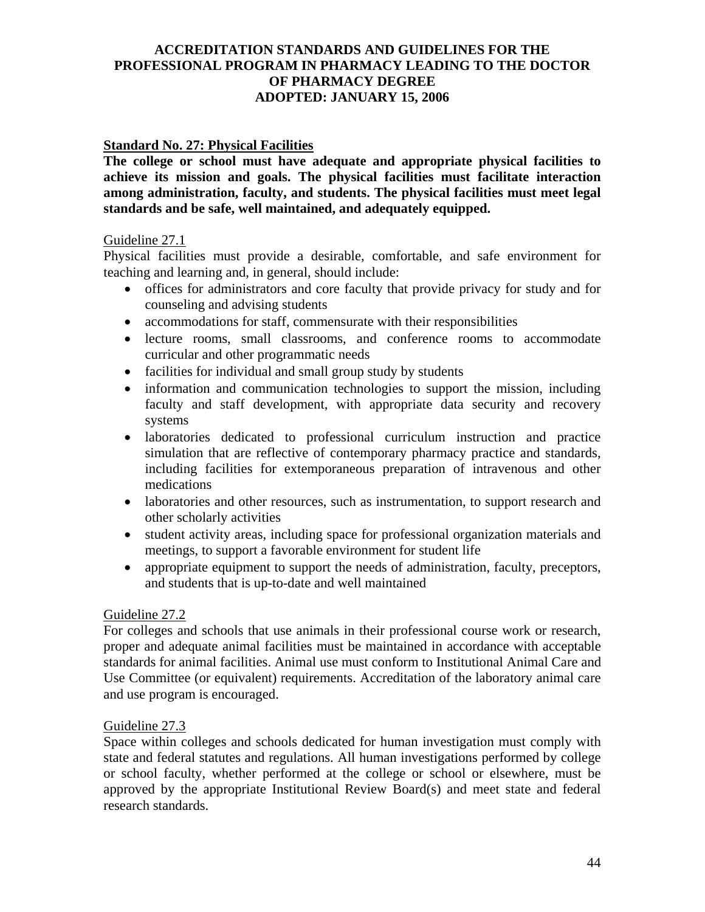### Standard No. 27: Physical Facilities

**The college or school must have adequate and appropriate physical facilities to achieve its mission and goals. The physical facilities must facilitate interaction among administration, faculty, and students. The physical facilities must meet legal standards and be safe, well maintained, and adequately equipped.**

Guideline 27.1

Physical facilities must provide a desirable, comfortable, and safe environment for teaching and learning and, in general, should include:

- offices for administrators and core faculty that provide privacy for study and for counseling and advising students
- accommodations for staff, commensurate with their responsibilities
- lecture rooms, small classrooms, and conference rooms to accommodate curricular and other programmatic needs
- facilities for individual and small group study by students
- information and communication technologies to support the mission, including faculty and staff development, with appropriate data security and recovery systems
- laboratories dedicated to professional curriculum instruction and practice simulation that are reflective of contemporary pharmacy practice and standards, including facilities for extemporaneous preparation of intravenous and other medications
- laboratories and other resources, such as instrumentation, to support research and other scholarly activities
- student activity areas, including space for professional organization materials and meetings, to support a favorable environment for student life
- appropriate equipment to support the needs of administration, faculty, preceptors, and students that is up-to-date and well maintained

Guideline 27.2

For colleges and schools that use animals in their professional course work or research, proper and adequate animal facilities must be maintained in accordance with acceptable standards for animal facilities. Animal use must conform to Institutional Animal Care and Use Committee (or equivalent) requirements. Accreditation of the laboratory animal care and use program is encouraged.

Guideline 27.3

Space within colleges and schools dedicated for human investigation must comply with state and federal statutes and regulations. All human investigations performed by college or school faculty, whether performed at the college or school or elsewhere, must be approved by the appropriate Institutional Review Board(s) and meet state and federal research standards.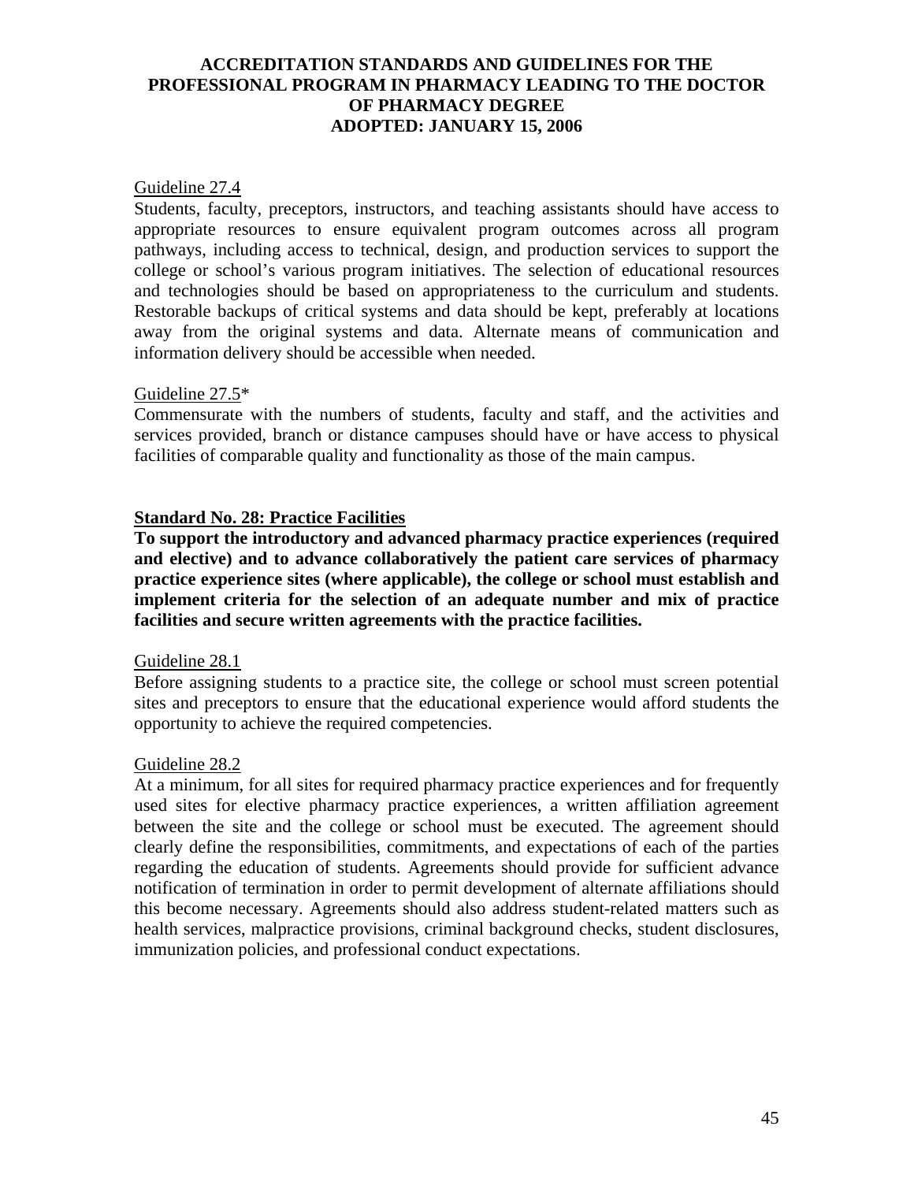Guideline 27.4

Students, faculty, preceptors, instructors, and teaching assistants should have access to appropriate resources to ensure equivalent program outcomes across all program pathways, including access to technical, design, and production services to support the college or school's various program initiatives. The selection of educational resources and technologies should be based on appropriateness to the curriculum and students. Restorable backups of critical systems and data should be kept, preferably at locations away from the original systems and data. Alternate means of communication and information delivery should be accessible when needed.

Guideline 27.5*

Commensurate with the numbers of students, faculty and staff, and the activities and services provided, branch or distance campuses should have or have access to physical facilities of comparable quality and functionality as those of the main campus.

## Standard No. 28: Practice Facilities

**To support the introductory and advanced pharmacy practice experiences (required and elective) and to advance collaboratively the patient care services of pharmacy practice experience sites (where applicable), the college or school must establish and implement criteria for the selection of an adequate number and mix of practice facilities and secure written agreements with the practice facilities.**

Guideline 28.1

Before assigning students to a practice site, the college or school must screen potential sites and preceptors to ensure that the educational experience would afford students the opportunity to achieve the required competencies.

Guideline 28.2

At a minimum, for all sites for required pharmacy practice experiences and for frequently used sites for elective pharmacy practice experiences, a written affiliation agreement between the site and the college or school must be executed. The agreement should clearly define the responsibilities, commitments, and expectations of each of the parties regarding the education of students. Agreements should provide for sufficient advance notification of termination in order to permit development of alternate affiliations should this become necessary. Agreements should also address student-related matters such as health services, malpractice provisions, criminal background checks, student disclosures, immunization policies, and professional conduct expectations.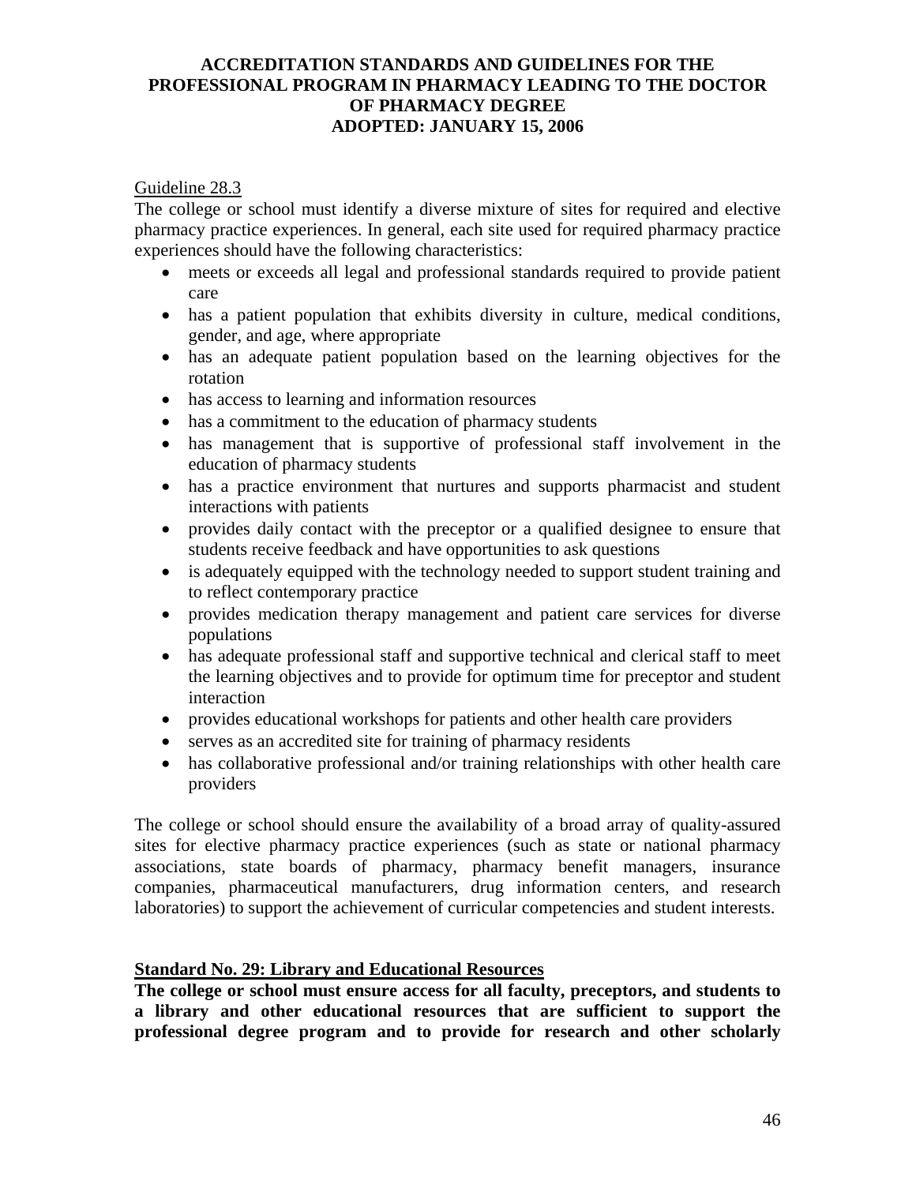Guideline 28.3

The college or school must identify a diverse mixture of sites for required and elective pharmacy practice experiences. In general, each site used for required pharmacy practice experiences should have the following characteristics:

- meets or exceeds all legal and professional standards required to provide patient care
- has a patient population that exhibits diversity in culture, medical conditions, gender, and age, where appropriate
- has an adequate patient population based on the learning objectives for the rotation
- has access to learning and information resources
- has a commitment to the education of pharmacy students
- has management that is supportive of professional staff involvement in the education of pharmacy students
- has a practice environment that nurtures and supports pharmacist and student interactions with patients
- provides daily contact with the preceptor or a qualified designee to ensure that students receive feedback and have opportunities to ask questions
- is adequately equipped with the technology needed to support student training and to reflect contemporary practice
- provides medication therapy management and patient care services for diverse populations
- has adequate professional staff and supportive technical and clerical staff to meet the learning objectives and to provide for optimum time for preceptor and student interaction
- provides educational workshops for patients and other health care providers
- serves as an accredited site for training of pharmacy residents
- has collaborative professional and/or training relationships with other health care providers

The college or school should ensure the availability of a broad array of quality-assured sites for elective pharmacy practice experiences (such as state or national pharmacy associations, state boards of pharmacy, pharmacy benefit managers, insurance companies, pharmaceutical manufacturers, drug information centers, and research laboratories) to support the achievement of curricular competencies and student interests.

## Standard No. 29: Library and Educational Resources

**The college or school must ensure access for all faculty, preceptors, and students to a library and other educational resources that are sufficient to support the professional degree program and to provide for research and other scholarly**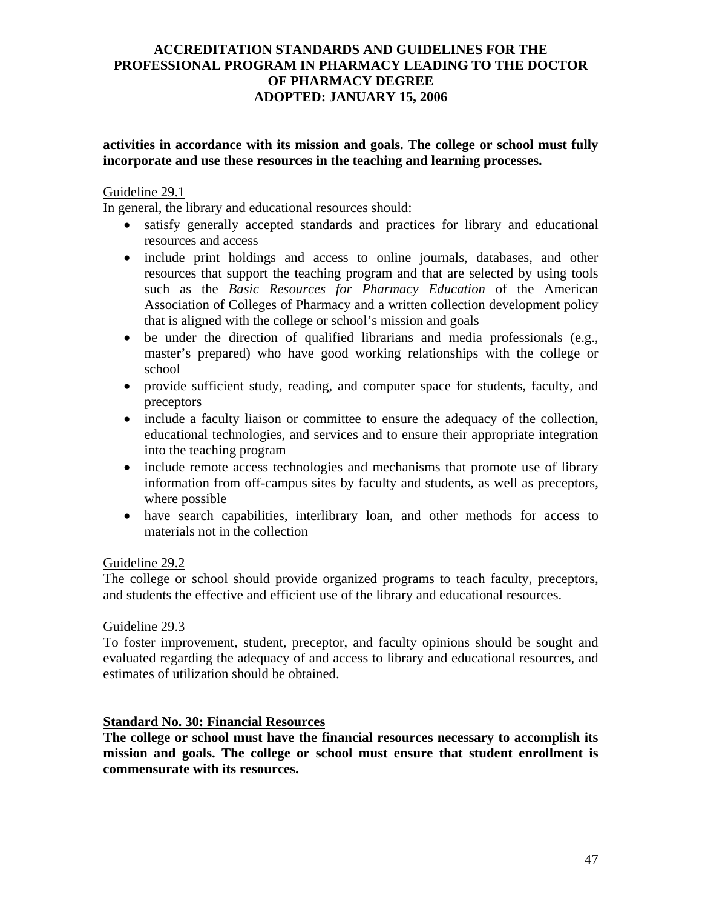**activities in accordance with its mission and goals. The college or school must fully incorporate and use these resources in the teaching and learning processes.**

Guideline 29.1

In general, the library and educational resources should:

- satisfy generally accepted standards and practices for library and educational resources and access
- include print holdings and access to online journals, databases, and other resources that support the teaching program and that are selected by using tools such as the *Basic Resources for Pharmacy Education* of the American Association of Colleges of Pharmacy and a written collection development policy that is aligned with the college or school's mission and goals
- be under the direction of qualified librarians and media professionals (e.g., master's prepared) who have good working relationships with the college or school
- provide sufficient study, reading, and computer space for students, faculty, and preceptors
- include a faculty liaison or committee to ensure the adequacy of the collection, educational technologies, and services and to ensure their appropriate integration into the teaching program
- include remote access technologies and mechanisms that promote use of library information from off-campus sites by faculty and students, as well as preceptors, where possible
- have search capabilities, interlibrary loan, and other methods for access to materials not in the collection

Guideline 29.2

The college or school should provide organized programs to teach faculty, preceptors, and students the effective and efficient use of the library and educational resources.

Guideline 29.3

To foster improvement, student, preceptor, and faculty opinions should be sought and evaluated regarding the adequacy of and access to library and educational resources, and estimates of utilization should be obtained.

## Standard No. 30: Financial Resources

**The college or school must have the financial resources necessary to accomplish its mission and goals. The college or school must ensure that student enrollment is commensurate with its resources.**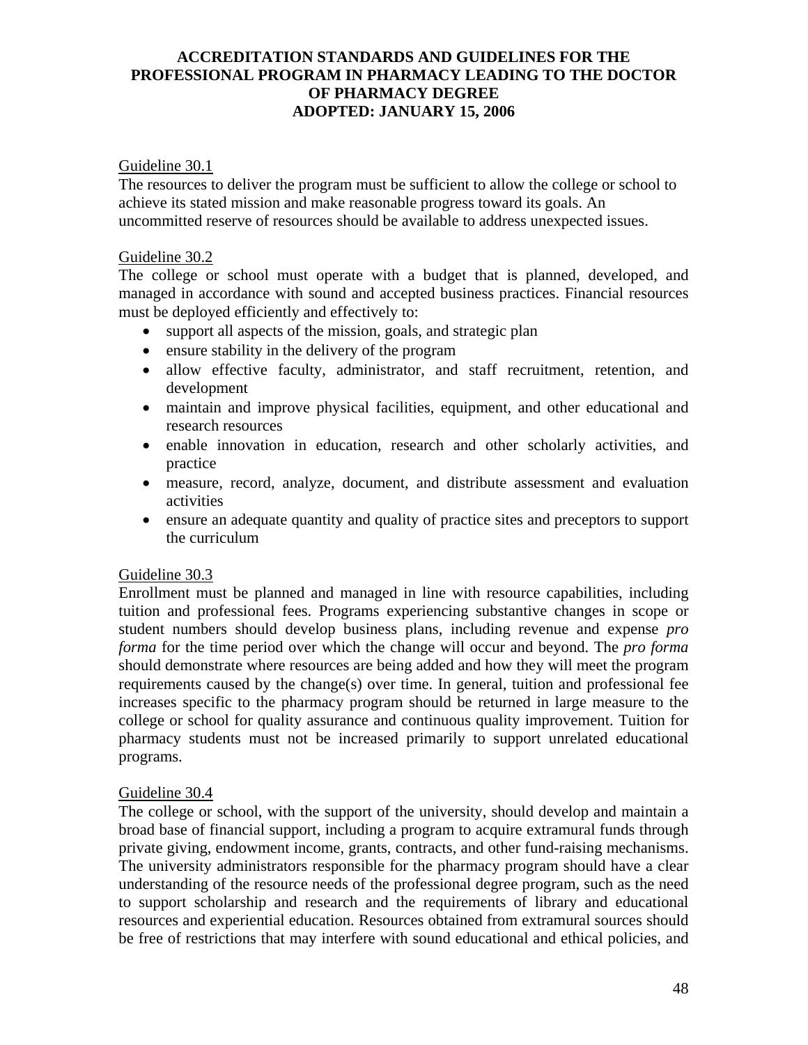Guideline 30.1

The resources to deliver the program must be sufficient to allow the college or school to achieve its stated mission and make reasonable progress toward its goals. An uncommitted reserve of resources should be available to address unexpected issues.

Guideline 30.2

The college or school must operate with a budget that is planned, developed, and managed in accordance with sound and accepted business practices. Financial resources must be deployed efficiently and effectively to:

- support all aspects of the mission, goals, and strategic plan
- ensure stability in the delivery of the program
- allow effective faculty, administrator, and staff recruitment, retention, and development
- maintain and improve physical facilities, equipment, and other educational and research resources
- enable innovation in education, research and other scholarly activities, and practice
- measure, record, analyze, document, and distribute assessment and evaluation activities
- ensure an adequate quantity and quality of practice sites and preceptors to support the curriculum

Guideline 30.3

Enrollment must be planned and managed in line with resource capabilities, including tuition and professional fees. Programs experiencing substantive changes in scope or student numbers should develop business plans, including revenue and expense *pro forma* for the time period over which the change will occur and beyond. The *pro forma* should demonstrate where resources are being added and how they will meet the program requirements caused by the change(s) over time. In general, tuition and professional fee increases specific to the pharmacy program should be returned in large measure to the college or school for quality assurance and continuous quality improvement. Tuition for pharmacy students must not be increased primarily to support unrelated educational programs.

Guideline 30.4

The college or school, with the support of the university, should develop and maintain a broad base of financial support, including a program to acquire extramural funds through private giving, endowment income, grants, contracts, and other fund-raising mechanisms. The university administrators responsible for the pharmacy program should have a clear understanding of the resource needs of the professional degree program, such as the need to support scholarship and research and the requirements of library and educational resources and experiential education. Resources obtained from extramural sources should be free of restrictions that may interfere with sound educational and ethical policies, and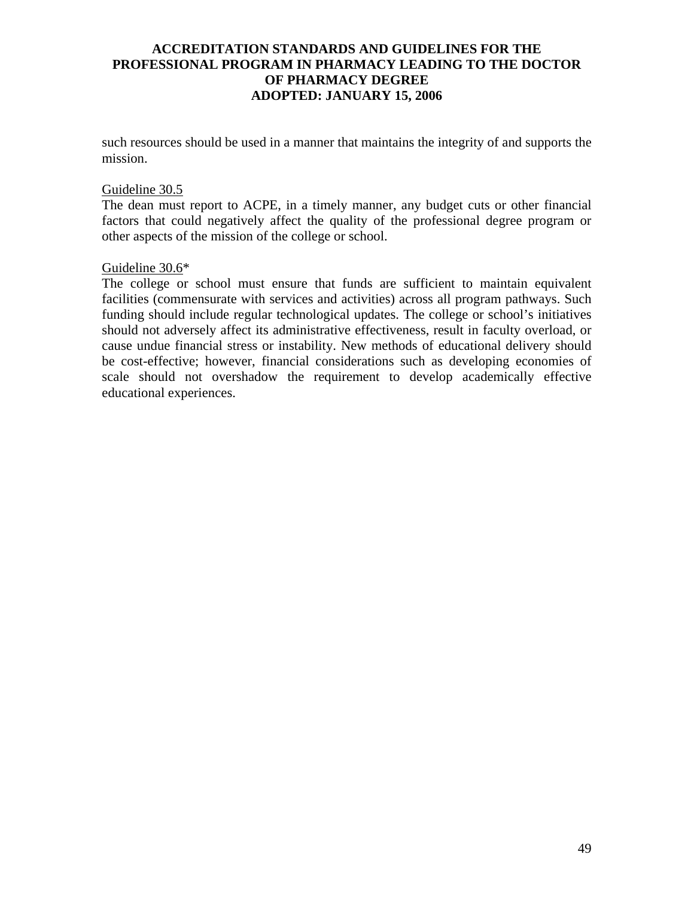such resources should be used in a manner that maintains the integrity of and supports the mission.

Guideline 30.5

The dean must report to ACPE, in a timely manner, any budget cuts or other financial factors that could negatively affect the quality of the professional degree program or other aspects of the mission of the college or school.

Guideline 30.6*

The college or school must ensure that funds are sufficient to maintain equivalent facilities (commensurate with services and activities) across all program pathways. Such funding should include regular technological updates. The college or school's initiatives should not adversely affect its administrative effectiveness, result in faculty overload, or cause undue financial stress or instability. New methods of educational delivery should be cost-effective; however, financial considerations such as developing economies of scale should not overshadow the requirement to develop academically effective educational experiences.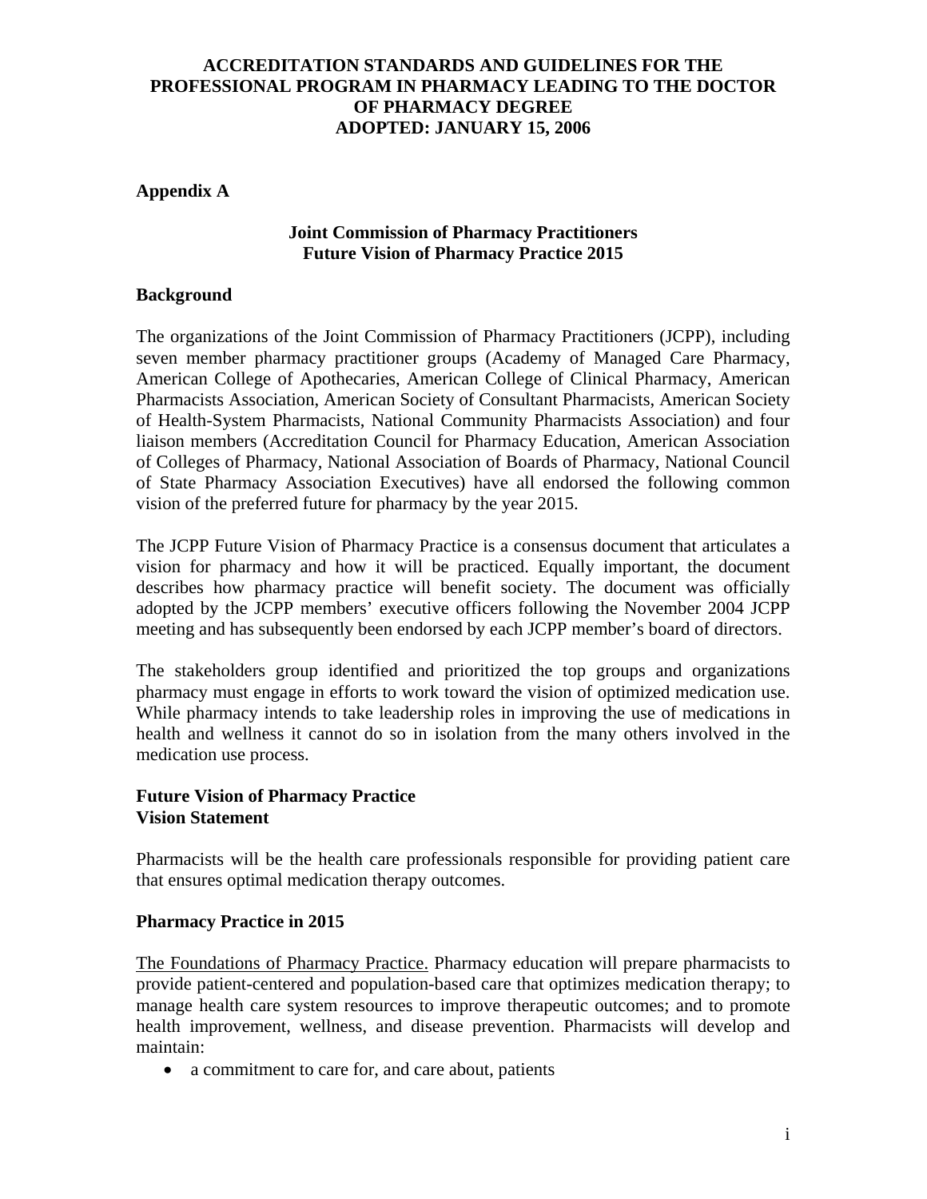**ACCREDITATION STANDARDS AND GUIDELINES FOR THE PROFESSIONAL PROGRAM IN PHARMACY LEADING TO THE DOCTOR OF PHARMACY DEGREE**
**ADOPTED: JANUARY 15, 2006**

## Appendix A

### Joint Commission of Pharmacy Practitioners
### Future Vision of Pharmacy Practice 2015

### Background

The organizations of the Joint Commission of Pharmacy Practitioners (JCPP), including seven member pharmacy practitioner groups (Academy of Managed Care Pharmacy, American College of Apothecaries, American College of Clinical Pharmacy, American Pharmacists Association, American Society of Consultant Pharmacists, American Society of Health-System Pharmacists, National Community Pharmacists Association) and four liaison members (Accreditation Council for Pharmacy Education, American Association of Colleges of Pharmacy, National Association of Boards of Pharmacy, National Council of State Pharmacy Association Executives) have all endorsed the following common vision of the preferred future for pharmacy by the year 2015.

The JCPP Future Vision of Pharmacy Practice is a consensus document that articulates a vision for pharmacy and how it will be practiced. Equally important, the document describes how pharmacy practice will benefit society. The document was officially adopted by the JCPP members' executive officers following the November 2004 JCPP meeting and has subsequently been endorsed by each JCPP member's board of directors.

The stakeholders group identified and prioritized the top groups and organizations pharmacy must engage in efforts to work toward the vision of optimized medication use. While pharmacy intends to take leadership roles in improving the use of medications in health and wellness it cannot do so in isolation from the many others involved in the medication use process.

### Future Vision of Pharmacy Practice
### Vision Statement

Pharmacists will be the health care professionals responsible for providing patient care that ensures optimal medication therapy outcomes.

### Pharmacy Practice in 2015

The Foundations of Pharmacy Practice. Pharmacy education will prepare pharmacists to provide patient-centered and population-based care that optimizes medication therapy; to manage health care system resources to improve therapeutic outcomes; and to promote health improvement, wellness, and disease prevention. Pharmacists will develop and maintain:

- a commitment to care for, and care about, patients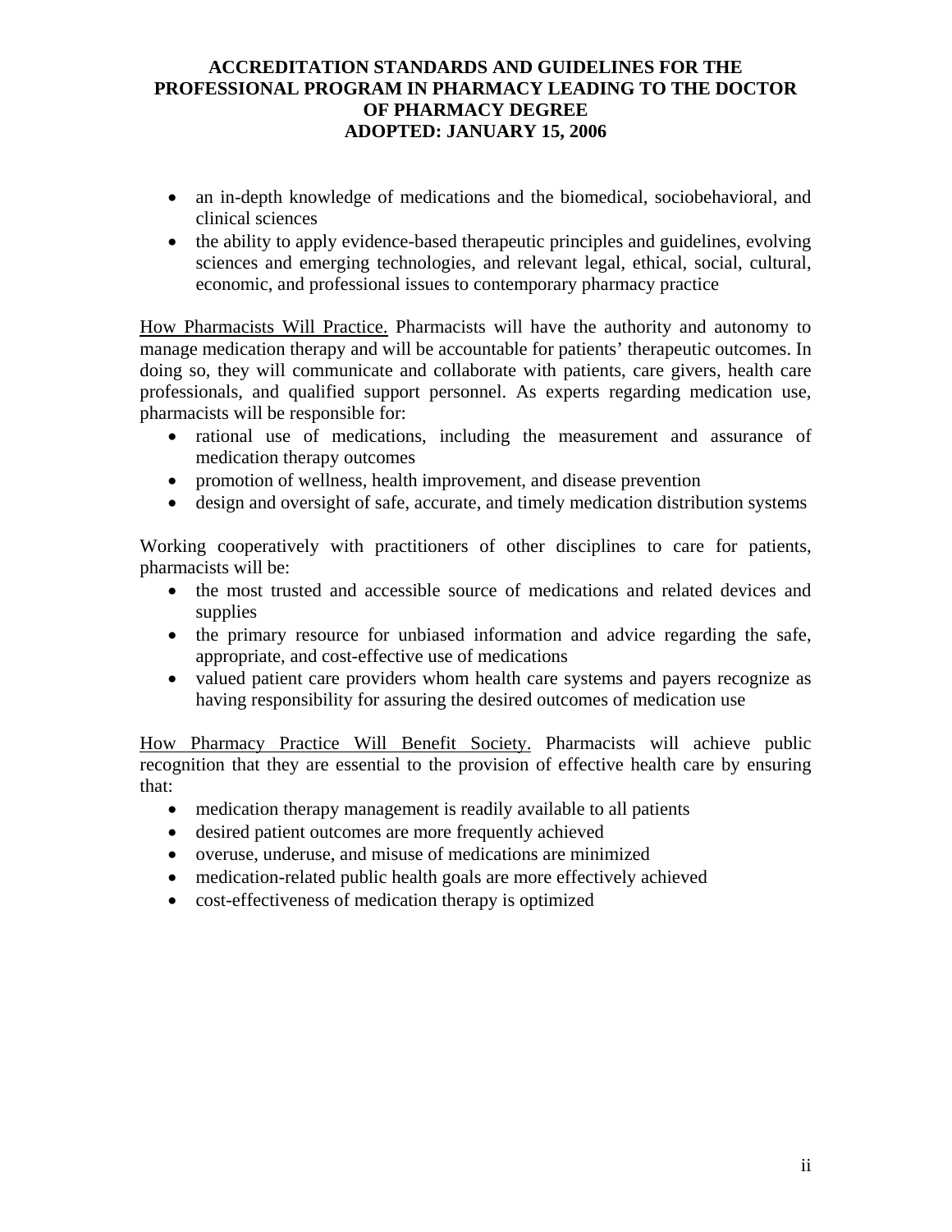- an in-depth knowledge of medications and the biomedical, sociobehavioral, and clinical sciences
- the ability to apply evidence-based therapeutic principles and guidelines, evolving sciences and emerging technologies, and relevant legal, ethical, social, cultural, economic, and professional issues to contemporary pharmacy practice

<u>How Pharmacists Will Practice.</u> Pharmacists will have the authority and autonomy to manage medication therapy and will be accountable for patients' therapeutic outcomes. In doing so, they will communicate and collaborate with patients, care givers, health care professionals, and qualified support personnel. As experts regarding medication use, pharmacists will be responsible for:

- rational use of medications, including the measurement and assurance of medication therapy outcomes
- promotion of wellness, health improvement, and disease prevention
- design and oversight of safe, accurate, and timely medication distribution systems

Working cooperatively with practitioners of other disciplines to care for patients, pharmacists will be:

- the most trusted and accessible source of medications and related devices and supplies
- the primary resource for unbiased information and advice regarding the safe, appropriate, and cost-effective use of medications
- valued patient care providers whom health care systems and payers recognize as having responsibility for assuring the desired outcomes of medication use

<u>How Pharmacy Practice Will Benefit Society.</u> Pharmacists will achieve public recognition that they are essential to the provision of effective health care by ensuring that:

- medication therapy management is readily available to all patients
- desired patient outcomes are more frequently achieved
- overuse, underuse, and misuse of medications are minimized
- medication-related public health goals are more effectively achieved
- cost-effectiveness of medication therapy is optimized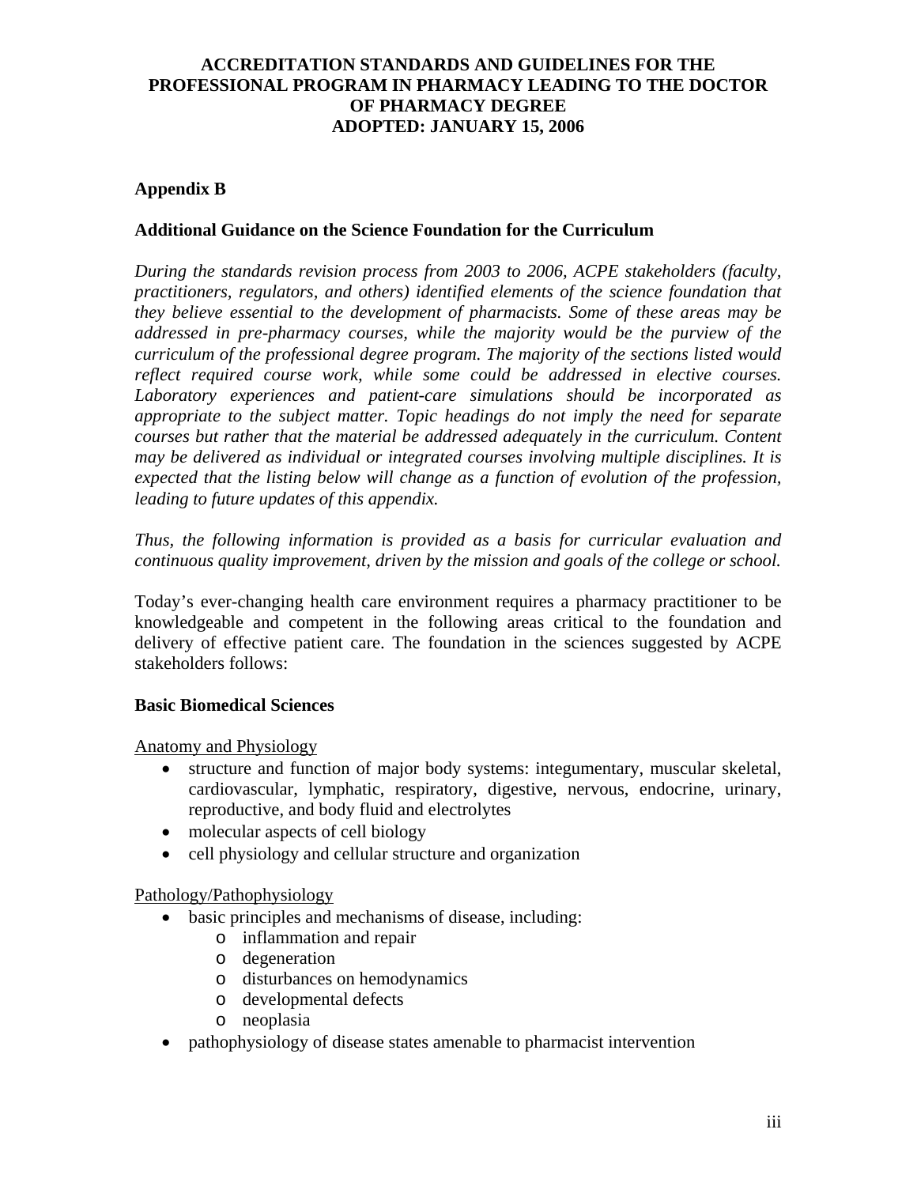## Appendix B

### Additional Guidance on the Science Foundation for the Curriculum

*During the standards revision process from 2003 to 2006, ACPE stakeholders (faculty, practitioners, regulators, and others) identified elements of the science foundation that they believe essential to the development of pharmacists. Some of these areas may be addressed in pre-pharmacy courses, while the majority would be the purview of the curriculum of the professional degree program. The majority of the sections listed would reflect required course work, while some could be addressed in elective courses. Laboratory experiences and patient-care simulations should be incorporated as appropriate to the subject matter. Topic headings do not imply the need for separate courses but rather that the material be addressed adequately in the curriculum. Content may be delivered as individual or integrated courses involving multiple disciplines. It is expected that the listing below will change as a function of evolution of the profession, leading to future updates of this appendix.*

*Thus, the following information is provided as a basis for curricular evaluation and continuous quality improvement, driven by the mission and goals of the college or school.*

Today's ever-changing health care environment requires a pharmacy practitioner to be knowledgeable and competent in the following areas critical to the foundation and delivery of effective patient care. The foundation in the sciences suggested by ACPE stakeholders follows:

#### Basic Biomedical Sciences

Anatomy and Physiology

- structure and function of major body systems: integumentary, muscular skeletal, cardiovascular, lymphatic, respiratory, digestive, nervous, endocrine, urinary, reproductive, and body fluid and electrolytes
- molecular aspects of cell biology
- cell physiology and cellular structure and organization

Pathology/Pathophysiology

- basic principles and mechanisms of disease, including:
  - inflammation and repair
  - degeneration
  - disturbances on hemodynamics
  - developmental defects
  - neoplasia
- pathophysiology of disease states amenable to pharmacist intervention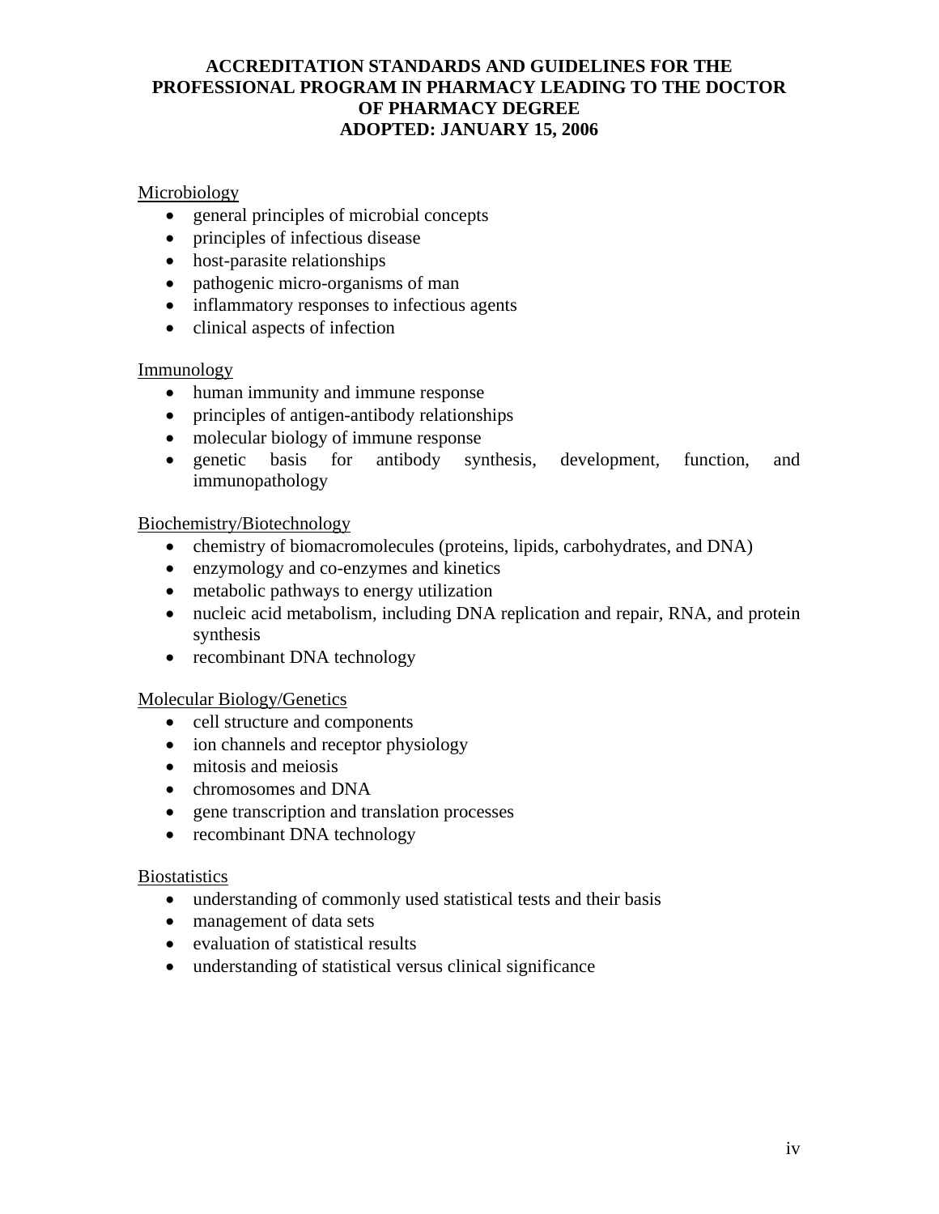Microbiology

- general principles of microbial concepts
- principles of infectious disease
- host-parasite relationships
- pathogenic micro-organisms of man
- inflammatory responses to infectious agents
- clinical aspects of infection

Immunology

- human immunity and immune response
- principles of antigen-antibody relationships
- molecular biology of immune response
- genetic basis for antibody synthesis, development, function, and immunopathology

Biochemistry/Biotechnology

- chemistry of biomacromolecules (proteins, lipids, carbohydrates, and DNA)
- enzymology and co-enzymes and kinetics
- metabolic pathways to energy utilization
- nucleic acid metabolism, including DNA replication and repair, RNA, and protein synthesis
- recombinant DNA technology

Molecular Biology/Genetics

- cell structure and components
- ion channels and receptor physiology
- mitosis and meiosis
- chromosomes and DNA
- gene transcription and translation processes
- recombinant DNA technology

Biostatistics

- understanding of commonly used statistical tests and their basis
- management of data sets
- evaluation of statistical results
- understanding of statistical versus clinical significance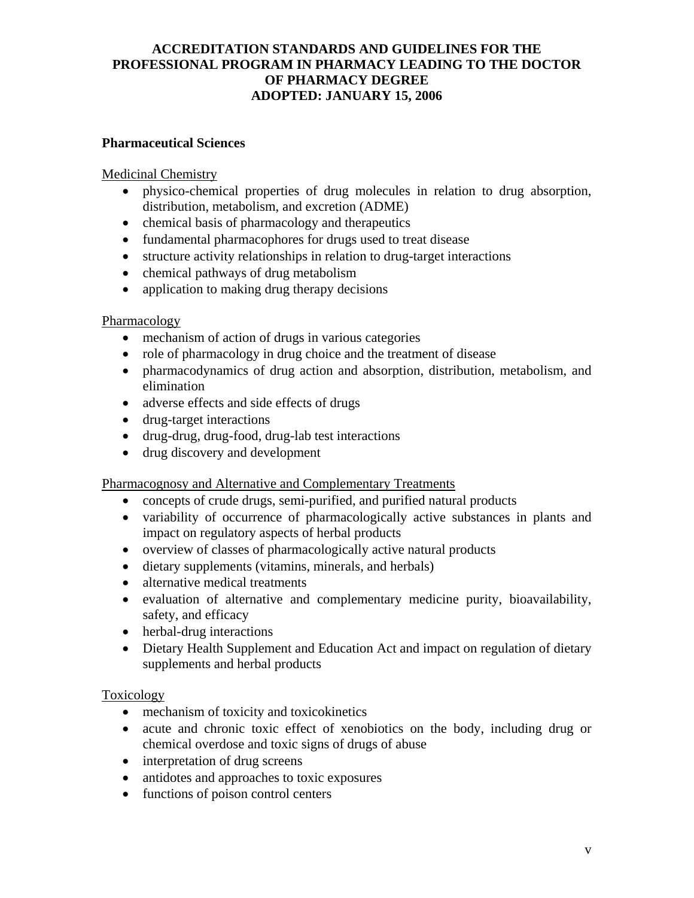**ACCREDITATION STANDARDS AND GUIDELINES FOR THE PROFESSIONAL PROGRAM IN PHARMACY LEADING TO THE DOCTOR OF PHARMACY DEGREE ADOPTED: JANUARY 15, 2006**

**Pharmaceutical Sciences**

Medicinal Chemistry

- physico-chemical properties of drug molecules in relation to drug absorption, distribution, metabolism, and excretion (ADME)
- chemical basis of pharmacology and therapeutics
- fundamental pharmacophores for drugs used to treat disease
- structure activity relationships in relation to drug-target interactions
- chemical pathways of drug metabolism
- application to making drug therapy decisions

Pharmacology

- mechanism of action of drugs in various categories
- role of pharmacology in drug choice and the treatment of disease
- pharmacodynamics of drug action and absorption, distribution, metabolism, and elimination
- adverse effects and side effects of drugs
- drug-target interactions
- drug-drug, drug-food, drug-lab test interactions
- drug discovery and development

Pharmacognosy and Alternative and Complementary Treatments

- concepts of crude drugs, semi-purified, and purified natural products
- variability of occurrence of pharmacologically active substances in plants and impact on regulatory aspects of herbal products
- overview of classes of pharmacologically active natural products
- dietary supplements (vitamins, minerals, and herbals)
- alternative medical treatments
- evaluation of alternative and complementary medicine purity, bioavailability, safety, and efficacy
- herbal-drug interactions
- Dietary Health Supplement and Education Act and impact on regulation of dietary supplements and herbal products

Toxicology

- mechanism of toxicity and toxicokinetics
- acute and chronic toxic effect of xenobiotics on the body, including drug or chemical overdose and toxic signs of drugs of abuse
- interpretation of drug screens
- antidotes and approaches to toxic exposures
- functions of poison control centers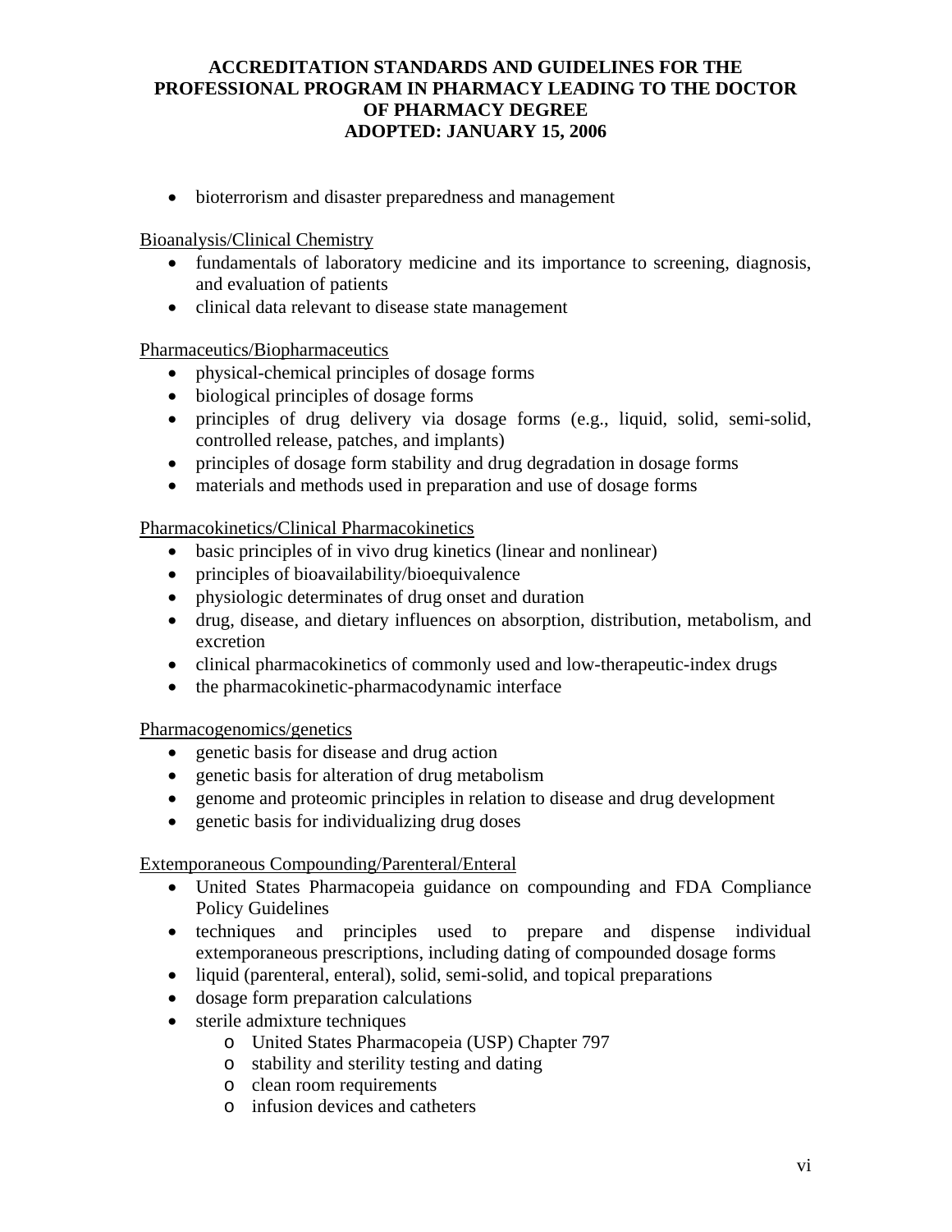- bioterrorism and disaster preparedness and management

Bioanalysis/Clinical Chemistry

- fundamentals of laboratory medicine and its importance to screening, diagnosis, and evaluation of patients
- clinical data relevant to disease state management

Pharmaceutics/Biopharmaceutics

- physical-chemical principles of dosage forms
- biological principles of dosage forms
- principles of drug delivery via dosage forms (e.g., liquid, solid, semi-solid, controlled release, patches, and implants)
- principles of dosage form stability and drug degradation in dosage forms
- materials and methods used in preparation and use of dosage forms

Pharmacokinetics/Clinical Pharmacokinetics

- basic principles of in vivo drug kinetics (linear and nonlinear)
- principles of bioavailability/bioequivalence
- physiologic determinates of drug onset and duration
- drug, disease, and dietary influences on absorption, distribution, metabolism, and excretion
- clinical pharmacokinetics of commonly used and low-therapeutic-index drugs
- the pharmacokinetic-pharmacodynamic interface

Pharmacogenomics/genetics

- genetic basis for disease and drug action
- genetic basis for alteration of drug metabolism
- genome and proteomic principles in relation to disease and drug development
- genetic basis for individualizing drug doses

Extemporaneous Compounding/Parenteral/Enteral

- United States Pharmacopeia guidance on compounding and FDA Compliance Policy Guidelines
- techniques and principles used to prepare and dispense individual extemporaneous prescriptions, including dating of compounded dosage forms
- liquid (parenteral, enteral), solid, semi-solid, and topical preparations
- dosage form preparation calculations
- sterile admixture techniques
    - United States Pharmacopeia (USP) Chapter 797
    - stability and sterility testing and dating
    - clean room requirements
    - infusion devices and catheters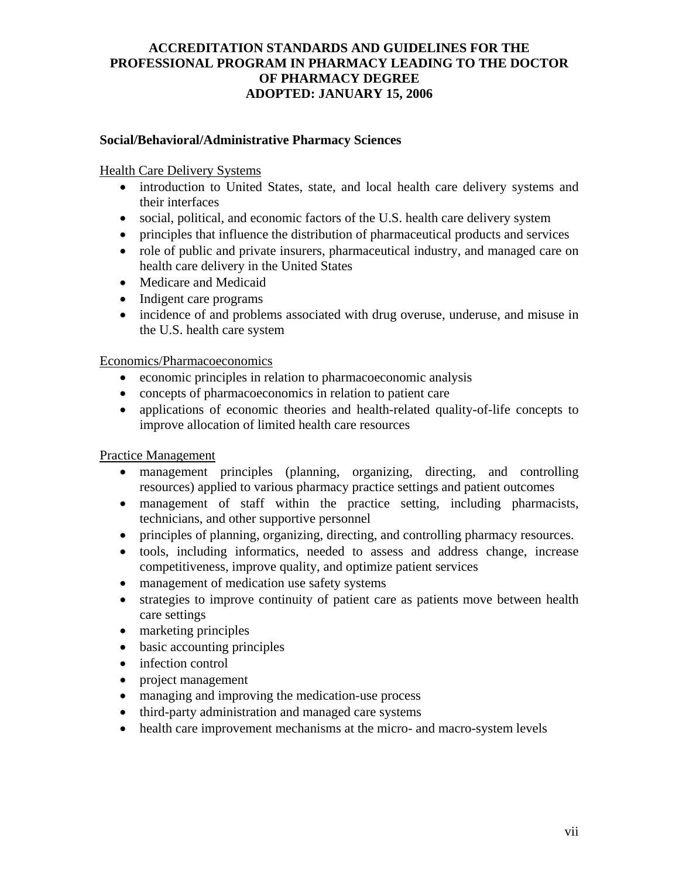# ACCREDITATION STANDARDS AND GUIDELINES FOR THE PROFESSIONAL PROGRAM IN PHARMACY LEADING TO THE DOCTOR OF PHARMACY DEGREE ADOPTED: JANUARY 15, 2006

**Social/Behavioral/Administrative Pharmacy Sciences**

Health Care Delivery Systems

- introduction to United States, state, and local health care delivery systems and their interfaces
- social, political, and economic factors of the U.S. health care delivery system
- principles that influence the distribution of pharmaceutical products and services
- role of public and private insurers, pharmaceutical industry, and managed care on health care delivery in the United States
- Medicare and Medicaid
- Indigent care programs
- incidence of and problems associated with drug overuse, underuse, and misuse in the U.S. health care system

Economics/Pharmacoeconomics

- economic principles in relation to pharmacoeconomic analysis
- concepts of pharmacoeconomics in relation to patient care
- applications of economic theories and health-related quality-of-life concepts to improve allocation of limited health care resources

Practice Management

- management principles (planning, organizing, directing, and controlling resources) applied to various pharmacy practice settings and patient outcomes
- management of staff within the practice setting, including pharmacists, technicians, and other supportive personnel
- principles of planning, organizing, directing, and controlling pharmacy resources.
- tools, including informatics, needed to assess and address change, increase competitiveness, improve quality, and optimize patient services
- management of medication use safety systems
- strategies to improve continuity of patient care as patients move between health care settings
- marketing principles
- basic accounting principles
- infection control
- project management
- managing and improving the medication-use process
- third-party administration and managed care systems
- health care improvement mechanisms at the micro- and macro-system levels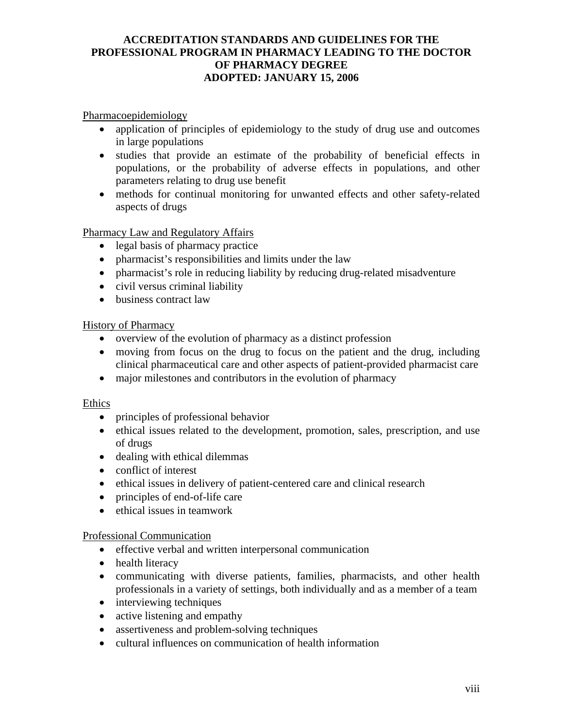Pharmacoepidemiology

- application of principles of epidemiology to the study of drug use and outcomes in large populations
- studies that provide an estimate of the probability of beneficial effects in populations, or the probability of adverse effects in populations, and other parameters relating to drug use benefit
- methods for continual monitoring for unwanted effects and other safety-related aspects of drugs

Pharmacy Law and Regulatory Affairs

- legal basis of pharmacy practice
- pharmacist's responsibilities and limits under the law
- pharmacist's role in reducing liability by reducing drug-related misadventure
- civil versus criminal liability
- business contract law

History of Pharmacy

- overview of the evolution of pharmacy as a distinct profession
- moving from focus on the drug to focus on the patient and the drug, including clinical pharmaceutical care and other aspects of patient-provided pharmacist care
- major milestones and contributors in the evolution of pharmacy

Ethics

- principles of professional behavior
- ethical issues related to the development, promotion, sales, prescription, and use of drugs
- dealing with ethical dilemmas
- conflict of interest
- ethical issues in delivery of patient-centered care and clinical research
- principles of end-of-life care
- ethical issues in teamwork

Professional Communication

- effective verbal and written interpersonal communication
- health literacy
- communicating with diverse patients, families, pharmacists, and other health professionals in a variety of settings, both individually and as a member of a team
- interviewing techniques
- active listening and empathy
- assertiveness and problem-solving techniques
- cultural influences on communication of health information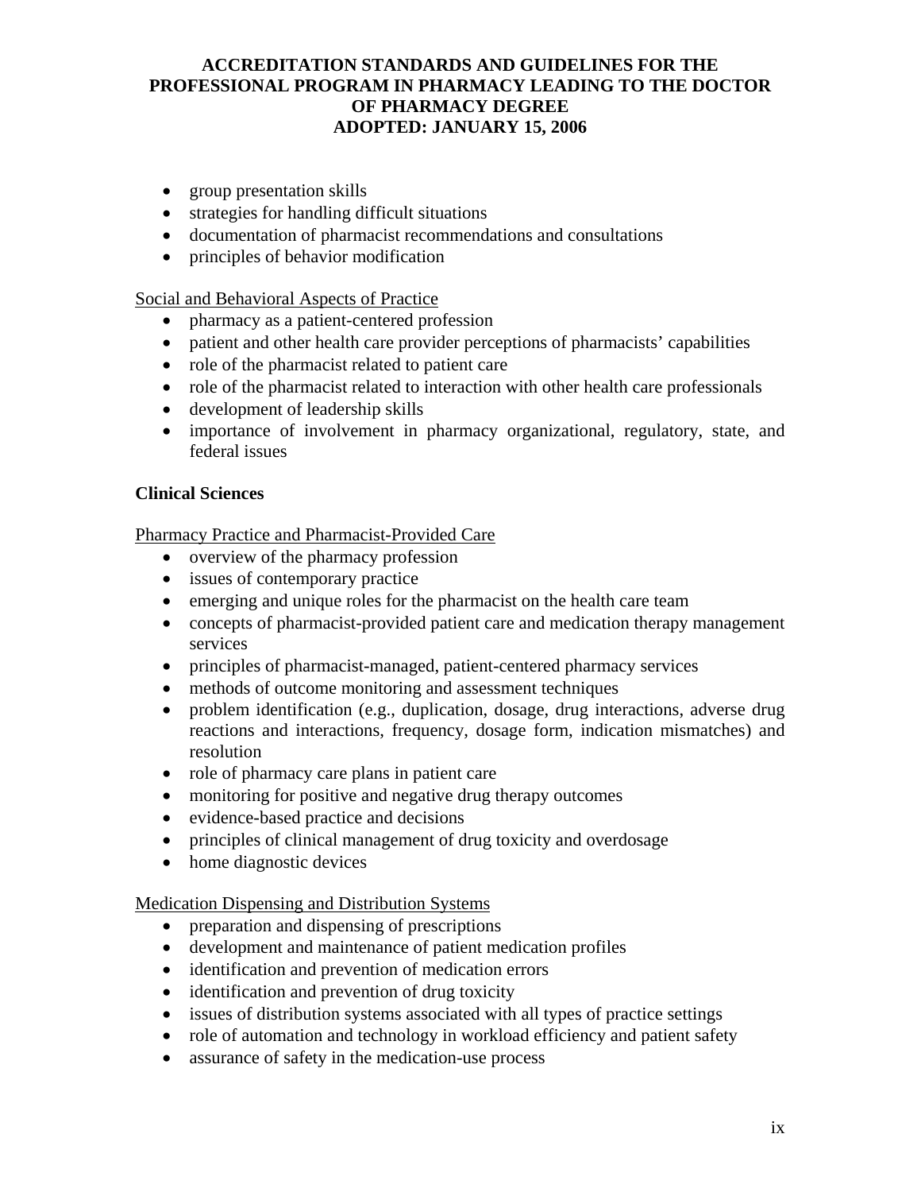- group presentation skills
- strategies for handling difficult situations
- documentation of pharmacist recommendations and consultations
- principles of behavior modification

Social and Behavioral Aspects of Practice

- pharmacy as a patient-centered profession
- patient and other health care provider perceptions of pharmacists' capabilities
- role of the pharmacist related to patient care
- role of the pharmacist related to interaction with other health care professionals
- development of leadership skills
- importance of involvement in pharmacy organizational, regulatory, state, and federal issues

**Clinical Sciences**

Pharmacy Practice and Pharmacist-Provided Care

- overview of the pharmacy profession
- issues of contemporary practice
- emerging and unique roles for the pharmacist on the health care team
- concepts of pharmacist-provided patient care and medication therapy management services
- principles of pharmacist-managed, patient-centered pharmacy services
- methods of outcome monitoring and assessment techniques
- problem identification (e.g., duplication, dosage, drug interactions, adverse drug reactions and interactions, frequency, dosage form, indication mismatches) and resolution
- role of pharmacy care plans in patient care
- monitoring for positive and negative drug therapy outcomes
- evidence-based practice and decisions
- principles of clinical management of drug toxicity and overdosage
- home diagnostic devices

Medication Dispensing and Distribution Systems

- preparation and dispensing of prescriptions
- development and maintenance of patient medication profiles
- identification and prevention of medication errors
- identification and prevention of drug toxicity
- issues of distribution systems associated with all types of practice settings
- role of automation and technology in workload efficiency and patient safety
- assurance of safety in the medication-use process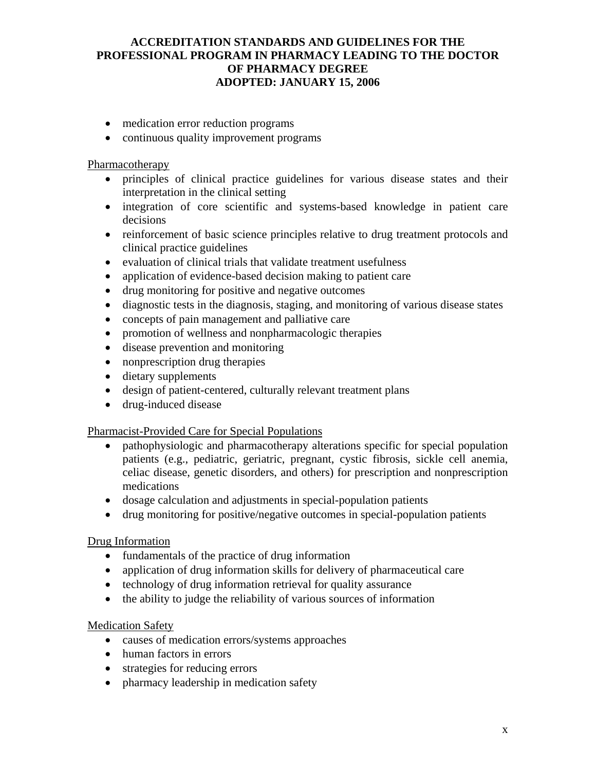- medication error reduction programs
- continuous quality improvement programs

Pharmacotherapy

- principles of clinical practice guidelines for various disease states and their interpretation in the clinical setting
- integration of core scientific and systems-based knowledge in patient care decisions
- reinforcement of basic science principles relative to drug treatment protocols and clinical practice guidelines
- evaluation of clinical trials that validate treatment usefulness
- application of evidence-based decision making to patient care
- drug monitoring for positive and negative outcomes
- diagnostic tests in the diagnosis, staging, and monitoring of various disease states
- concepts of pain management and palliative care
- promotion of wellness and nonpharmacologic therapies
- disease prevention and monitoring
- nonprescription drug therapies
- dietary supplements
- design of patient-centered, culturally relevant treatment plans
- drug-induced disease

Pharmacist-Provided Care for Special Populations

- pathophysiologic and pharmacotherapy alterations specific for special population patients (e.g., pediatric, geriatric, pregnant, cystic fibrosis, sickle cell anemia, celiac disease, genetic disorders, and others) for prescription and nonprescription medications
- dosage calculation and adjustments in special-population patients
- drug monitoring for positive/negative outcomes in special-population patients

Drug Information

- fundamentals of the practice of drug information
- application of drug information skills for delivery of pharmaceutical care
- technology of drug information retrieval for quality assurance
- the ability to judge the reliability of various sources of information

Medication Safety

- causes of medication errors/systems approaches
- human factors in errors
- strategies for reducing errors
- pharmacy leadership in medication safety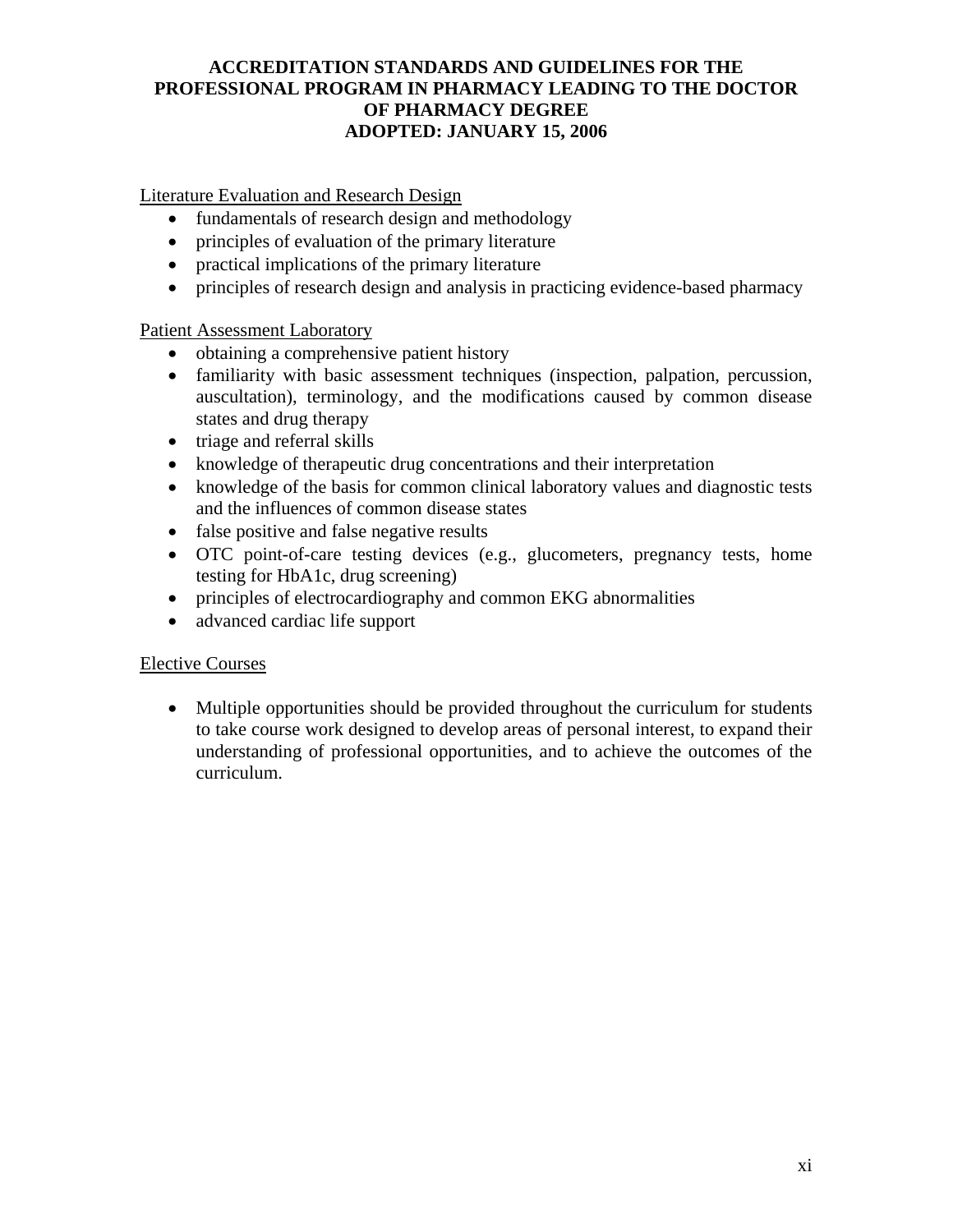Literature Evaluation and Research Design

- fundamentals of research design and methodology
- principles of evaluation of the primary literature
- practical implications of the primary literature
- principles of research design and analysis in practicing evidence-based pharmacy

Patient Assessment Laboratory

- obtaining a comprehensive patient history
- familiarity with basic assessment techniques (inspection, palpation, percussion, auscultation), terminology, and the modifications caused by common disease states and drug therapy
- triage and referral skills
- knowledge of therapeutic drug concentrations and their interpretation
- knowledge of the basis for common clinical laboratory values and diagnostic tests and the influences of common disease states
- false positive and false negative results
- OTC point-of-care testing devices (e.g., glucometers, pregnancy tests, home testing for HbA1c, drug screening)
- principles of electrocardiography and common EKG abnormalities
- advanced cardiac life support

Elective Courses

- Multiple opportunities should be provided throughout the curriculum for students to take course work designed to develop areas of personal interest, to expand their understanding of professional opportunities, and to achieve the outcomes of the curriculum.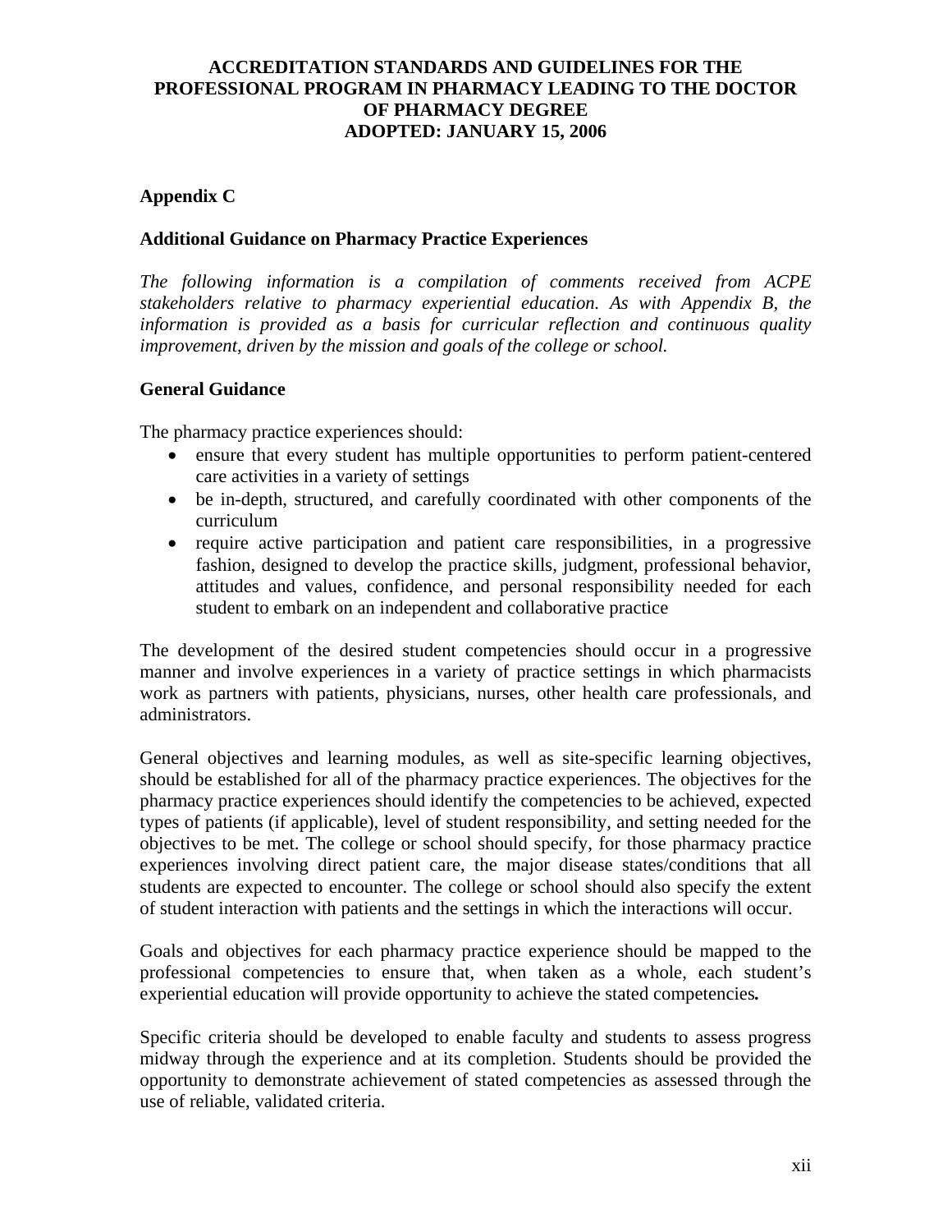# ACCREDITATION STANDARDS AND GUIDELINES FOR THE PROFESSIONAL PROGRAM IN PHARMACY LEADING TO THE DOCTOR OF PHARMACY DEGREE
# ADOPTED: JANUARY 15, 2006

## Appendix C

### Additional Guidance on Pharmacy Practice Experiences

*The following information is a compilation of comments received from ACPE stakeholders relative to pharmacy experiential education. As with Appendix B, the information is provided as a basis for curricular reflection and continuous quality improvement, driven by the mission and goals of the college or school.*

### General Guidance

The pharmacy practice experiences should:

- ensure that every student has multiple opportunities to perform patient-centered care activities in a variety of settings
- be in-depth, structured, and carefully coordinated with other components of the curriculum
- require active participation and patient care responsibilities, in a progressive fashion, designed to develop the practice skills, judgment, professional behavior, attitudes and values, confidence, and personal responsibility needed for each student to embark on an independent and collaborative practice

The development of the desired student competencies should occur in a progressive manner and involve experiences in a variety of practice settings in which pharmacists work as partners with patients, physicians, nurses, other health care professionals, and administrators.

General objectives and learning modules, as well as site-specific learning objectives, should be established for all of the pharmacy practice experiences. The objectives for the pharmacy practice experiences should identify the competencies to be achieved, expected types of patients (if applicable), level of student responsibility, and setting needed for the objectives to be met. The college or school should specify, for those pharmacy practice experiences involving direct patient care, the major disease states/conditions that all students are expected to encounter. The college or school should also specify the extent of student interaction with patients and the settings in which the interactions will occur.

Goals and objectives for each pharmacy practice experience should be mapped to the professional competencies to ensure that, when taken as a whole, each student's experiential education will provide opportunity to achieve the stated competencies***.***

Specific criteria should be developed to enable faculty and students to assess progress midway through the experience and at its completion. Students should be provided the opportunity to demonstrate achievement of stated competencies as assessed through the use of reliable, validated criteria.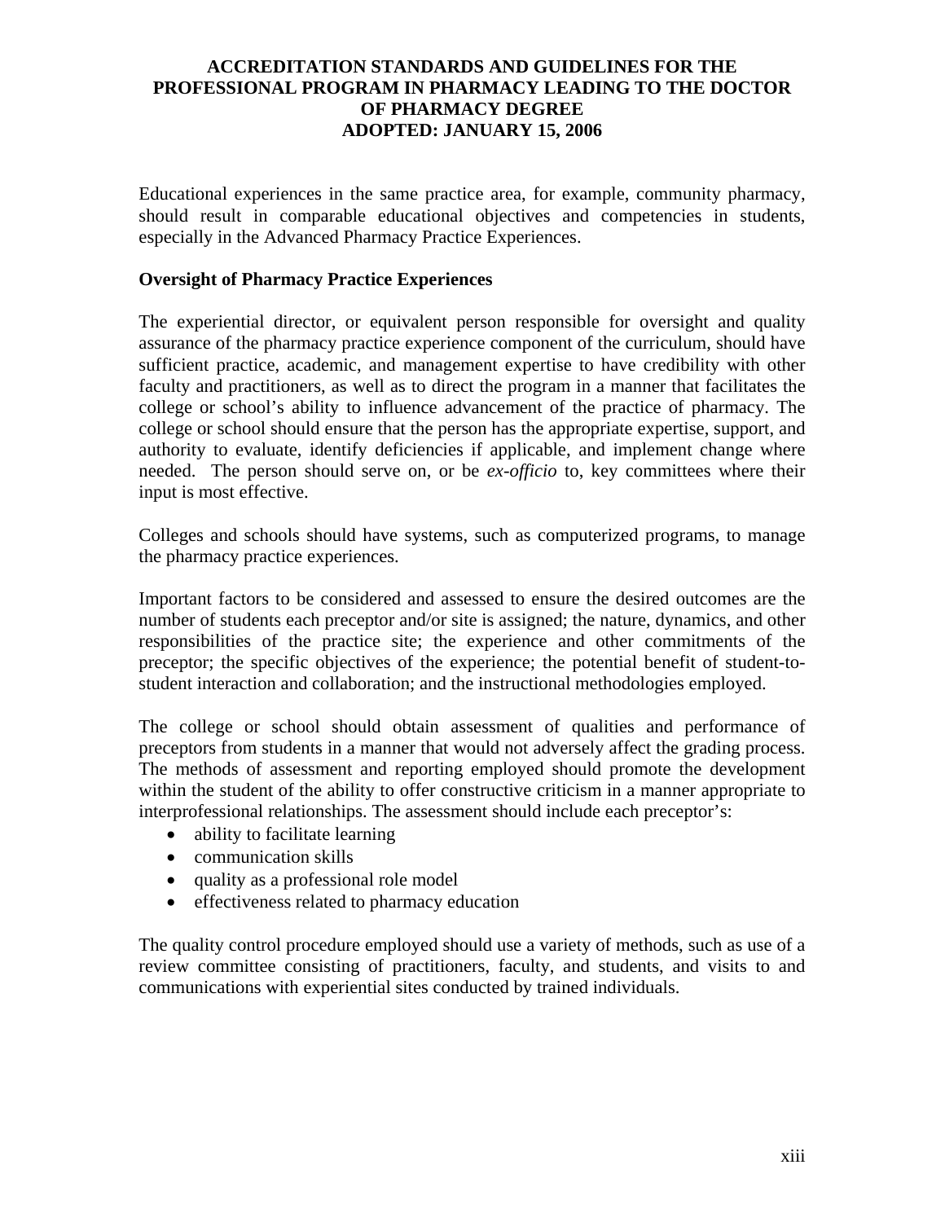Educational experiences in the same practice area, for example, community pharmacy, should result in comparable educational objectives and competencies in students, especially in the Advanced Pharmacy Practice Experiences.

**Oversight of Pharmacy Practice Experiences**

The experiential director, or equivalent person responsible for oversight and quality assurance of the pharmacy practice experience component of the curriculum, should have sufficient practice, academic, and management expertise to have credibility with other faculty and practitioners, as well as to direct the program in a manner that facilitates the college or school's ability to influence advancement of the practice of pharmacy. The college or school should ensure that the person has the appropriate expertise, support, and authority to evaluate, identify deficiencies if applicable, and implement change where needed. The person should serve on, or be *ex-officio* to, key committees where their input is most effective.

Colleges and schools should have systems, such as computerized programs, to manage the pharmacy practice experiences.

Important factors to be considered and assessed to ensure the desired outcomes are the number of students each preceptor and/or site is assigned; the nature, dynamics, and other responsibilities of the practice site; the experience and other commitments of the preceptor; the specific objectives of the experience; the potential benefit of student-to-student interaction and collaboration; and the instructional methodologies employed.

The college or school should obtain assessment of qualities and performance of preceptors from students in a manner that would not adversely affect the grading process. The methods of assessment and reporting employed should promote the development within the student of the ability to offer constructive criticism in a manner appropriate to interprofessional relationships. The assessment should include each preceptor's:

- ability to facilitate learning
- communication skills
- quality as a professional role model
- effectiveness related to pharmacy education

The quality control procedure employed should use a variety of methods, such as use of a review committee consisting of practitioners, faculty, and students, and visits to and communications with experiential sites conducted by trained individuals.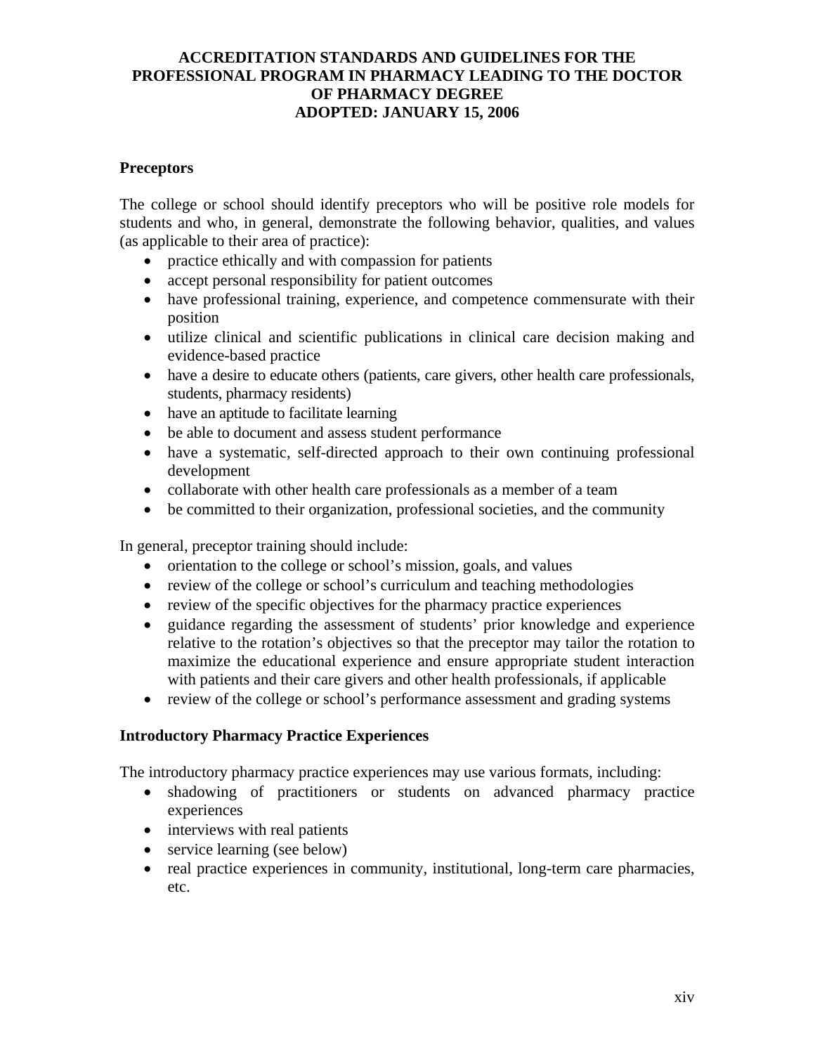## Preceptors

The college or school should identify preceptors who will be positive role models for students and who, in general, demonstrate the following behavior, qualities, and values (as applicable to their area of practice):

- practice ethically and with compassion for patients
- accept personal responsibility for patient outcomes
- have professional training, experience, and competence commensurate with their position
- utilize clinical and scientific publications in clinical care decision making and evidence-based practice
- have a desire to educate others (patients, care givers, other health care professionals, students, pharmacy residents)
- have an aptitude to facilitate learning
- be able to document and assess student performance
- have a systematic, self-directed approach to their own continuing professional development
- collaborate with other health care professionals as a member of a team
- be committed to their organization, professional societies, and the community

In general, preceptor training should include:

- orientation to the college or school's mission, goals, and values
- review of the college or school's curriculum and teaching methodologies
- review of the specific objectives for the pharmacy practice experiences
- guidance regarding the assessment of students' prior knowledge and experience relative to the rotation's objectives so that the preceptor may tailor the rotation to maximize the educational experience and ensure appropriate student interaction with patients and their care givers and other health professionals, if applicable
- review of the college or school's performance assessment and grading systems

## Introductory Pharmacy Practice Experiences

The introductory pharmacy practice experiences may use various formats, including:

- shadowing of practitioners or students on advanced pharmacy practice experiences
- interviews with real patients
- service learning (see below)
- real practice experiences in community, institutional, long-term care pharmacies, etc.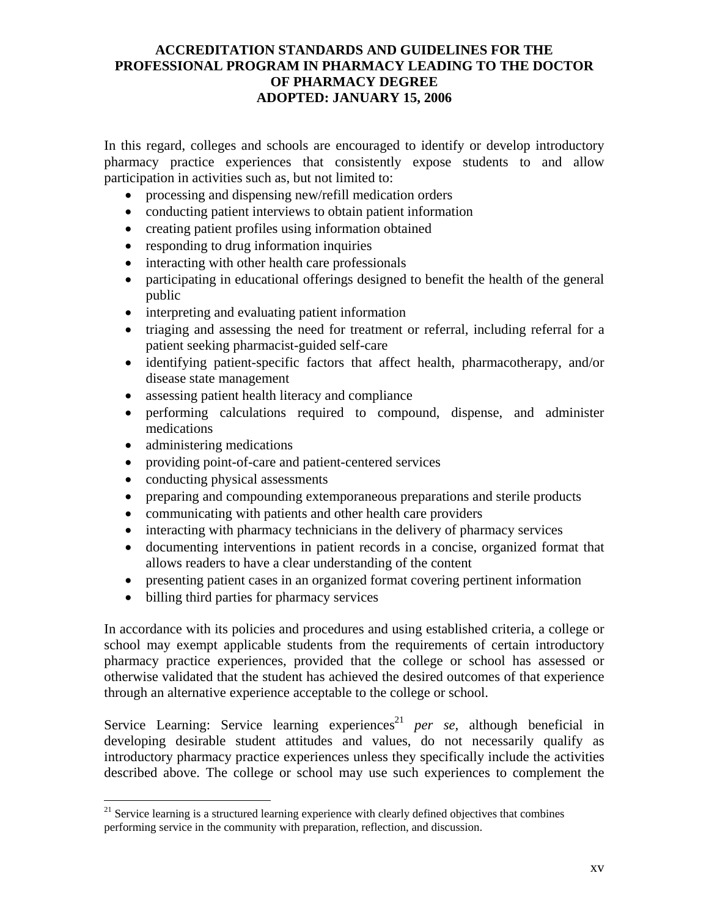In this regard, colleges and schools are encouraged to identify or develop introductory pharmacy practice experiences that consistently expose students to and allow participation in activities such as, but not limited to:

- processing and dispensing new/refill medication orders
- conducting patient interviews to obtain patient information
- creating patient profiles using information obtained
- responding to drug information inquiries
- interacting with other health care professionals
- participating in educational offerings designed to benefit the health of the general public
- interpreting and evaluating patient information
- triaging and assessing the need for treatment or referral, including referral for a patient seeking pharmacist-guided self-care
- identifying patient-specific factors that affect health, pharmacotherapy, and/or disease state management
- assessing patient health literacy and compliance
- performing calculations required to compound, dispense, and administer medications
- administering medications
- providing point-of-care and patient-centered services
- conducting physical assessments
- preparing and compounding extemporaneous preparations and sterile products
- communicating with patients and other health care providers
- interacting with pharmacy technicians in the delivery of pharmacy services
- documenting interventions in patient records in a concise, organized format that allows readers to have a clear understanding of the content
- presenting patient cases in an organized format covering pertinent information
- billing third parties for pharmacy services

In accordance with its policies and procedures and using established criteria, a college or school may exempt applicable students from the requirements of certain introductory pharmacy practice experiences, provided that the college or school has assessed or otherwise validated that the student has achieved the desired outcomes of that experience through an alternative experience acceptable to the college or school.

Service Learning: Service learning experiences[21] *per se,* although beneficial in developing desirable student attitudes and values, do not necessarily qualify as introductory pharmacy practice experiences unless they specifically include the activities described above. The college or school may use such experiences to complement the

[21] Service learning is a structured learning experience with clearly defined objectives that combines performing service in the community with preparation, reflection, and discussion.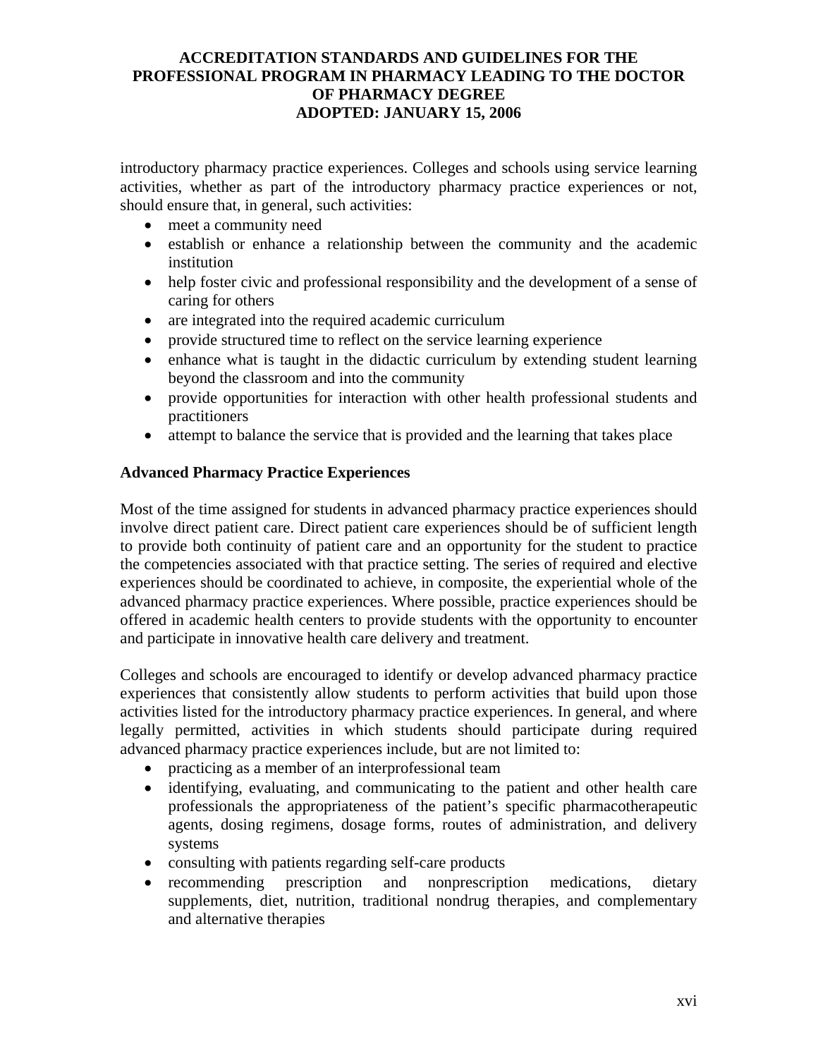introductory pharmacy practice experiences. Colleges and schools using service learning activities, whether as part of the introductory pharmacy practice experiences or not, should ensure that, in general, such activities:

- meet a community need
- establish or enhance a relationship between the community and the academic institution
- help foster civic and professional responsibility and the development of a sense of caring for others
- are integrated into the required academic curriculum
- provide structured time to reflect on the service learning experience
- enhance what is taught in the didactic curriculum by extending student learning beyond the classroom and into the community
- provide opportunities for interaction with other health professional students and practitioners
- attempt to balance the service that is provided and the learning that takes place

**Advanced Pharmacy Practice Experiences**

Most of the time assigned for students in advanced pharmacy practice experiences should involve direct patient care. Direct patient care experiences should be of sufficient length to provide both continuity of patient care and an opportunity for the student to practice the competencies associated with that practice setting. The series of required and elective experiences should be coordinated to achieve, in composite, the experiential whole of the advanced pharmacy practice experiences. Where possible, practice experiences should be offered in academic health centers to provide students with the opportunity to encounter and participate in innovative health care delivery and treatment.

Colleges and schools are encouraged to identify or develop advanced pharmacy practice experiences that consistently allow students to perform activities that build upon those activities listed for the introductory pharmacy practice experiences. In general, and where legally permitted, activities in which students should participate during required advanced pharmacy practice experiences include, but are not limited to:

- practicing as a member of an interprofessional team
- identifying, evaluating, and communicating to the patient and other health care professionals the appropriateness of the patient's specific pharmacotherapeutic agents, dosing regimens, dosage forms, routes of administration, and delivery systems
- consulting with patients regarding self-care products
- recommending prescription and nonprescription medications, dietary supplements, diet, nutrition, traditional nondrug therapies, and complementary and alternative therapies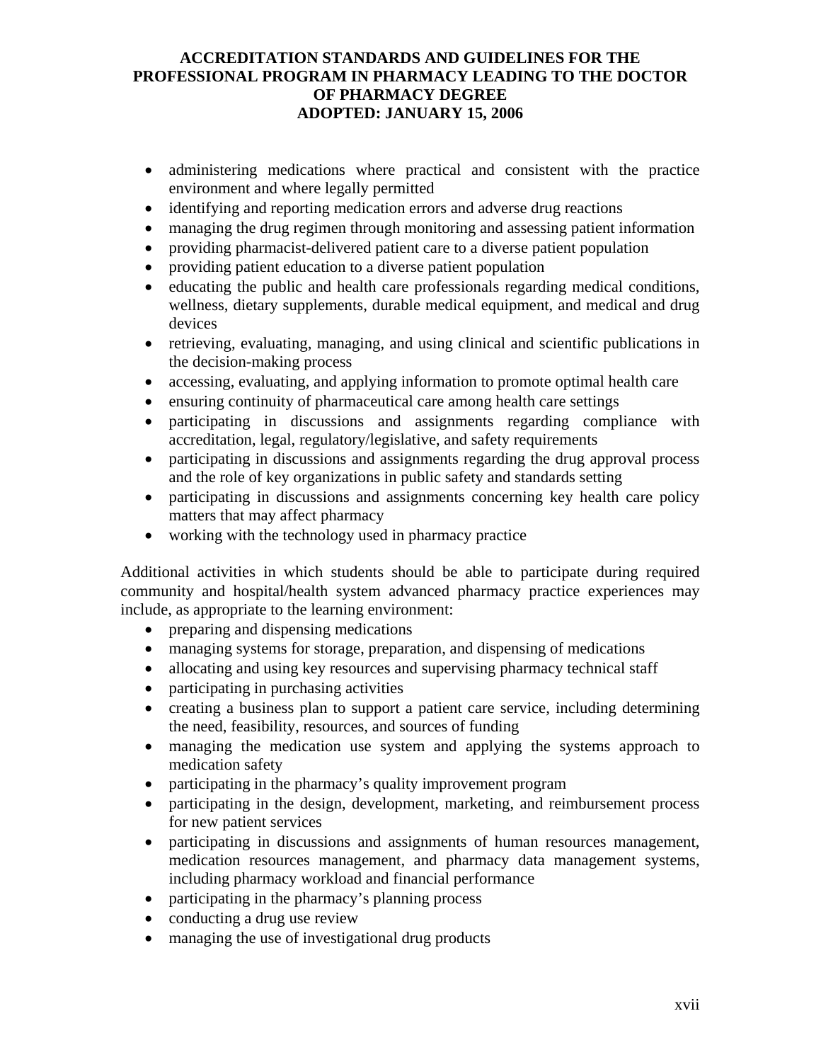- administering medications where practical and consistent with the practice environment and where legally permitted
- identifying and reporting medication errors and adverse drug reactions
- managing the drug regimen through monitoring and assessing patient information
- providing pharmacist-delivered patient care to a diverse patient population
- providing patient education to a diverse patient population
- educating the public and health care professionals regarding medical conditions, wellness, dietary supplements, durable medical equipment, and medical and drug devices
- retrieving, evaluating, managing, and using clinical and scientific publications in the decision-making process
- accessing, evaluating, and applying information to promote optimal health care
- ensuring continuity of pharmaceutical care among health care settings
- participating in discussions and assignments regarding compliance with accreditation, legal, regulatory/legislative, and safety requirements
- participating in discussions and assignments regarding the drug approval process and the role of key organizations in public safety and standards setting
- participating in discussions and assignments concerning key health care policy matters that may affect pharmacy
- working with the technology used in pharmacy practice

Additional activities in which students should be able to participate during required community and hospital/health system advanced pharmacy practice experiences may include, as appropriate to the learning environment:

- preparing and dispensing medications
- managing systems for storage, preparation, and dispensing of medications
- allocating and using key resources and supervising pharmacy technical staff
- participating in purchasing activities
- creating a business plan to support a patient care service, including determining the need, feasibility, resources, and sources of funding
- managing the medication use system and applying the systems approach to medication safety
- participating in the pharmacy's quality improvement program
- participating in the design, development, marketing, and reimbursement process for new patient services
- participating in discussions and assignments of human resources management, medication resources management, and pharmacy data management systems, including pharmacy workload and financial performance
- participating in the pharmacy's planning process
- conducting a drug use review
- managing the use of investigational drug products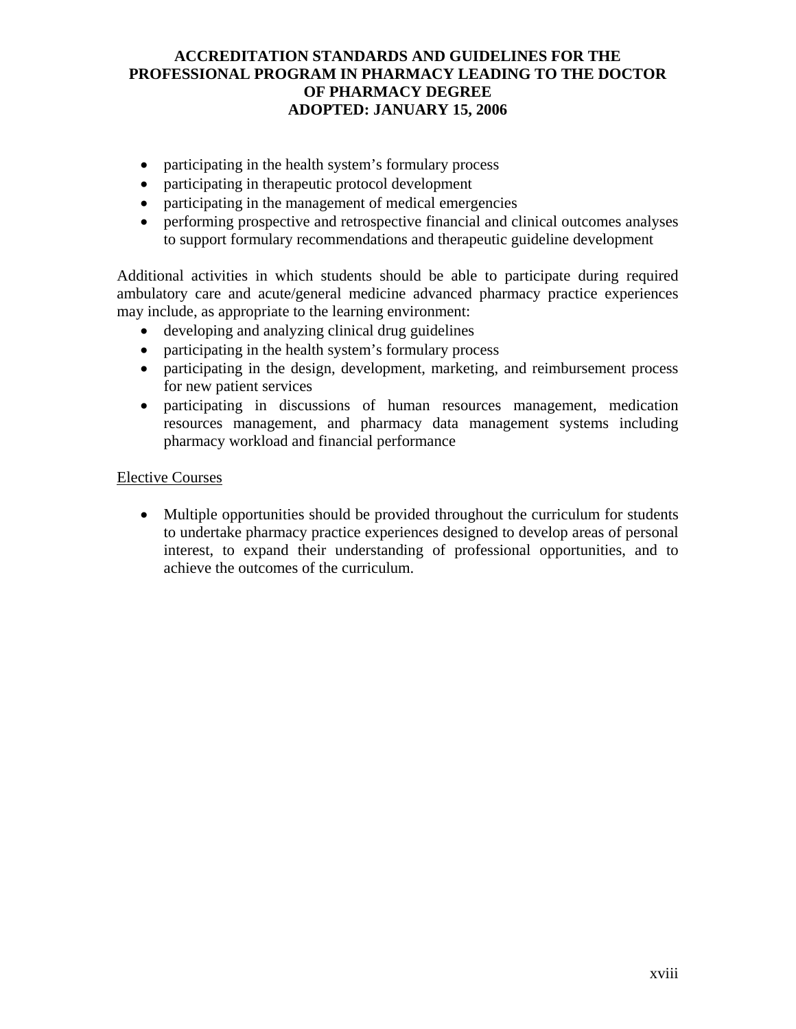- participating in the health system's formulary process
- participating in therapeutic protocol development
- participating in the management of medical emergencies
- performing prospective and retrospective financial and clinical outcomes analyses to support formulary recommendations and therapeutic guideline development

Additional activities in which students should be able to participate during required ambulatory care and acute/general medicine advanced pharmacy practice experiences may include, as appropriate to the learning environment:

- developing and analyzing clinical drug guidelines
- participating in the health system's formulary process
- participating in the design, development, marketing, and reimbursement process for new patient services
- participating in discussions of human resources management, medication resources management, and pharmacy data management systems including pharmacy workload and financial performance

<u>Elective Courses</u>

- Multiple opportunities should be provided throughout the curriculum for students to undertake pharmacy practice experiences designed to develop areas of personal interest, to expand their understanding of professional opportunities, and to achieve the outcomes of the curriculum.